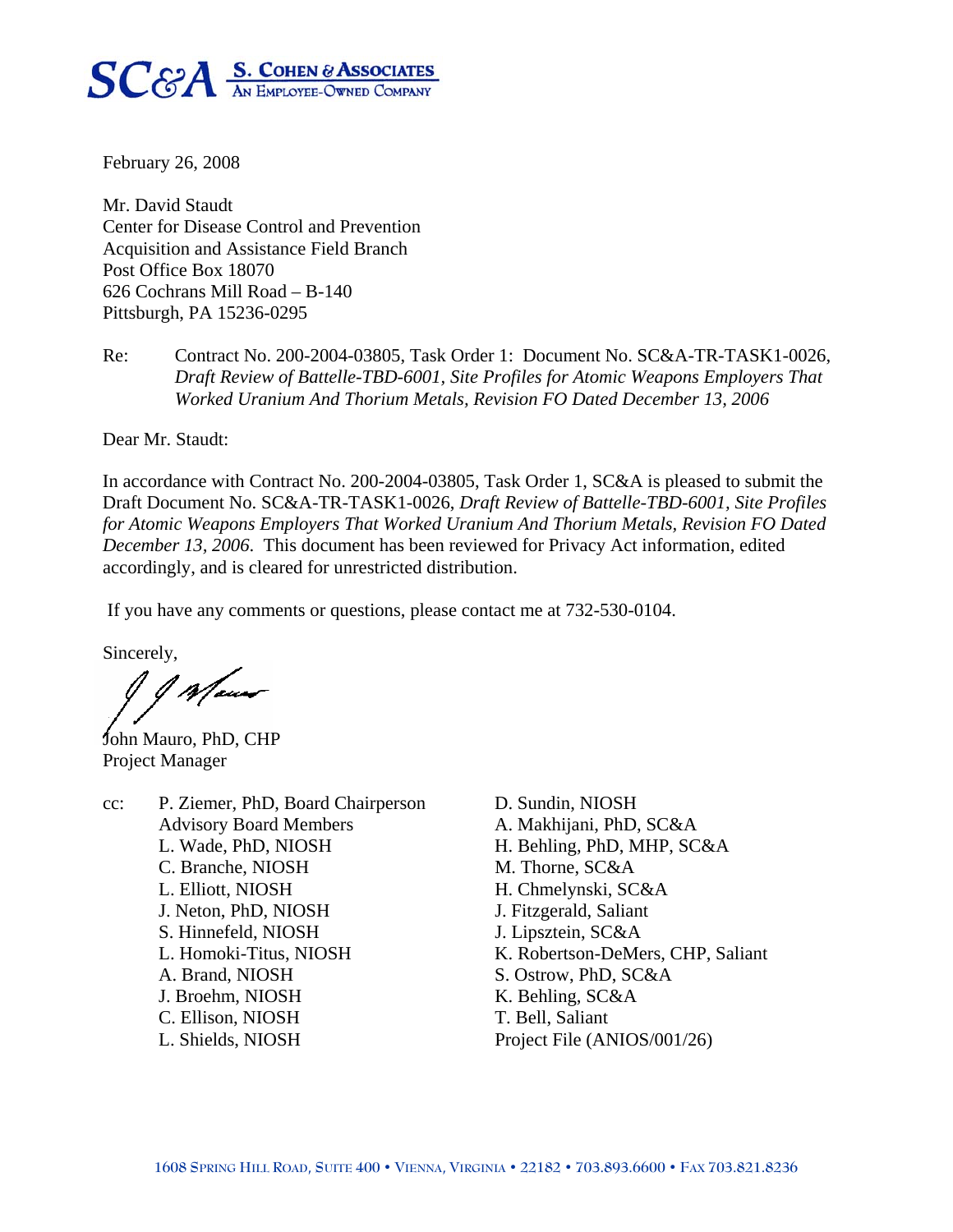**SC&A** S. COHEN & ASSOCIATES
AN EMPLOYEE-OWNED COMPANY

February 26, 2008

Mr. David Staudt
Center for Disease Control and Prevention
Acquisition and Assistance Field Branch
Post Office Box 18070
626 Cochrans Mill Road – B-140
Pittsburgh, PA 15236-0295

Re: Contract No. 200-2004-03805, Task Order 1: Document No. SC&A-TR-TASK1-0026, *Draft Review of Battelle-TBD-6001, Site Profiles for Atomic Weapons Employers That Worked Uranium And Thorium Metals, Revision FO Dated December 13, 2006*

Dear Mr. Staudt:

In accordance with Contract No. 200-2004-03805, Task Order 1, SC&A is pleased to submit the Draft Document No. SC&A-TR-TASK1-0026, *Draft Review of Battelle-TBD-6001, Site Profiles for Atomic Weapons Employers That Worked Uranium And Thorium Metals, Revision FO Dated December 13, 2006*. This document has been reviewed for Privacy Act information, edited accordingly, and is cleared for unrestricted distribution.

If you have any comments or questions, please contact me at 732-530-0104.

Sincerely,

John Mauro, PhD, CHP
Project Manager

cc:
P. Ziemer, PhD, Board Chairperson
Advisory Board Members
L. Wade, PhD, NIOSH
C. Branche, NIOSH
L. Elliott, NIOSH
J. Neton, PhD, NIOSH
S. Hinnefeld, NIOSH
L. Homoki-Titus, NIOSH
A. Brand, NIOSH
J. Broehm, NIOSH
C. Ellison, NIOSH
L. Shields, NIOSH
D. Sundin, NIOSH
A. Makhijani, PhD, SC&A
H. Behling, PhD, MHP, SC&A
M. Thorne, SC&A
H. Chmelynski, SC&A
J. Fitzgerald, Saliant
J. Lipsztein, SC&A
K. Robertson-DeMers, CHP, Saliant
S. Ostrow, PhD, SC&A
K. Behling, SC&A
T. Bell, Saliant
Project File (ANIOS/001/26)

1608 SPRING HILL ROAD, SUITE 400 • VIENNA, VIRGINIA • 22182 • 703.893.6600 • FAX 703.821.8236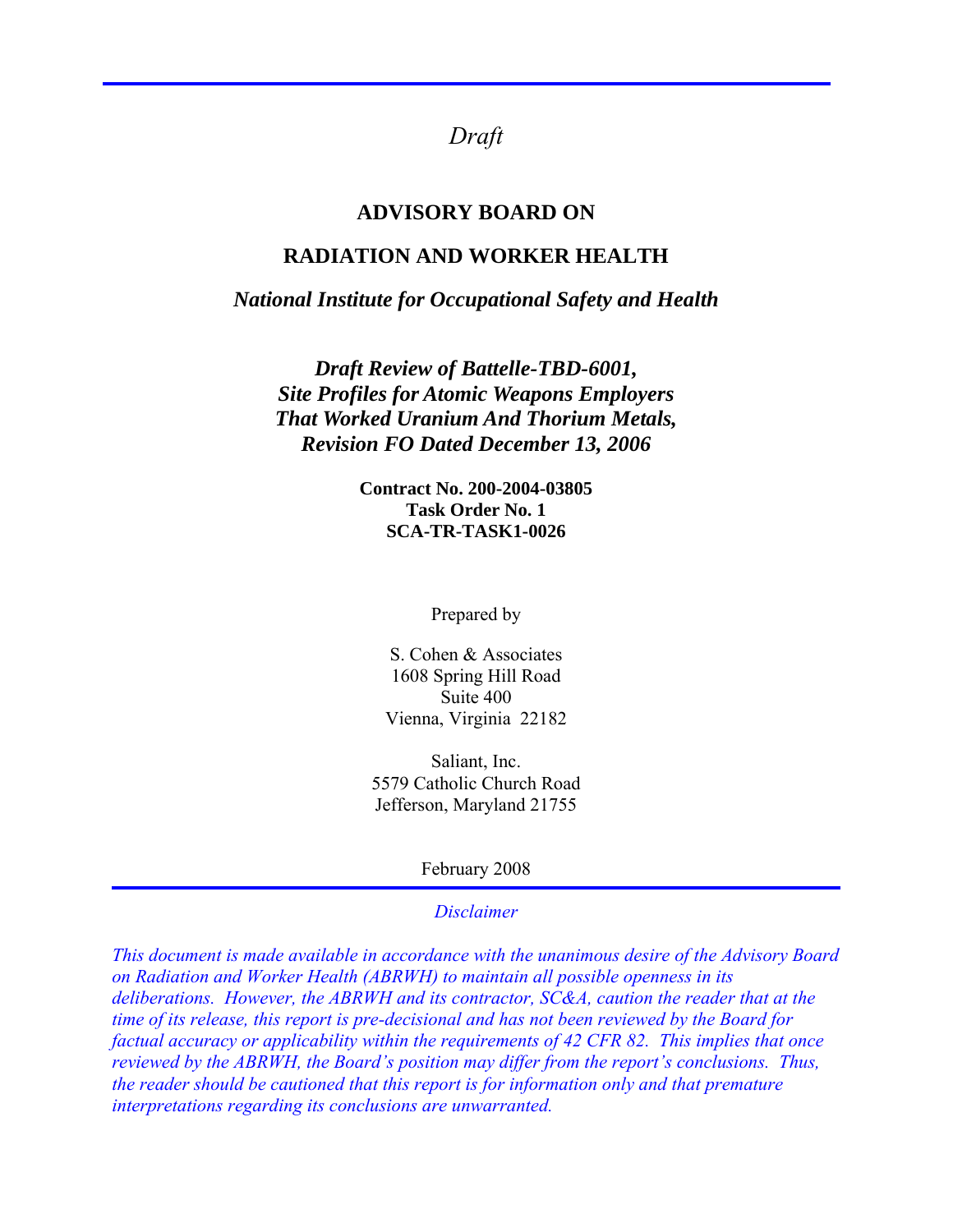*Draft*

# ADVISORY BOARD ON

# RADIATION AND WORKER HEALTH

***National Institute for Occupational Safety and Health***

***Draft Review of Battelle-TBD-6001,***
***Site Profiles for Atomic Weapons Employers***
***That Worked Uranium And Thorium Metals,***
***Revision FO Dated December 13, 2006***

**Contract No. 200-2004-03805**
**Task Order No. 1**
**SCA-TR-TASK1-0026**

Prepared by

S. Cohen & Associates
1608 Spring Hill Road
Suite 400
Vienna, Virginia 22182

Saliant, Inc.
5579 Catholic Church Road
Jefferson, Maryland 21755

February 2008

---

*Disclaimer*

*This document is made available in accordance with the unanimous desire of the Advisory Board on Radiation and Worker Health (ABRWH) to maintain all possible openness in its deliberations. However, the ABRWH and its contractor, SC&A, caution the reader that at the time of its release, this report is pre-decisional and has not been reviewed by the Board for factual accuracy or applicability within the requirements of 42 CFR 82. This implies that once reviewed by the ABRWH, the Board's position may differ from the report's conclusions. Thus, the reader should be cautioned that this report is for information only and that premature interpretations regarding its conclusions are unwarranted.*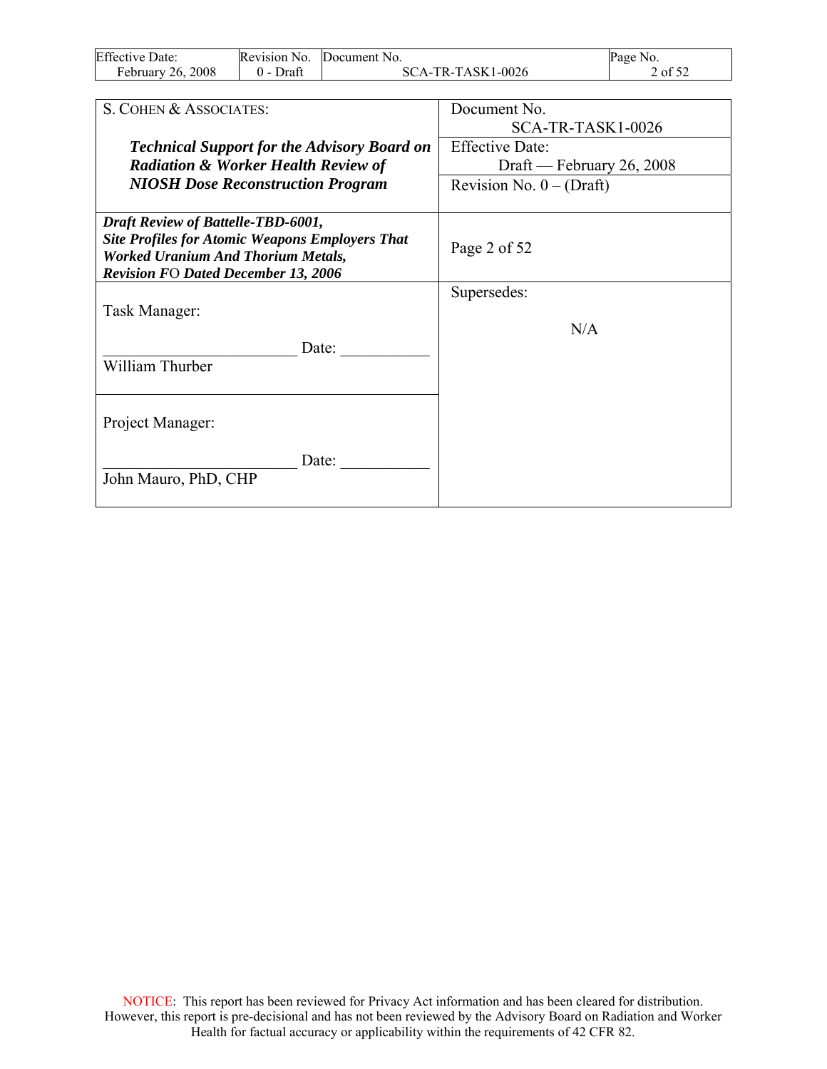| S. COHEN & ASSOCIATES:<br><br>***Technical Support for the Advisory Board on Radiation & Worker Health Review of NIOSH Dose Reconstruction Program*** | Document No.<br>SCA-TR-TASK1-0026 |
|---|---|
| | Effective Date:<br>Draft — February 26, 2008 |
| | Revision No. 0 – (Draft) |
| ***Draft Review of Battelle-TBD-6001, Site Profiles for Atomic Weapons Employers That Worked Uranium And Thorium Metals, Revision FO Dated December 13, 2006*** | Page 2 of 52 |
| Task Manager:<br><br>________________________ Date: ___________<br>William Thurber | Supersedes:<br><br>N/A |
| Project Manager:<br><br>________________________ Date: ___________<br>John Mauro, PhD, CHP | |

NOTICE: This report has been reviewed for Privacy Act information and has been cleared for distribution. However, this report is pre-decisional and has not been reviewed by the Advisory Board on Radiation and Worker Health for factual accuracy or applicability within the requirements of 42 CFR 82.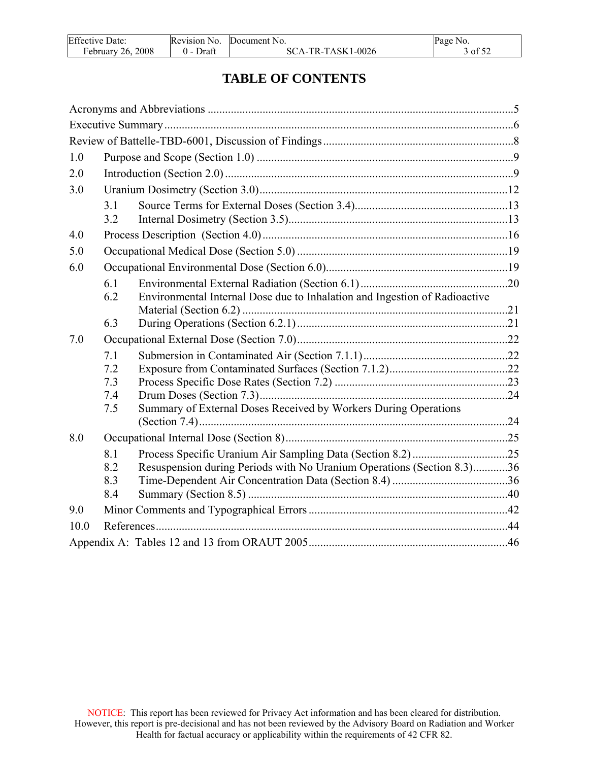# TABLE OF CONTENTS

Acronyms and Abbreviations ..........................................................................................................5

Executive Summary ........................................................................................................................6

Review of Battelle-TBD-6001, Discussion of Findings ..................................................................8

1.0 Purpose and Scope (Section 1.0) ........................................................................................9

2.0 Introduction (Section 2.0) ...................................................................................................9

3.0 Uranium Dosimetry (Section 3.0).....................................................................................12

- 3.1 Source Terms for External Doses (Section 3.4).....................................................13
- 3.2 Internal Dosimetry (Section 3.5)............................................................................13

4.0 Process Description (Section 4.0) ....................................................................................16

5.0 Occupational Medical Dose (Section 5.0) .........................................................................19

6.0 Occupational Environmental Dose (Section 6.0)...............................................................19

- 6.1 Environmental External Radiation (Section 6.1) ...................................................20
- 6.2 Environmental Internal Dose due to Inhalation and Ingestion of Radioactive Material (Section 6.2) ............................................................................................21
- 6.3 During Operations (Section 6.2.1) .........................................................................21

7.0 Occupational External Dose (Section 7.0).........................................................................22

- 7.1 Submersion in Contaminated Air (Section 7.1.1)..................................................22
- 7.2 Exposure from Contaminated Surfaces (Section 7.1.2)..........................................22
- 7.3 Process Specific Dose Rates (Section 7.2) ............................................................23
- 7.4 Drum Doses (Section 7.3)......................................................................................24
- 7.5 Summary of External Doses Received by Workers During Operations (Section 7.4)...........................................................................................................24

8.0 Occupational Internal Dose (Section 8).............................................................................25

- 8.1 Process Specific Uranium Air Sampling Data (Section 8.2) .................................25
- 8.2 Resuspension during Periods with No Uranium Operations (Section 8.3)............36
- 8.3 Time-Dependent Air Concentration Data (Section 8.4) ........................................36
- 8.4 Summary (Section 8.5) ..........................................................................................40

9.0 Minor Comments and Typographical Errors ....................................................................42

10.0 References.........................................................................................................................44

Appendix A: Tables 12 and 13 from ORAUT 2005....................................................................46

NOTICE: This report has been reviewed for Privacy Act information and has been cleared for distribution. However, this report is pre-decisional and has not been reviewed by the Advisory Board on Radiation and Worker Health for factual accuracy or applicability within the requirements of 42 CFR 82.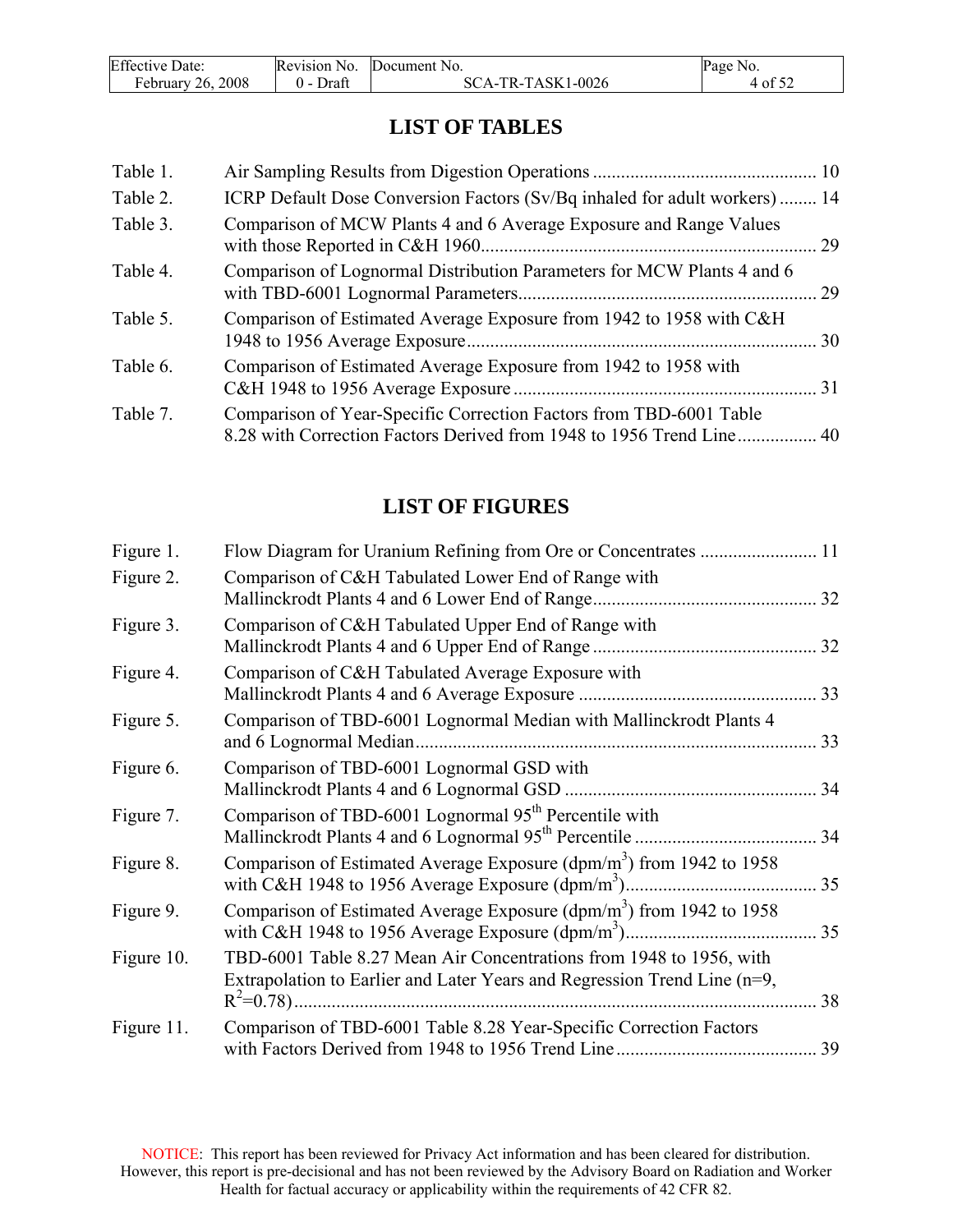# LIST OF TABLES

| | | |
|---|---|---|
| Table 1. | Air Sampling Results from Digestion Operations | 10 |
| Table 2. | ICRP Default Dose Conversion Factors (Sv/Bq inhaled for adult workers) | 14 |
| Table 3. | Comparison of MCW Plants 4 and 6 Average Exposure and Range Values with those Reported in C&H 1960 | 29 |
| Table 4. | Comparison of Lognormal Distribution Parameters for MCW Plants 4 and 6 with TBD-6001 Lognormal Parameters | 29 |
| Table 5. | Comparison of Estimated Average Exposure from 1942 to 1958 with C&H 1948 to 1956 Average Exposure | 30 |
| Table 6. | Comparison of Estimated Average Exposure from 1942 to 1958 with C&H 1948 to 1956 Average Exposure | 31 |
| Table 7. | Comparison of Year-Specific Correction Factors from TBD-6001 Table 8.28 with Correction Factors Derived from 1948 to 1956 Trend Line | 40 |

# LIST OF FIGURES

| | | |
|---|---|---|
| Figure 1. | Flow Diagram for Uranium Refining from Ore or Concentrates | 11 |
| Figure 2. | Comparison of C&H Tabulated Lower End of Range with Mallinckrodt Plants 4 and 6 Lower End of Range | 32 |
| Figure 3. | Comparison of C&H Tabulated Upper End of Range with Mallinckrodt Plants 4 and 6 Upper End of Range | 32 |
| Figure 4. | Comparison of C&H Tabulated Average Exposure with Mallinckrodt Plants 4 and 6 Average Exposure | 33 |
| Figure 5. | Comparison of TBD-6001 Lognormal Median with Mallinckrodt Plants 4 and 6 Lognormal Median | 33 |
| Figure 6. | Comparison of TBD-6001 Lognormal GSD with Mallinckrodt Plants 4 and 6 Lognormal GSD | 34 |
| Figure 7. | Comparison of TBD-6001 Lognormal 95th Percentile with Mallinckrodt Plants 4 and 6 Lognormal 95th Percentile | 34 |
| Figure 8. | Comparison of Estimated Average Exposure (dpm/m$^3$) from 1942 to 1958 with C&H 1948 to 1956 Average Exposure (dpm/m$^3$) | 35 |
| Figure 9. | Comparison of Estimated Average Exposure (dpm/m$^3$) from 1942 to 1958 with C&H 1948 to 1956 Average Exposure (dpm/m$^3$) | 35 |
| Figure 10. | TBD-6001 Table 8.27 Mean Air Concentrations from 1948 to 1956, with Extrapolation to Earlier and Later Years and Regression Trend Line (n=9, $R^2$=0.78) | 38 |
| Figure 11. | Comparison of TBD-6001 Table 8.28 Year-Specific Correction Factors with Factors Derived from 1948 to 1956 Trend Line | 39 |

NOTICE: This report has been reviewed for Privacy Act information and has been cleared for distribution. However, this report is pre-decisional and has not been reviewed by the Advisory Board on Radiation and Worker Health for factual accuracy or applicability within the requirements of 42 CFR 82.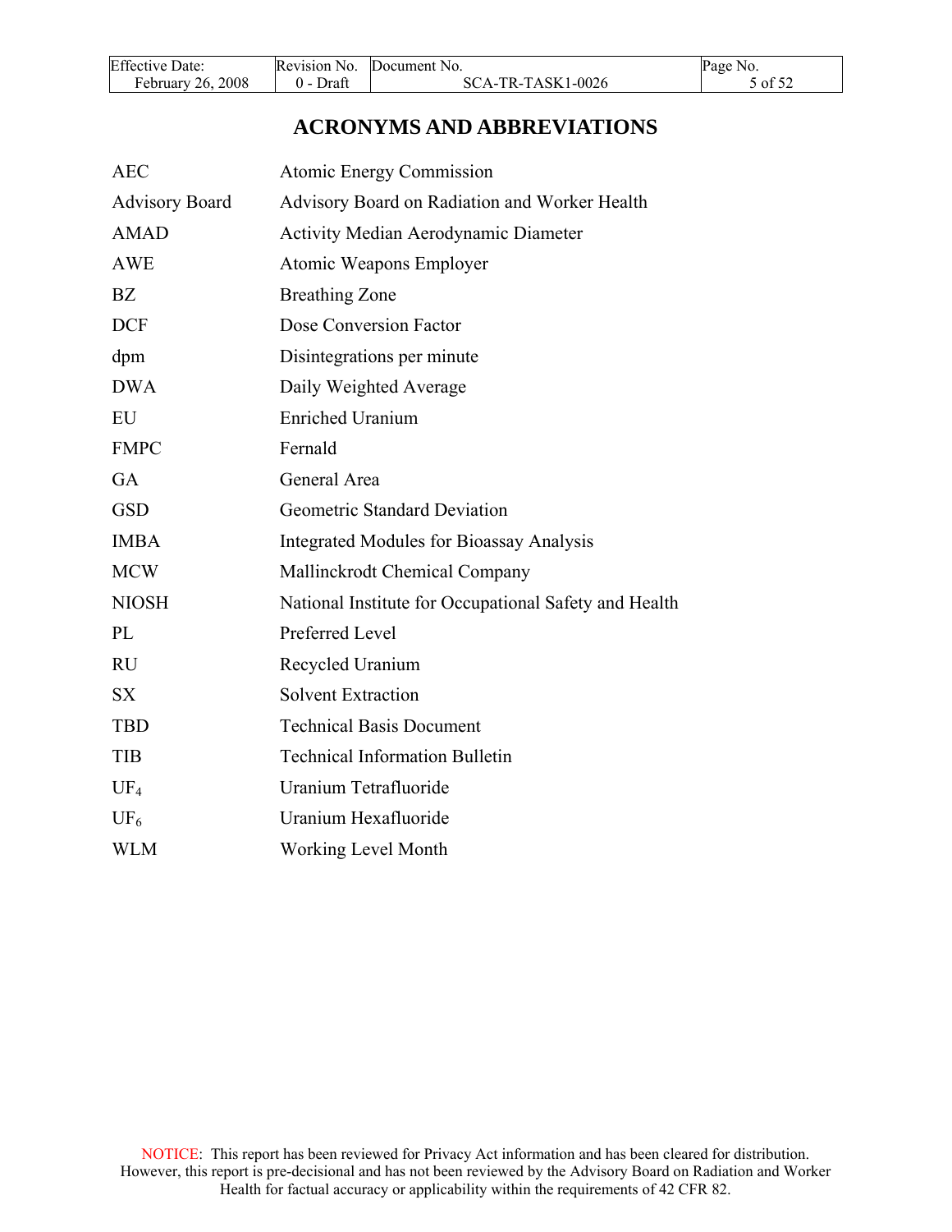# ACRONYMS AND ABBREVIATIONS

| | |
|---|---|
| AEC | Atomic Energy Commission |
| Advisory Board | Advisory Board on Radiation and Worker Health |
| AMAD | Activity Median Aerodynamic Diameter |
| AWE | Atomic Weapons Employer |
| BZ | Breathing Zone |
| DCF | Dose Conversion Factor |
| dpm | Disintegrations per minute |
| DWA | Daily Weighted Average |
| EU | Enriched Uranium |
| FMPC | Fernald |
| GA | General Area |
| GSD | Geometric Standard Deviation |
| IMBA | Integrated Modules for Bioassay Analysis |
| MCW | Mallinckrodt Chemical Company |
| NIOSH | National Institute for Occupational Safety and Health |
| PL | Preferred Level |
| RU | Recycled Uranium |
| SX | Solvent Extraction |
| TBD | Technical Basis Document |
| TIB | Technical Information Bulletin |
| $UF_4$ | Uranium Tetrafluoride |
| $UF_6$ | Uranium Hexafluoride |
| WLM | Working Level Month |

NOTICE: This report has been reviewed for Privacy Act information and has been cleared for distribution. However, this report is pre-decisional and has not been reviewed by the Advisory Board on Radiation and Worker Health for factual accuracy or applicability within the requirements of 42 CFR 82.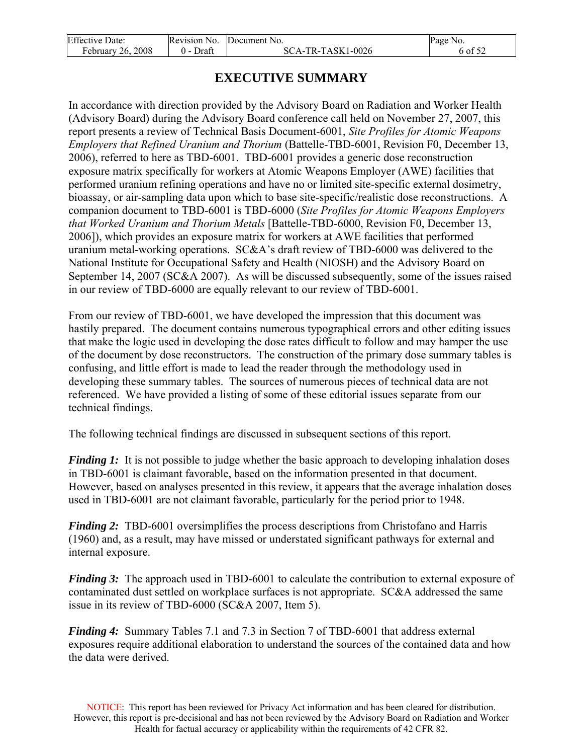# EXECUTIVE SUMMARY

In accordance with direction provided by the Advisory Board on Radiation and Worker Health (Advisory Board) during the Advisory Board conference call held on November 27, 2007, this report presents a review of Technical Basis Document-6001, *Site Profiles for Atomic Weapons Employers that Refined Uranium and Thorium* (Battelle-TBD-6001, Revision F0, December 13, 2006), referred to here as TBD-6001. TBD-6001 provides a generic dose reconstruction exposure matrix specifically for workers at Atomic Weapons Employer (AWE) facilities that performed uranium refining operations and have no or limited site-specific external dosimetry, bioassay, or air-sampling data upon which to base site-specific/realistic dose reconstructions. A companion document to TBD-6001 is TBD-6000 (*Site Profiles for Atomic Weapons Employers that Worked Uranium and Thorium Metals* [Battelle-TBD-6000, Revision F0, December 13, 2006]), which provides an exposure matrix for workers at AWE facilities that performed uranium metal-working operations. SC&A's draft review of TBD-6000 was delivered to the National Institute for Occupational Safety and Health (NIOSH) and the Advisory Board on September 14, 2007 (SC&A 2007). As will be discussed subsequently, some of the issues raised in our review of TBD-6000 are equally relevant to our review of TBD-6001.

From our review of TBD-6001, we have developed the impression that this document was hastily prepared. The document contains numerous typographical errors and other editing issues that make the logic used in developing the dose rates difficult to follow and may hamper the use of the document by dose reconstructors. The construction of the primary dose summary tables is confusing, and little effort is made to lead the reader through the methodology used in developing these summary tables. The sources of numerous pieces of technical data are not referenced. We have provided a listing of some of these editorial issues separate from our technical findings.

The following technical findings are discussed in subsequent sections of this report.

***Finding 1:*** It is not possible to judge whether the basic approach to developing inhalation doses in TBD-6001 is claimant favorable, based on the information presented in that document. However, based on analyses presented in this review, it appears that the average inhalation doses used in TBD-6001 are not claimant favorable, particularly for the period prior to 1948.

***Finding 2:*** TBD-6001 oversimplifies the process descriptions from Christofano and Harris (1960) and, as a result, may have missed or understated significant pathways for external and internal exposure.

***Finding 3:*** The approach used in TBD-6001 to calculate the contribution to external exposure of contaminated dust settled on workplace surfaces is not appropriate. SC&A addressed the same issue in its review of TBD-6000 (SC&A 2007, Item 5).

***Finding 4:*** Summary Tables 7.1 and 7.3 in Section 7 of TBD-6001 that address external exposures require additional elaboration to understand the sources of the contained data and how the data were derived.

NOTICE: This report has been reviewed for Privacy Act information and has been cleared for distribution. However, this report is pre-decisional and has not been reviewed by the Advisory Board on Radiation and Worker Health for factual accuracy or applicability within the requirements of 42 CFR 82.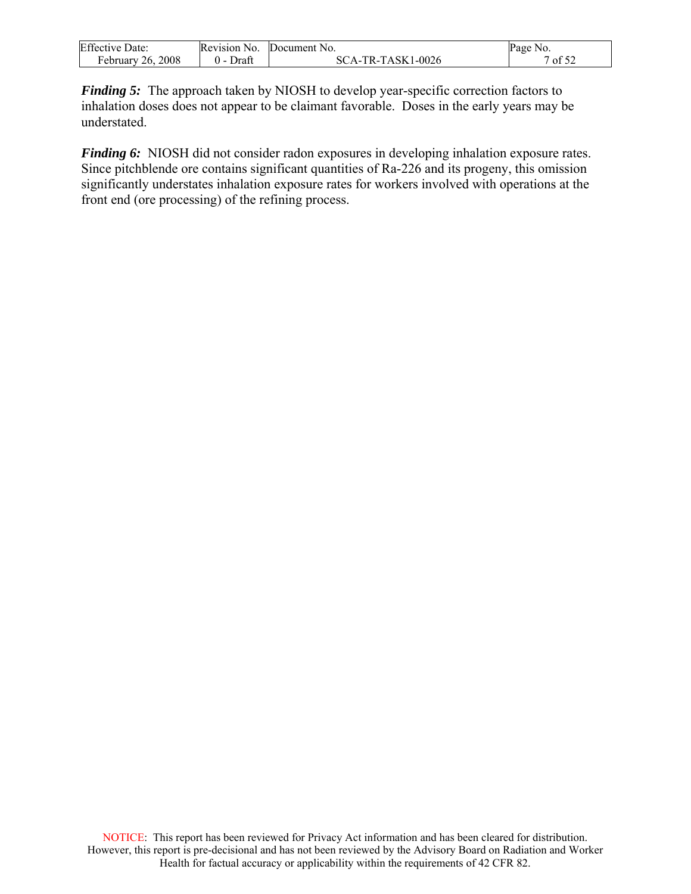***Finding 5:*** The approach taken by NIOSH to develop year-specific correction factors to inhalation doses does not appear to be claimant favorable. Doses in the early years may be understated.

***Finding 6:*** NIOSH did not consider radon exposures in developing inhalation exposure rates. Since pitchblende ore contains significant quantities of Ra-226 and its progeny, this omission significantly understates inhalation exposure rates for workers involved with operations at the front end (ore processing) of the refining process.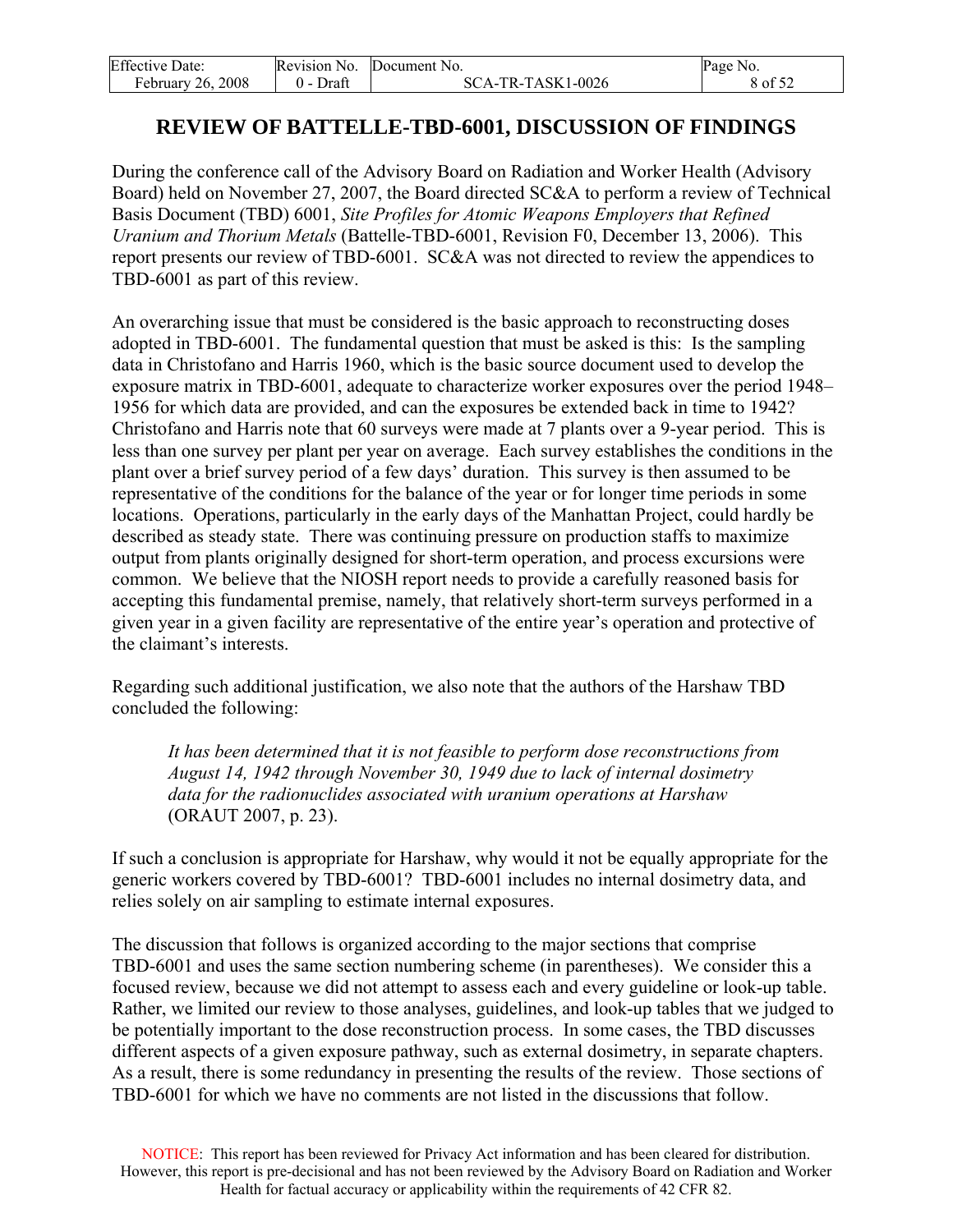# REVIEW OF BATTELLE-TBD-6001, DISCUSSION OF FINDINGS

During the conference call of the Advisory Board on Radiation and Worker Health (Advisory Board) held on November 27, 2007, the Board directed SC&A to perform a review of Technical Basis Document (TBD) 6001, *Site Profiles for Atomic Weapons Employers that Refined Uranium and Thorium Metals* (Battelle-TBD-6001, Revision F0, December 13, 2006). This report presents our review of TBD-6001. SC&A was not directed to review the appendices to TBD-6001 as part of this review.

An overarching issue that must be considered is the basic approach to reconstructing doses adopted in TBD-6001. The fundamental question that must be asked is this: Is the sampling data in Christofano and Harris 1960, which is the basic source document used to develop the exposure matrix in TBD-6001, adequate to characterize worker exposures over the period 1948–1956 for which data are provided, and can the exposures be extended back in time to 1942? Christofano and Harris note that 60 surveys were made at 7 plants over a 9-year period. This is less than one survey per plant per year on average. Each survey establishes the conditions in the plant over a brief survey period of a few days' duration. This survey is then assumed to be representative of the conditions for the balance of the year or for longer time periods in some locations. Operations, particularly in the early days of the Manhattan Project, could hardly be described as steady state. There was continuing pressure on production staffs to maximize output from plants originally designed for short-term operation, and process excursions were common. We believe that the NIOSH report needs to provide a carefully reasoned basis for accepting this fundamental premise, namely, that relatively short-term surveys performed in a given year in a given facility are representative of the entire year's operation and protective of the claimant's interests.

Regarding such additional justification, we also note that the authors of the Harshaw TBD concluded the following:

> *It has been determined that it is not feasible to perform dose reconstructions from August 14, 1942 through November 30, 1949 due to lack of internal dosimetry data for the radionuclides associated with uranium operations at Harshaw* (ORAUT 2007, p. 23).

If such a conclusion is appropriate for Harshaw, why would it not be equally appropriate for the generic workers covered by TBD-6001? TBD-6001 includes no internal dosimetry data, and relies solely on air sampling to estimate internal exposures.

The discussion that follows is organized according to the major sections that comprise TBD-6001 and uses the same section numbering scheme (in parentheses). We consider this a focused review, because we did not attempt to assess each and every guideline or look-up table. Rather, we limited our review to those analyses, guidelines, and look-up tables that we judged to be potentially important to the dose reconstruction process. In some cases, the TBD discusses different aspects of a given exposure pathway, such as external dosimetry, in separate chapters. As a result, there is some redundancy in presenting the results of the review. Those sections of TBD-6001 for which we have no comments are not listed in the discussions that follow.

NOTICE: This report has been reviewed for Privacy Act information and has been cleared for distribution. However, this report is pre-decisional and has not been reviewed by the Advisory Board on Radiation and Worker Health for factual accuracy or applicability within the requirements of 42 CFR 82.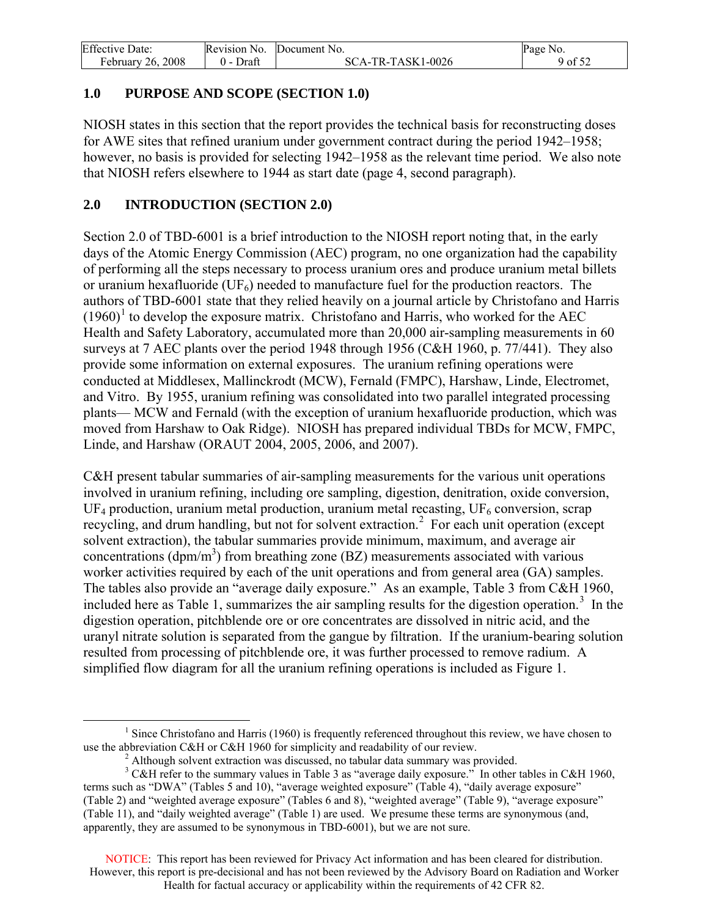## 1.0 PURPOSE AND SCOPE (SECTION 1.0)

NIOSH states in this section that the report provides the technical basis for reconstructing doses for AWE sites that refined uranium under government contract during the period 1942–1958; however, no basis is provided for selecting 1942–1958 as the relevant time period. We also note that NIOSH refers elsewhere to 1944 as start date (page 4, second paragraph).

## 2.0 INTRODUCTION (SECTION 2.0)

Section 2.0 of TBD-6001 is a brief introduction to the NIOSH report noting that, in the early days of the Atomic Energy Commission (AEC) program, no one organization had the capability of performing all the steps necessary to process uranium ores and produce uranium metal billets or uranium hexafluoride ($UF_6$) needed to manufacture fuel for the production reactors. The authors of TBD-6001 state that they relied heavily on a journal article by Christofano and Harris (1960)[1] to develop the exposure matrix. Christofano and Harris, who worked for the AEC Health and Safety Laboratory, accumulated more than 20,000 air-sampling measurements in 60 surveys at 7 AEC plants over the period 1948 through 1956 (C&H 1960, p. 77/441). They also provide some information on external exposures. The uranium refining operations were conducted at Middlesex, Mallinckrodt (MCW), Fernald (FMPC), Harshaw, Linde, Electromet, and Vitro. By 1955, uranium refining was consolidated into two parallel integrated processing plants— MCW and Fernald (with the exception of uranium hexafluoride production, which was moved from Harshaw to Oak Ridge). NIOSH has prepared individual TBDs for MCW, FMPC, Linde, and Harshaw (ORAUT 2004, 2005, 2006, and 2007).

C&H present tabular summaries of air-sampling measurements for the various unit operations involved in uranium refining, including ore sampling, digestion, denitration, oxide conversion, $UF_4$ production, uranium metal production, uranium metal recasting, $UF_6$ conversion, scrap recycling, and drum handling, but not for solvent extraction.[2] For each unit operation (except solvent extraction), the tabular summaries provide minimum, maximum, and average air concentrations (dpm/m$^3$) from breathing zone (BZ) measurements associated with various worker activities required by each of the unit operations and from general area (GA) samples. The tables also provide an "average daily exposure." As an example, Table 3 from C&H 1960, included here as Table 1, summarizes the air sampling results for the digestion operation.[3] In the digestion operation, pitchblende ore or ore concentrates are dissolved in nitric acid, and the uranyl nitrate solution is separated from the gangue by filtration. If the uranium-bearing solution resulted from processing of pitchblende ore, it was further processed to remove radium. A simplified flow diagram for all the uranium refining operations is included as Figure 1.

---

[1] Since Christofano and Harris (1960) is frequently referenced throughout this review, we have chosen to use the abbreviation C&H or C&H 1960 for simplicity and readability of our review.

[2] Although solvent extraction was discussed, no tabular data summary was provided.

[3] C&H refer to the summary values in Table 3 as "average daily exposure." In other tables in C&H 1960, terms such as "DWA" (Tables 5 and 10), "average weighted exposure" (Table 4), "daily average exposure" (Table 2) and "weighted average exposure" (Tables 6 and 8), "weighted average" (Table 9), "average exposure" (Table 11), and "daily weighted average" (Table 1) are used. We presume these terms are synonymous (and, apparently, they are assumed to be synonymous in TBD-6001), but we are not sure.

NOTICE: This report has been reviewed for Privacy Act information and has been cleared for distribution. However, this report is pre-decisional and has not been reviewed by the Advisory Board on Radiation and Worker Health for factual accuracy or applicability within the requirements of 42 CFR 82.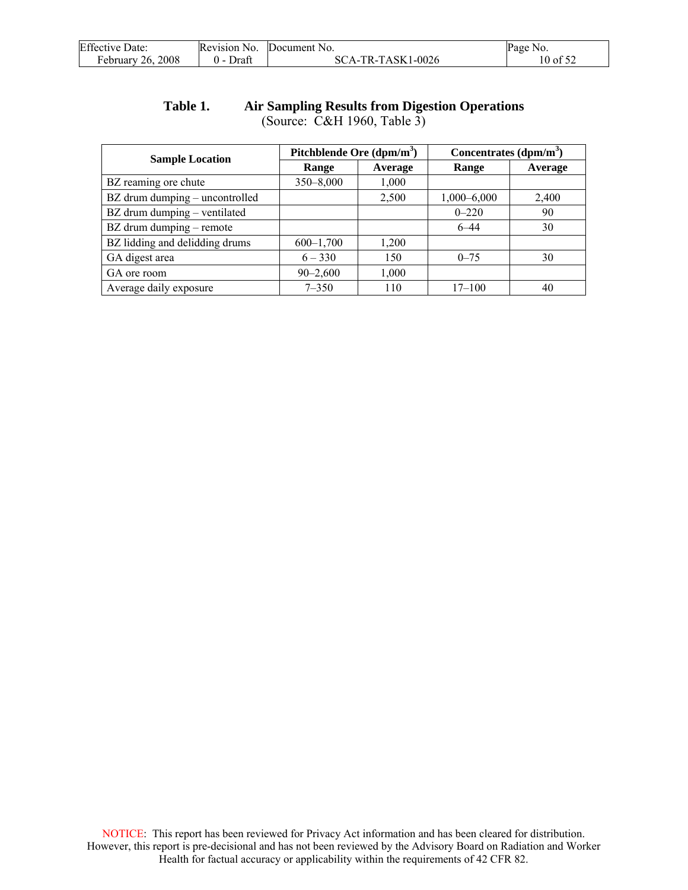**Table 1. Air Sampling Results from Digestion Operations**
(Source: C&H 1960, Table 3)

| Sample Location | Pitchblende Ore (dpm/m$^3$) | | Concentrates (dpm/m$^3$) | |
|---|---|---|---|---|
| | Range | Average | Range | Average |
| BZ reaming ore chute | 350–8,000 | 1,000 | | |
| BZ drum dumping – uncontrolled | | 2,500 | 1,000–6,000 | 2,400 |
| BZ drum dumping – ventilated | | | 0–220 | 90 |
| BZ drum dumping – remote | | | 6–44 | 30 |
| BZ lidding and delidding drums | 600–1,700 | 1,200 | | |
| GA digest area | 6 – 330 | 150 | 0–75 | 30 |
| GA ore room | 90–2,600 | 1,000 | | |
| Average daily exposure | 7–350 | 110 | 17–100 | 40 |

NOTICE: This report has been reviewed for Privacy Act information and has been cleared for distribution. However, this report is pre-decisional and has not been reviewed by the Advisory Board on Radiation and Worker Health for factual accuracy or applicability within the requirements of 42 CFR 82.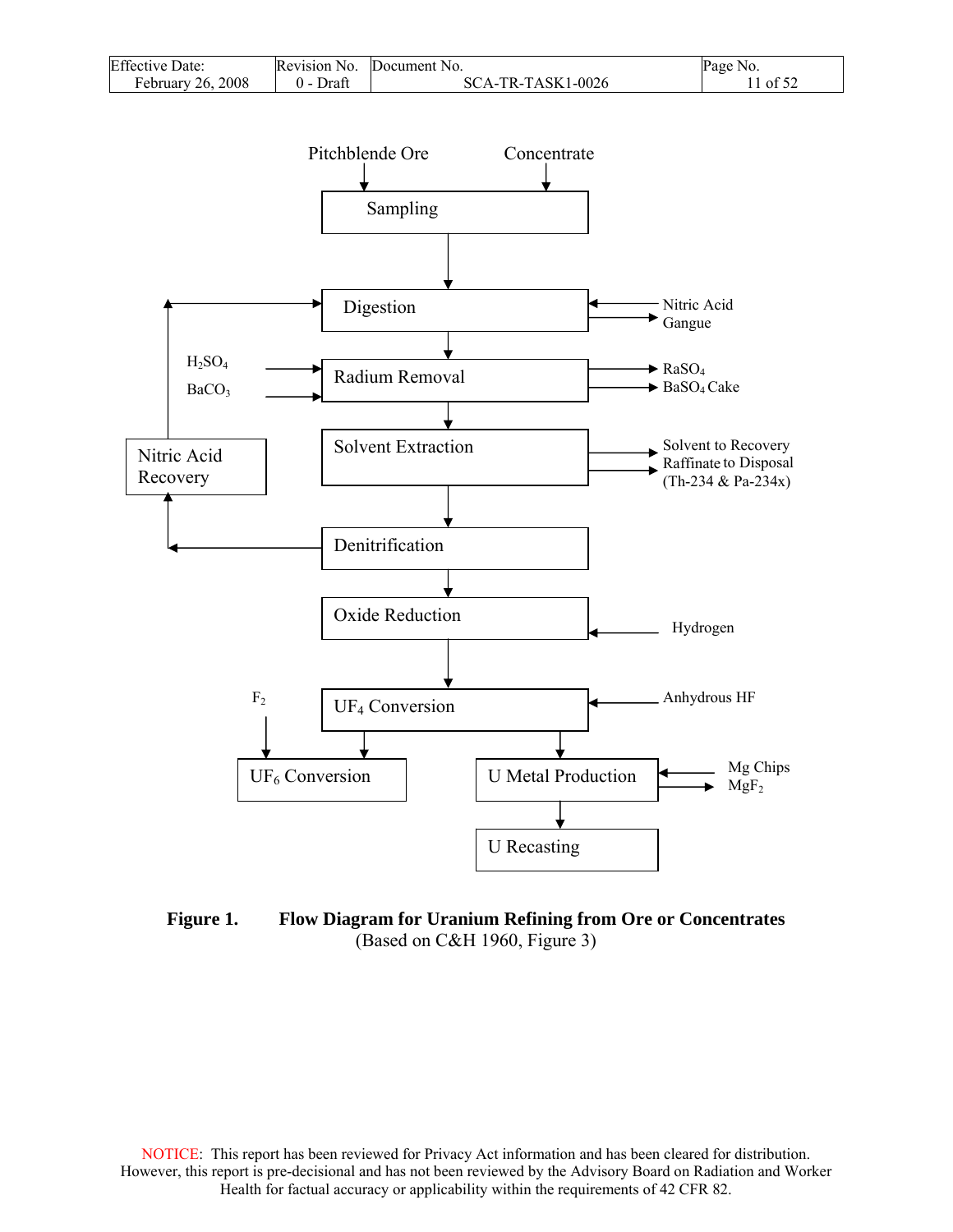Pitchblende Ore

Concentrate

Sampling

Digestion

Nitric Acid

Gangue

$H_2SO_4$

$BaCO_3$

Radium Removal

$RaSO_4$

$BaSO_4$ Cake

Nitric Acid Recovery

Solvent Extraction

Solvent to Recovery

Raffinate to Disposal (Th-234 & Pa-234x)

Denitrification

Oxide Reduction

Hydrogen

$F_2$

$UF_4$ Conversion

Anhydrous HF

$UF_6$ Conversion

U Metal Production

Mg Chips

$MgF_2$

U Recasting

**Figure 1. Flow Diagram for Uranium Refining from Ore or Concentrates**
(Based on C&H 1960, Figure 3)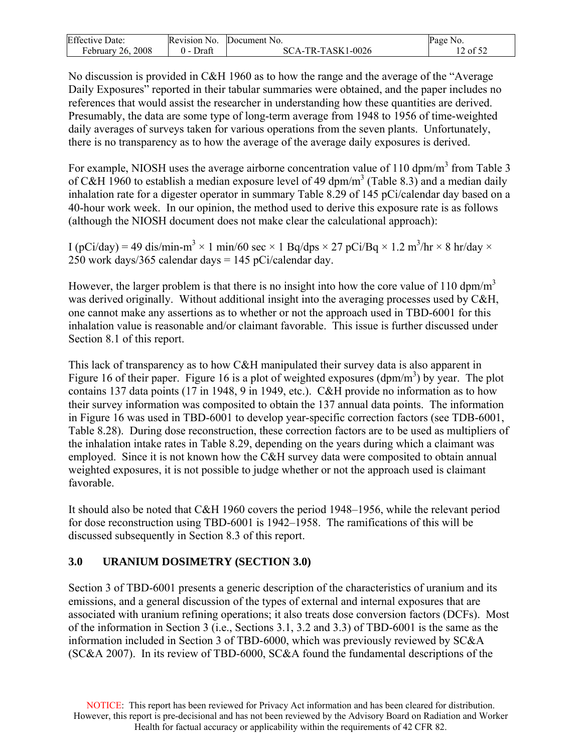No discussion is provided in C&H 1960 as to how the range and the average of the "Average Daily Exposures" reported in their tabular summaries were obtained, and the paper includes no references that would assist the researcher in understanding how these quantities are derived. Presumably, the data are some type of long-term average from 1948 to 1956 of time-weighted daily averages of surveys taken for various operations from the seven plants. Unfortunately, there is no transparency as to how the average of the average daily exposures is derived.

For example, NIOSH uses the average airborne concentration value of 110 dpm/m$^3$ from Table 3 of C&H 1960 to establish a median exposure level of 49 dpm/m$^3$ (Table 8.3) and a median daily inhalation rate for a digester operator in summary Table 8.29 of 145 pCi/calendar day based on a 40-hour work week. In our opinion, the method used to derive this exposure rate is as follows (although the NIOSH document does not make clear the calculational approach):

I (pCi/day) = 49 dis/min-m$^3$ × 1 min/60 sec × 1 Bq/dps × 27 pCi/Bq × 1.2 m$^3$/hr × 8 hr/day × 250 work days/365 calendar days = 145 pCi/calendar day.

However, the larger problem is that there is no insight into how the core value of 110 dpm/m$^3$ was derived originally. Without additional insight into the averaging processes used by C&H, one cannot make any assertions as to whether or not the approach used in TBD-6001 for this inhalation value is reasonable and/or claimant favorable. This issue is further discussed under Section 8.1 of this report.

This lack of transparency as to how C&H manipulated their survey data is also apparent in Figure 16 of their paper. Figure 16 is a plot of weighted exposures (dpm/m$^3$) by year. The plot contains 137 data points (17 in 1948, 9 in 1949, etc.). C&H provide no information as to how their survey information was composited to obtain the 137 annual data points. The information in Figure 16 was used in TBD-6001 to develop year-specific correction factors (see TDB-6001, Table 8.28). During dose reconstruction, these correction factors are to be used as multipliers of the inhalation intake rates in Table 8.29, depending on the years during which a claimant was employed. Since it is not known how the C&H survey data were composited to obtain annual weighted exposures, it is not possible to judge whether or not the approach used is claimant favorable.

It should also be noted that C&H 1960 covers the period 1948–1956, while the relevant period for dose reconstruction using TBD-6001 is 1942–1958. The ramifications of this will be discussed subsequently in Section 8.3 of this report.

## 3.0 URANIUM DOSIMETRY (SECTION 3.0)

Section 3 of TBD-6001 presents a generic description of the characteristics of uranium and its emissions, and a general discussion of the types of external and internal exposures that are associated with uranium refining operations; it also treats dose conversion factors (DCFs). Most of the information in Section 3 (i.e., Sections 3.1, 3.2 and 3.3) of TBD-6001 is the same as the information included in Section 3 of TBD-6000, which was previously reviewed by SC&A (SC&A 2007). In its review of TBD-6000, SC&A found the fundamental descriptions of the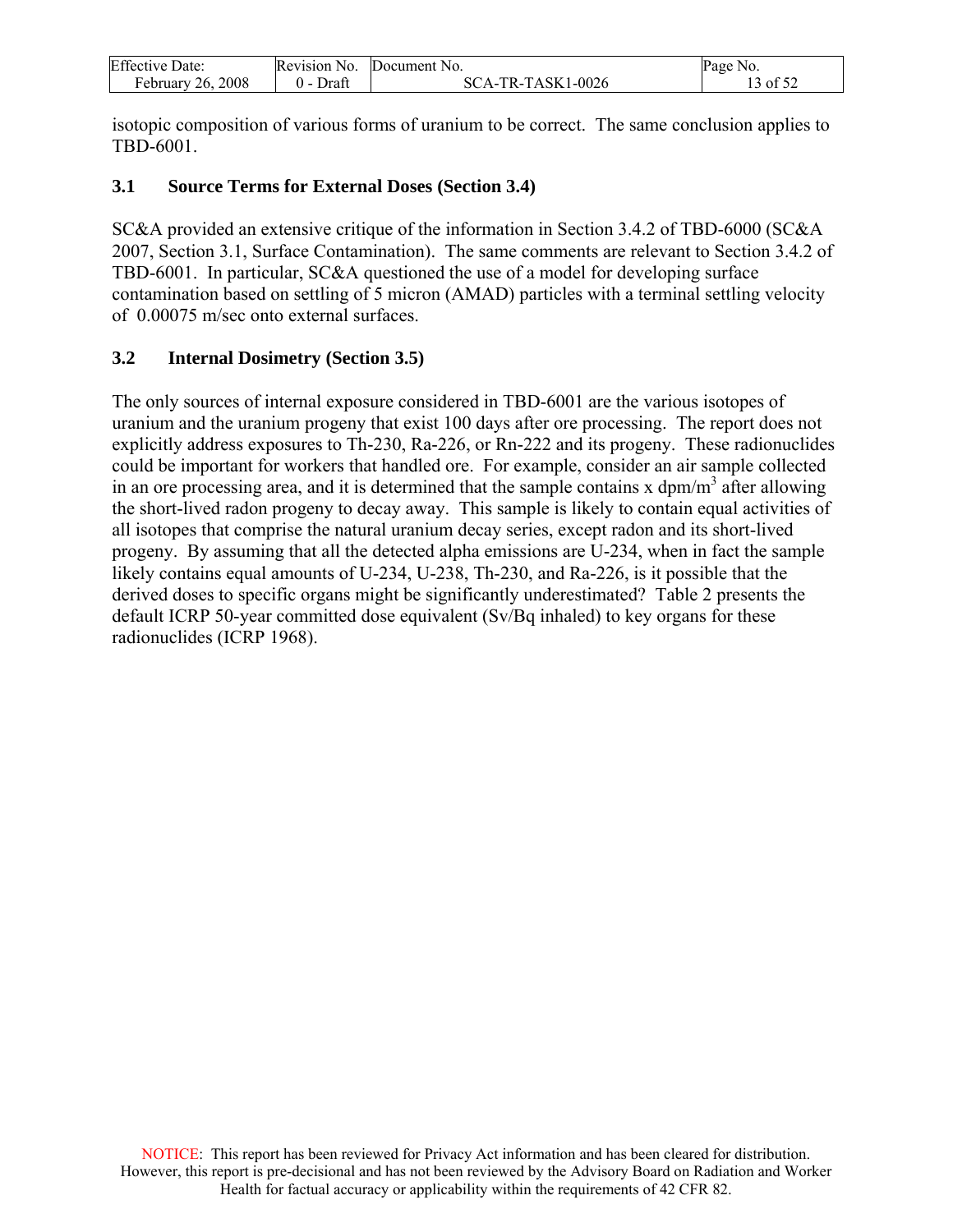isotopic composition of various forms of uranium to be correct. The same conclusion applies to TBD-6001.

## 3.1 Source Terms for External Doses (Section 3.4)

SC&A provided an extensive critique of the information in Section 3.4.2 of TBD-6000 (SC&A 2007, Section 3.1, Surface Contamination). The same comments are relevant to Section 3.4.2 of TBD-6001. In particular, SC&A questioned the use of a model for developing surface contamination based on settling of 5 micron (AMAD) particles with a terminal settling velocity of 0.00075 m/sec onto external surfaces.

## 3.2 Internal Dosimetry (Section 3.5)

The only sources of internal exposure considered in TBD-6001 are the various isotopes of uranium and the uranium progeny that exist 100 days after ore processing. The report does not explicitly address exposures to Th-230, Ra-226, or Rn-222 and its progeny. These radionuclides could be important for workers that handled ore. For example, consider an air sample collected in an ore processing area, and it is determined that the sample contains x dpm/m$^3$ after allowing the short-lived radon progeny to decay away. This sample is likely to contain equal activities of all isotopes that comprise the natural uranium decay series, except radon and its short-lived progeny. By assuming that all the detected alpha emissions are U-234, when in fact the sample likely contains equal amounts of U-234, U-238, Th-230, and Ra-226, is it possible that the derived doses to specific organs might be significantly underestimated? Table 2 presents the default ICRP 50-year committed dose equivalent (Sv/Bq inhaled) to key organs for these radionuclides (ICRP 1968).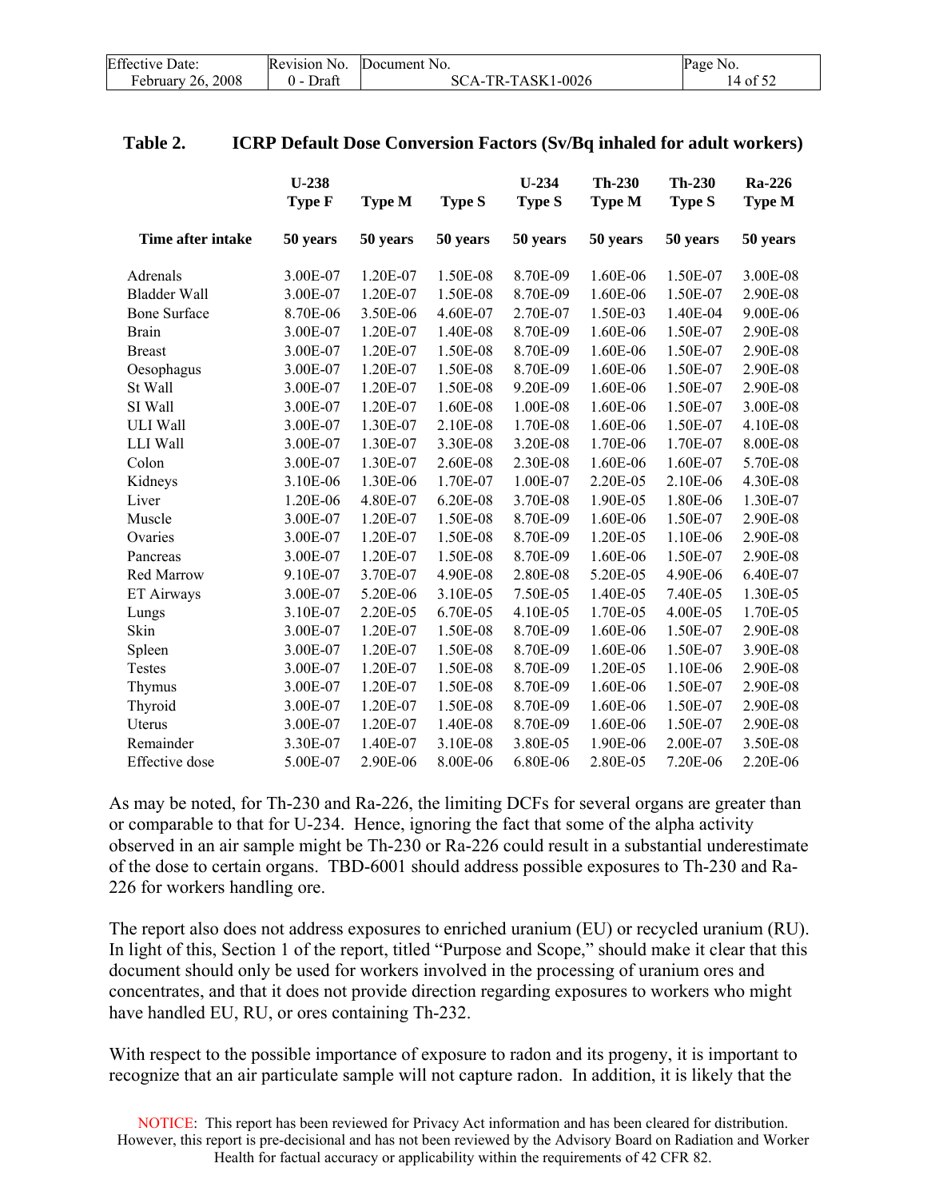**Table 2. ICRP Default Dose Conversion Factors (Sv/Bq inhaled for adult workers)**

| | U-238 Type F | Type M | Type S | U-234 Type S | Th-230 Type M | Th-230 Type S | Ra-226 Type M |
|---|---|---|---|---|---|---|---|
| **Time after intake** | **50 years** | **50 years** | **50 years** | **50 years** | **50 years** | **50 years** | **50 years** |
| Adrenals | 3.00E-07 | 1.20E-07 | 1.50E-08 | 8.70E-09 | 1.60E-06 | 1.50E-07 | 3.00E-08 |
| Bladder Wall | 3.00E-07 | 1.20E-07 | 1.50E-08 | 8.70E-09 | 1.60E-06 | 1.50E-07 | 2.90E-08 |
| Bone Surface | 8.70E-06 | 3.50E-06 | 4.60E-07 | 2.70E-07 | 1.50E-03 | 1.40E-04 | 9.00E-06 |
| Brain | 3.00E-07 | 1.20E-07 | 1.40E-08 | 8.70E-09 | 1.60E-06 | 1.50E-07 | 2.90E-08 |
| Breast | 3.00E-07 | 1.20E-07 | 1.50E-08 | 8.70E-09 | 1.60E-06 | 1.50E-07 | 2.90E-08 |
| Oesophagus | 3.00E-07 | 1.20E-07 | 1.50E-08 | 8.70E-09 | 1.60E-06 | 1.50E-07 | 2.90E-08 |
| St Wall | 3.00E-07 | 1.20E-07 | 1.50E-08 | 9.20E-09 | 1.60E-06 | 1.50E-07 | 2.90E-08 |
| SI Wall | 3.00E-07 | 1.20E-07 | 1.60E-08 | 1.00E-08 | 1.60E-06 | 1.50E-07 | 3.00E-08 |
| ULI Wall | 3.00E-07 | 1.30E-07 | 2.10E-08 | 1.70E-08 | 1.60E-06 | 1.50E-07 | 4.10E-08 |
| LLI Wall | 3.00E-07 | 1.30E-07 | 3.30E-08 | 3.20E-08 | 1.70E-06 | 1.70E-07 | 8.00E-08 |
| Colon | 3.00E-07 | 1.30E-07 | 2.60E-08 | 2.30E-08 | 1.60E-06 | 1.60E-07 | 5.70E-08 |
| Kidneys | 3.10E-06 | 1.30E-06 | 1.70E-07 | 1.00E-07 | 2.20E-05 | 2.10E-06 | 4.30E-08 |
| Liver | 1.20E-06 | 4.80E-07 | 6.20E-08 | 3.70E-08 | 1.90E-05 | 1.80E-06 | 1.30E-07 |
| Muscle | 3.00E-07 | 1.20E-07 | 1.50E-08 | 8.70E-09 | 1.60E-06 | 1.50E-07 | 2.90E-08 |
| Ovaries | 3.00E-07 | 1.20E-07 | 1.50E-08 | 8.70E-09 | 1.20E-05 | 1.10E-06 | 2.90E-08 |
| Pancreas | 3.00E-07 | 1.20E-07 | 1.50E-08 | 8.70E-09 | 1.60E-06 | 1.50E-07 | 2.90E-08 |
| Red Marrow | 9.10E-07 | 3.70E-07 | 4.90E-08 | 2.80E-08 | 5.20E-05 | 4.90E-06 | 6.40E-07 |
| ET Airways | 3.00E-07 | 5.20E-06 | 3.10E-05 | 7.50E-05 | 1.40E-05 | 7.40E-05 | 1.30E-05 |
| Lungs | 3.10E-07 | 2.20E-05 | 6.70E-05 | 4.10E-05 | 1.70E-05 | 4.00E-05 | 1.70E-05 |
| Skin | 3.00E-07 | 1.20E-07 | 1.50E-08 | 8.70E-09 | 1.60E-06 | 1.50E-07 | 2.90E-08 |
| Spleen | 3.00E-07 | 1.20E-07 | 1.50E-08 | 8.70E-09 | 1.60E-06 | 1.50E-07 | 3.90E-08 |
| Testes | 3.00E-07 | 1.20E-07 | 1.50E-08 | 8.70E-09 | 1.20E-05 | 1.10E-06 | 2.90E-08 |
| Thymus | 3.00E-07 | 1.20E-07 | 1.50E-08 | 8.70E-09 | 1.60E-06 | 1.50E-07 | 2.90E-08 |
| Thyroid | 3.00E-07 | 1.20E-07 | 1.50E-08 | 8.70E-09 | 1.60E-06 | 1.50E-07 | 2.90E-08 |
| Uterus | 3.00E-07 | 1.20E-07 | 1.40E-08 | 8.70E-09 | 1.60E-06 | 1.50E-07 | 2.90E-08 |
| Remainder | 3.30E-07 | 1.40E-07 | 3.10E-08 | 3.80E-05 | 1.90E-06 | 2.00E-07 | 3.50E-08 |
| Effective dose | 5.00E-07 | 2.90E-06 | 8.00E-06 | 6.80E-06 | 2.80E-05 | 7.20E-06 | 2.20E-06 |

As may be noted, for Th-230 and Ra-226, the limiting DCFs for several organs are greater than or comparable to that for U-234. Hence, ignoring the fact that some of the alpha activity observed in an air sample might be Th-230 or Ra-226 could result in a substantial underestimate of the dose to certain organs. TBD-6001 should address possible exposures to Th-230 and Ra-226 for workers handling ore.

The report also does not address exposures to enriched uranium (EU) or recycled uranium (RU). In light of this, Section 1 of the report, titled "Purpose and Scope," should make it clear that this document should only be used for workers involved in the processing of uranium ores and concentrates, and that it does not provide direction regarding exposures to workers who might have handled EU, RU, or ores containing Th-232.

With respect to the possible importance of exposure to radon and its progeny, it is important to recognize that an air particulate sample will not capture radon. In addition, it is likely that the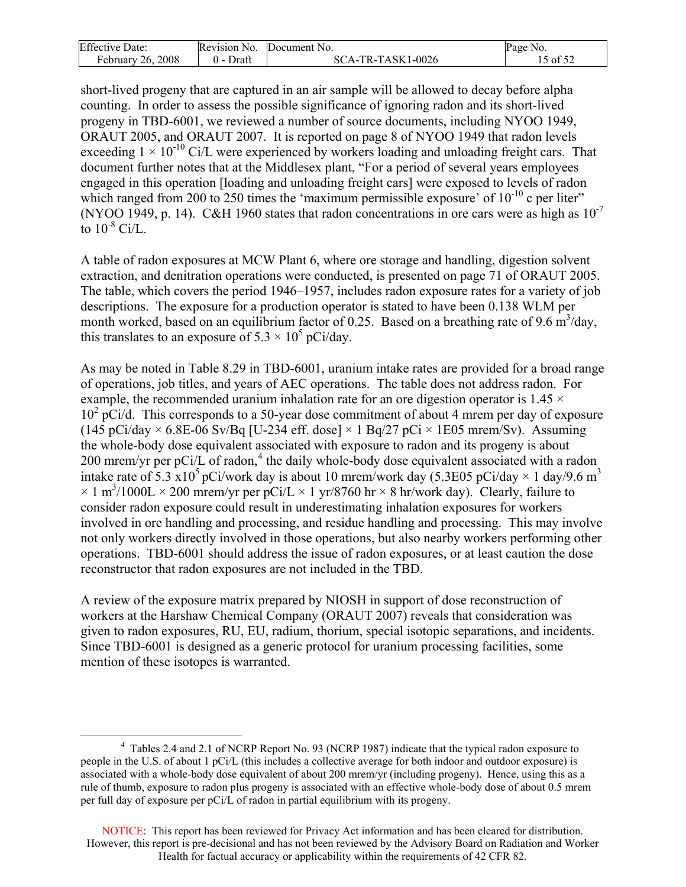short-lived progeny that are captured in an air sample will be allowed to decay before alpha counting. In order to assess the possible significance of ignoring radon and its short-lived progeny in TBD-6001, we reviewed a number of source documents, including NYOO 1949, ORAUT 2005, and ORAUT 2007. It is reported on page 8 of NYOO 1949 that radon levels exceeding $1 \times 10^{-10}$ Ci/L were experienced by workers loading and unloading freight cars. That document further notes that at the Middlesex plant, "For a period of several years employees engaged in this operation [loading and unloading freight cars] were exposed to levels of radon which ranged from 200 to 250 times the 'maximum permissible exposure' of $10^{-10}$ c per liter" (NYOO 1949, p. 14). C&H 1960 states that radon concentrations in ore cars were as high as $10^{-7}$ to $10^{-8}$ Ci/L.

A table of radon exposures at MCW Plant 6, where ore storage and handling, digestion solvent extraction, and denitration operations were conducted, is presented on page 71 of ORAUT 2005. The table, which covers the period 1946–1957, includes radon exposure rates for a variety of job descriptions. The exposure for a production operator is stated to have been 0.138 WLM per month worked, based on an equilibrium factor of 0.25. Based on a breathing rate of 9.6 $m^3$/day, this translates to an exposure of $5.3 \times 10^5$ pCi/day.

As may be noted in Table 8.29 in TBD-6001, uranium intake rates are provided for a broad range of operations, job titles, and years of AEC operations. The table does not address radon. For example, the recommended uranium inhalation rate for an ore digestion operator is $1.45 \times 10^2$ pCi/d. This corresponds to a 50-year dose commitment of about 4 mrem per day of exposure (145 pCi/day × 6.8E-06 Sv/Bq [U-234 eff. dose] × 1 Bq/27 pCi × 1E05 mrem/Sv). Assuming the whole-body dose equivalent associated with exposure to radon and its progeny is about 200 mrem/yr per pCi/L of radon,[4] the daily whole-body dose equivalent associated with a radon intake rate of $5.3 \times 10^5$ pCi/work day is about 10 mrem/work day (5.3E05 pCi/day × 1 day/9.6 $m^3$ × 1 $m^3$/1000L × 200 mrem/yr per pCi/L × 1 yr/8760 hr × 8 hr/work day). Clearly, failure to consider radon exposure could result in underestimating inhalation exposures for workers involved in ore handling and processing, and residue handling and processing. This may involve not only workers directly involved in those operations, but also nearby workers performing other operations. TBD-6001 should address the issue of radon exposures, or at least caution the dose reconstructor that radon exposures are not included in the TBD.

A review of the exposure matrix prepared by NIOSH in support of dose reconstruction of workers at the Harshaw Chemical Company (ORAUT 2007) reveals that consideration was given to radon exposures, RU, EU, radium, thorium, special isotopic separations, and incidents. Since TBD-6001 is designed as a generic protocol for uranium processing facilities, some mention of these isotopes is warranted.

---

[4] Tables 2.4 and 2.1 of NCRP Report No. 93 (NCRP 1987) indicate that the typical radon exposure to people in the U.S. of about 1 pCi/L (this includes a collective average for both indoor and outdoor exposure) is associated with a whole-body dose equivalent of about 200 mrem/yr (including progeny). Hence, using this as a rule of thumb, exposure to radon plus progeny is associated with an effective whole-body dose of about 0.5 mrem per full day of exposure per pCi/L of radon in partial equilibrium with its progeny.

NOTICE: This report has been reviewed for Privacy Act information and has been cleared for distribution. However, this report is pre-decisional and has not been reviewed by the Advisory Board on Radiation and Worker Health for factual accuracy or applicability within the requirements of 42 CFR 82.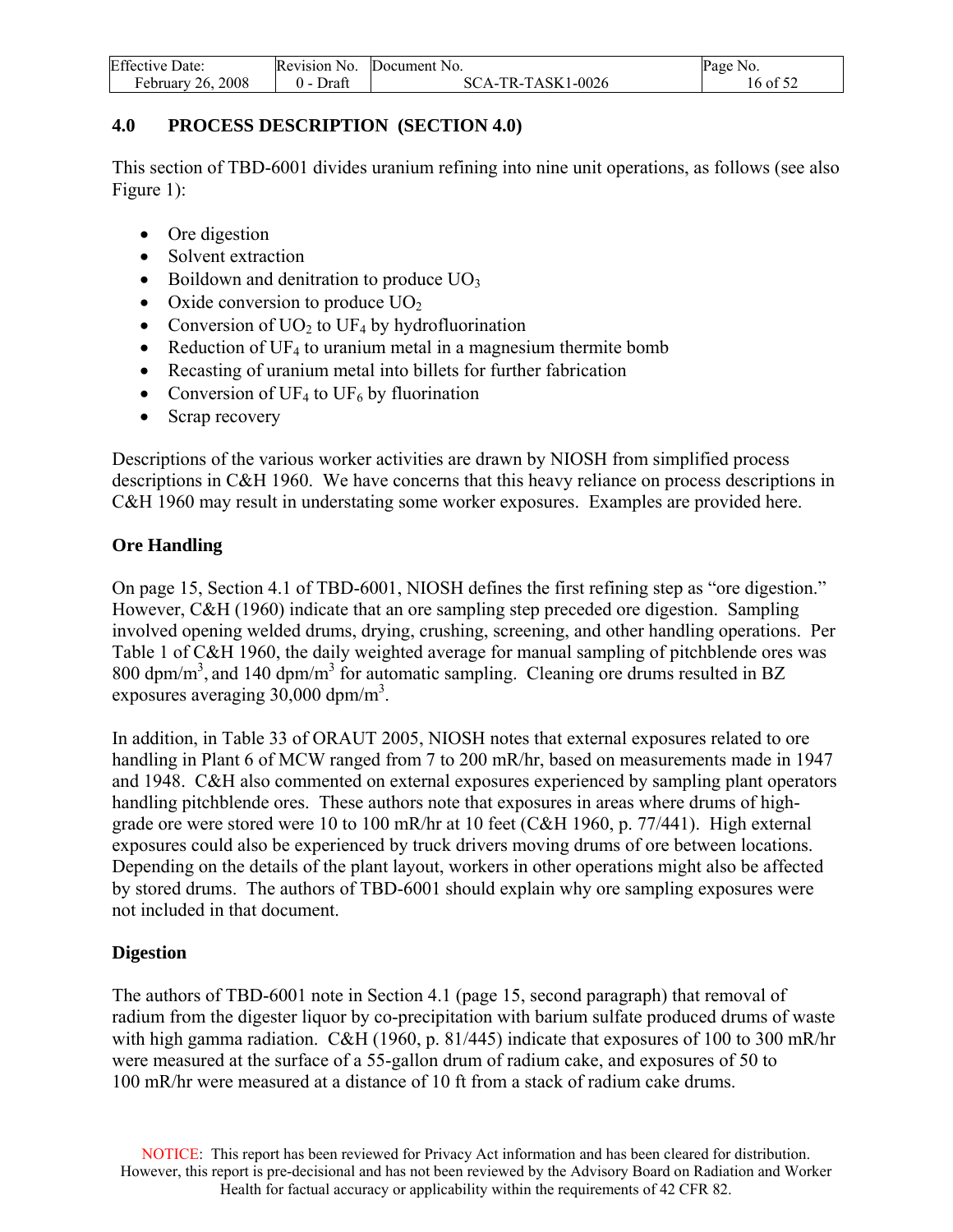## 4.0 PROCESS DESCRIPTION (SECTION 4.0)

This section of TBD-6001 divides uranium refining into nine unit operations, as follows (see also Figure 1):

- Ore digestion
- Solvent extraction
- Boildown and denitration to produce $UO_3$
- Oxide conversion to produce $UO_2$
- Conversion of $UO_2$ to $UF_4$ by hydrofluorination
- Reduction of $UF_4$ to uranium metal in a magnesium thermite bomb
- Recasting of uranium metal into billets for further fabrication
- Conversion of $UF_4$ to $UF_6$ by fluorination
- Scrap recovery

Descriptions of the various worker activities are drawn by NIOSH from simplified process descriptions in C&H 1960. We have concerns that this heavy reliance on process descriptions in C&H 1960 may result in understating some worker exposures. Examples are provided here.

### Ore Handling

On page 15, Section 4.1 of TBD-6001, NIOSH defines the first refining step as "ore digestion." However, C&H (1960) indicate that an ore sampling step preceded ore digestion. Sampling involved opening welded drums, drying, crushing, screening, and other handling operations. Per Table 1 of C&H 1960, the daily weighted average for manual sampling of pitchblende ores was 800 dpm/m$^3$, and 140 dpm/m$^3$ for automatic sampling. Cleaning ore drums resulted in BZ exposures averaging 30,000 dpm/m$^3$.

In addition, in Table 33 of ORAUT 2005, NIOSH notes that external exposures related to ore handling in Plant 6 of MCW ranged from 7 to 200 mR/hr, based on measurements made in 1947 and 1948. C&H also commented on external exposures experienced by sampling plant operators handling pitchblende ores. These authors note that exposures in areas where drums of high-grade ore were stored were 10 to 100 mR/hr at 10 feet (C&H 1960, p. 77/441). High external exposures could also be experienced by truck drivers moving drums of ore between locations. Depending on the details of the plant layout, workers in other operations might also be affected by stored drums. The authors of TBD-6001 should explain why ore sampling exposures were not included in that document.

### Digestion

The authors of TBD-6001 note in Section 4.1 (page 15, second paragraph) that removal of radium from the digester liquor by co-precipitation with barium sulfate produced drums of waste with high gamma radiation. C&H (1960, p. 81/445) indicate that exposures of 100 to 300 mR/hr were measured at the surface of a 55-gallon drum of radium cake, and exposures of 50 to 100 mR/hr were measured at a distance of 10 ft from a stack of radium cake drums.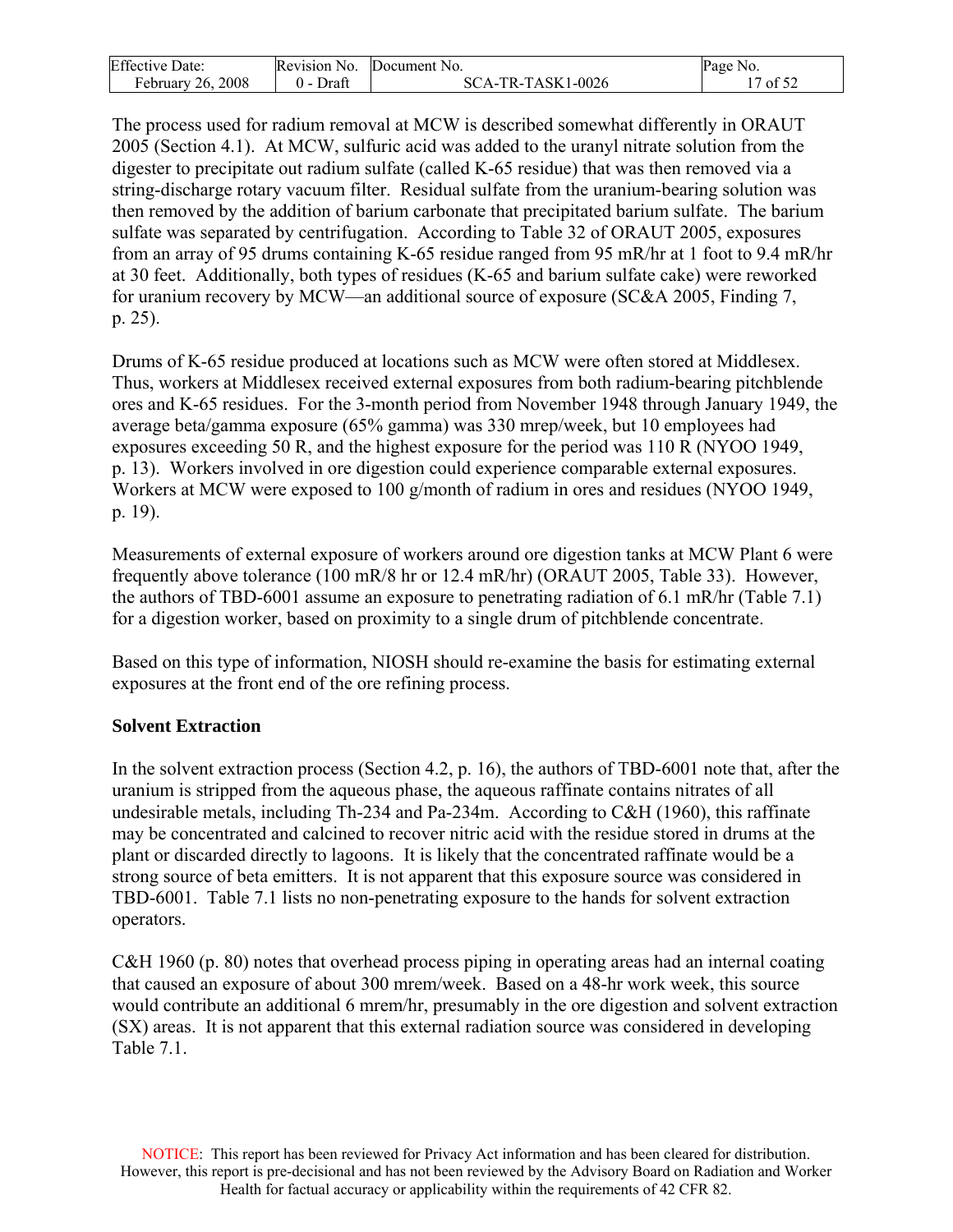The process used for radium removal at MCW is described somewhat differently in ORAUT 2005 (Section 4.1). At MCW, sulfuric acid was added to the uranyl nitrate solution from the digester to precipitate out radium sulfate (called K-65 residue) that was then removed via a string-discharge rotary vacuum filter. Residual sulfate from the uranium-bearing solution was then removed by the addition of barium carbonate that precipitated barium sulfate. The barium sulfate was separated by centrifugation. According to Table 32 of ORAUT 2005, exposures from an array of 95 drums containing K-65 residue ranged from 95 mR/hr at 1 foot to 9.4 mR/hr at 30 feet. Additionally, both types of residues (K-65 and barium sulfate cake) were reworked for uranium recovery by MCW—an additional source of exposure (SC&A 2005, Finding 7, p. 25).

Drums of K-65 residue produced at locations such as MCW were often stored at Middlesex. Thus, workers at Middlesex received external exposures from both radium-bearing pitchblende ores and K-65 residues. For the 3-month period from November 1948 through January 1949, the average beta/gamma exposure (65% gamma) was 330 mrep/week, but 10 employees had exposures exceeding 50 R, and the highest exposure for the period was 110 R (NYOO 1949, p. 13). Workers involved in ore digestion could experience comparable external exposures. Workers at MCW were exposed to 100 g/month of radium in ores and residues (NYOO 1949, p. 19).

Measurements of external exposure of workers around ore digestion tanks at MCW Plant 6 were frequently above tolerance (100 mR/8 hr or 12.4 mR/hr) (ORAUT 2005, Table 33). However, the authors of TBD-6001 assume an exposure to penetrating radiation of 6.1 mR/hr (Table 7.1) for a digestion worker, based on proximity to a single drum of pitchblende concentrate.

Based on this type of information, NIOSH should re-examine the basis for estimating external exposures at the front end of the ore refining process.

**Solvent Extraction**

In the solvent extraction process (Section 4.2, p. 16), the authors of TBD-6001 note that, after the uranium is stripped from the aqueous phase, the aqueous raffinate contains nitrates of all undesirable metals, including Th-234 and Pa-234m. According to C&H (1960), this raffinate may be concentrated and calcined to recover nitric acid with the residue stored in drums at the plant or discarded directly to lagoons. It is likely that the concentrated raffinate would be a strong source of beta emitters. It is not apparent that this exposure source was considered in TBD-6001. Table 7.1 lists no non-penetrating exposure to the hands for solvent extraction operators.

C&H 1960 (p. 80) notes that overhead process piping in operating areas had an internal coating that caused an exposure of about 300 mrem/week. Based on a 48-hr work week, this source would contribute an additional 6 mrem/hr, presumably in the ore digestion and solvent extraction (SX) areas. It is not apparent that this external radiation source was considered in developing Table 7.1.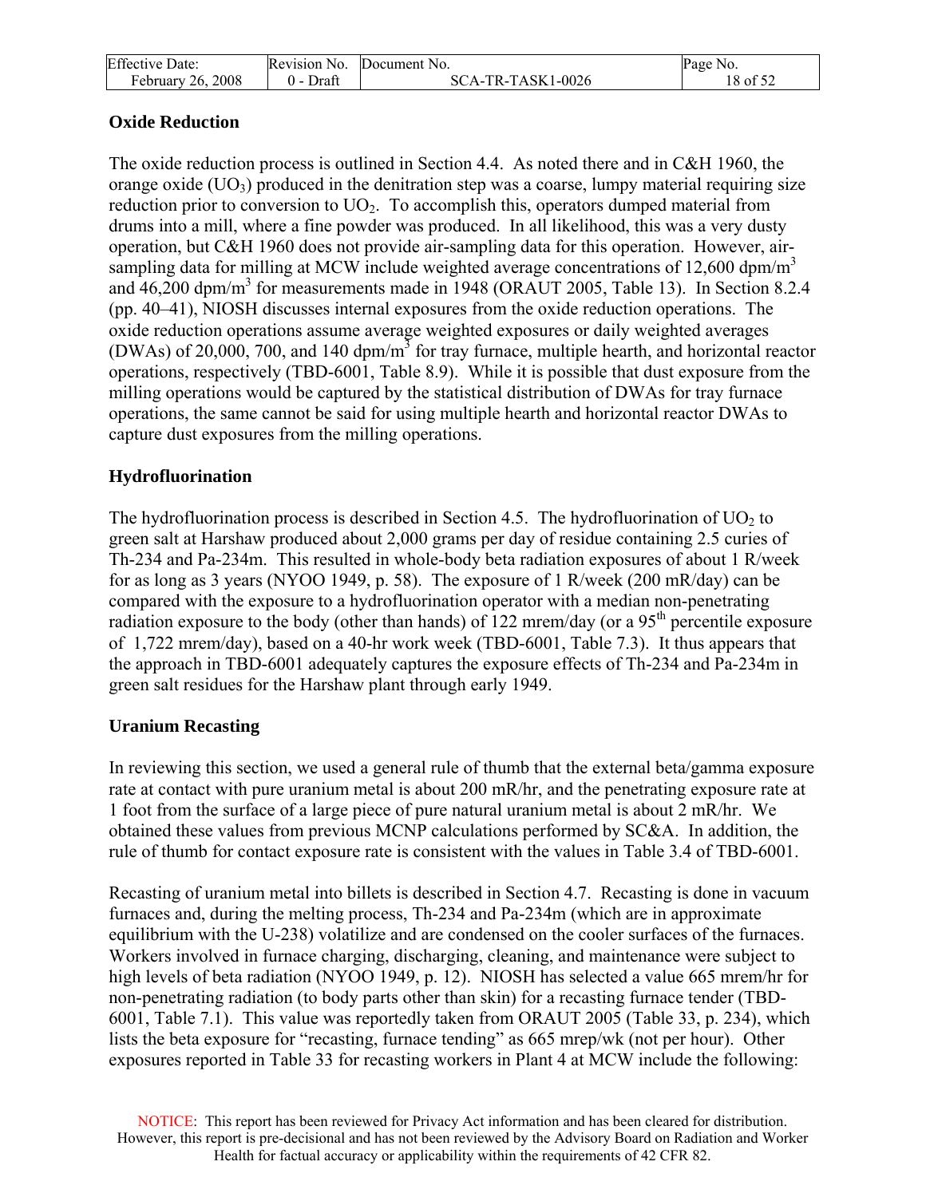### Oxide Reduction

The oxide reduction process is outlined in Section 4.4. As noted there and in C&H 1960, the orange oxide ($UO_3$) produced in the denitration step was a coarse, lumpy material requiring size reduction prior to conversion to $UO_2$. To accomplish this, operators dumped material from drums into a mill, where a fine powder was produced. In all likelihood, this was a very dusty operation, but C&H 1960 does not provide air-sampling data for this operation. However, air-sampling data for milling at MCW include weighted average concentrations of 12,600 dpm/m$^3$ and 46,200 dpm/m$^3$ for measurements made in 1948 (ORAUT 2005, Table 13). In Section 8.2.4 (pp. 40–41), NIOSH discusses internal exposures from the oxide reduction operations. The oxide reduction operations assume average weighted exposures or daily weighted averages (DWAs) of 20,000, 700, and 140 dpm/m$^3$ for tray furnace, multiple hearth, and horizontal reactor operations, respectively (TBD-6001, Table 8.9). While it is possible that dust exposure from the milling operations would be captured by the statistical distribution of DWAs for tray furnace operations, the same cannot be said for using multiple hearth and horizontal reactor DWAs to capture dust exposures from the milling operations.

### Hydrofluorination

The hydrofluorination process is described in Section 4.5. The hydrofluorination of $UO_2$ to green salt at Harshaw produced about 2,000 grams per day of residue containing 2.5 curies of Th-234 and Pa-234m. This resulted in whole-body beta radiation exposures of about 1 R/week for as long as 3 years (NYOO 1949, p. 58). The exposure of 1 R/week (200 mR/day) can be compared with the exposure to a hydrofluorination operator with a median non-penetrating radiation exposure to the body (other than hands) of 122 mrem/day (or a 95$^{th}$ percentile exposure of 1,722 mrem/day), based on a 40-hr work week (TBD-6001, Table 7.3). It thus appears that the approach in TBD-6001 adequately captures the exposure effects of Th-234 and Pa-234m in green salt residues for the Harshaw plant through early 1949.

### Uranium Recasting

In reviewing this section, we used a general rule of thumb that the external beta/gamma exposure rate at contact with pure uranium metal is about 200 mR/hr, and the penetrating exposure rate at 1 foot from the surface of a large piece of pure natural uranium metal is about 2 mR/hr. We obtained these values from previous MCNP calculations performed by SC&A. In addition, the rule of thumb for contact exposure rate is consistent with the values in Table 3.4 of TBD-6001.

Recasting of uranium metal into billets is described in Section 4.7. Recasting is done in vacuum furnaces and, during the melting process, Th-234 and Pa-234m (which are in approximate equilibrium with the U-238) volatilize and are condensed on the cooler surfaces of the furnaces. Workers involved in furnace charging, discharging, cleaning, and maintenance were subject to high levels of beta radiation (NYOO 1949, p. 12). NIOSH has selected a value 665 mrem/hr for non-penetrating radiation (to body parts other than skin) for a recasting furnace tender (TBD-6001, Table 7.1). This value was reportedly taken from ORAUT 2005 (Table 33, p. 234), which lists the beta exposure for "recasting, furnace tending" as 665 mrep/wk (not per hour). Other exposures reported in Table 33 for recasting workers in Plant 4 at MCW include the following: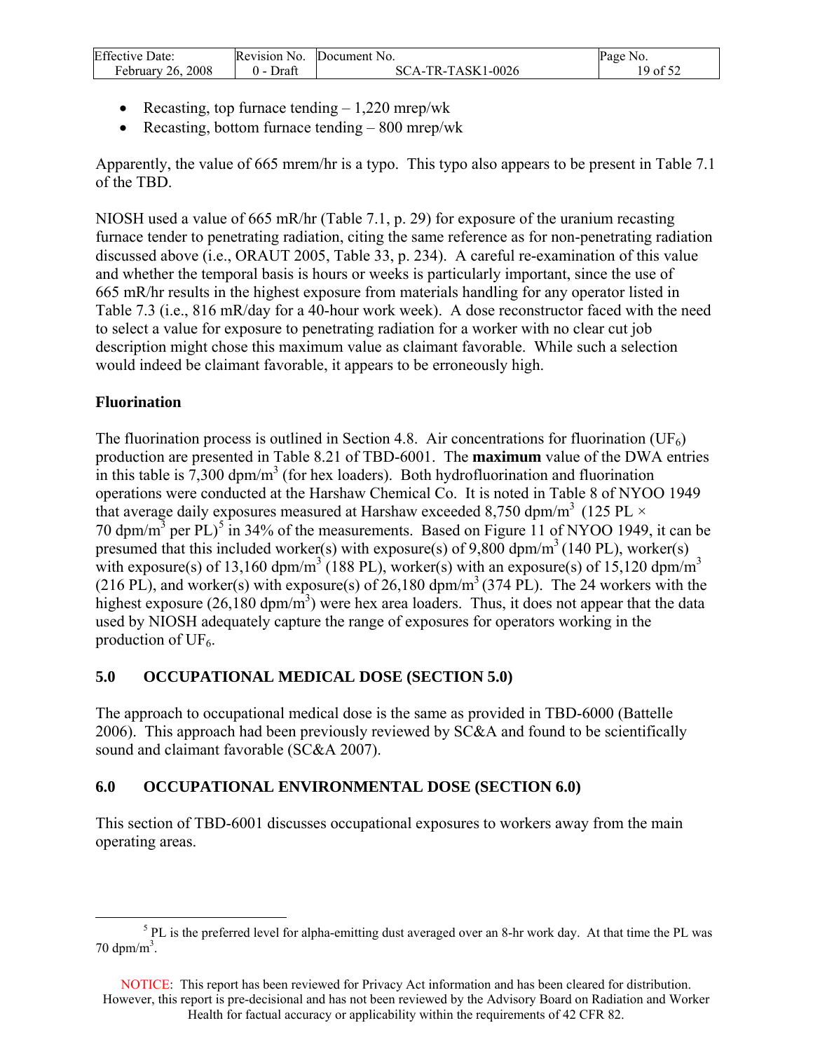- Recasting, top furnace tending – 1,220 mrep/wk
- Recasting, bottom furnace tending – 800 mrep/wk

Apparently, the value of 665 mrem/hr is a typo. This typo also appears to be present in Table 7.1 of the TBD.

NIOSH used a value of 665 mR/hr (Table 7.1, p. 29) for exposure of the uranium recasting furnace tender to penetrating radiation, citing the same reference as for non-penetrating radiation discussed above (i.e., ORAUT 2005, Table 33, p. 234). A careful re-examination of this value and whether the temporal basis is hours or weeks is particularly important, since the use of 665 mR/hr results in the highest exposure from materials handling for any operator listed in Table 7.3 (i.e., 816 mR/day for a 40-hour work week). A dose reconstructor faced with the need to select a value for exposure to penetrating radiation for a worker with no clear cut job description might chose this maximum value as claimant favorable. While such a selection would indeed be claimant favorable, it appears to be erroneously high.

**Fluorination**

The fluorination process is outlined in Section 4.8. Air concentrations for fluorination ($UF_6$) production are presented in Table 8.21 of TBD-6001. The **maximum** value of the DWA entries in this table is 7,300 dpm/m$^3$ (for hex loaders). Both hydrofluorination and fluorination operations were conducted at the Harshaw Chemical Co. It is noted in Table 8 of NYOO 1949 that average daily exposures measured at Harshaw exceeded 8,750 dpm/m$^3$ (125 PL × 70 dpm/m$^3$ per PL)[5] in 34% of the measurements. Based on Figure 11 of NYOO 1949, it can be presumed that this included worker(s) with exposure(s) of 9,800 dpm/m$^3$ (140 PL), worker(s) with exposure(s) of 13,160 dpm/m$^3$ (188 PL), worker(s) with an exposure(s) of 15,120 dpm/m$^3$ (216 PL), and worker(s) with exposure(s) of 26,180 dpm/m$^3$ (374 PL). The 24 workers with the highest exposure (26,180 dpm/m$^3$) were hex area loaders. Thus, it does not appear that the data used by NIOSH adequately capture the range of exposures for operators working in the production of $UF_6$.

## 5.0 OCCUPATIONAL MEDICAL DOSE (SECTION 5.0)

The approach to occupational medical dose is the same as provided in TBD-6000 (Battelle 2006). This approach had been previously reviewed by SC&A and found to be scientifically sound and claimant favorable (SC&A 2007).

## 6.0 OCCUPATIONAL ENVIRONMENTAL DOSE (SECTION 6.0)

This section of TBD-6001 discusses occupational exposures to workers away from the main operating areas.

[5] PL is the preferred level for alpha-emitting dust averaged over an 8-hr work day. At that time the PL was 70 dpm/m$^3$.

NOTICE: This report has been reviewed for Privacy Act information and has been cleared for distribution. However, this report is pre-decisional and has not been reviewed by the Advisory Board on Radiation and Worker Health for factual accuracy or applicability within the requirements of 42 CFR 82.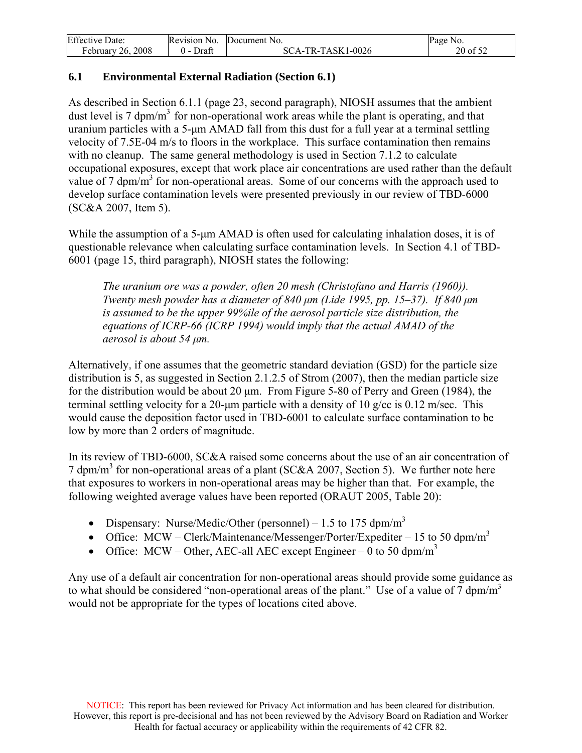## 6.1 Environmental External Radiation (Section 6.1)

As described in Section 6.1.1 (page 23, second paragraph), NIOSH assumes that the ambient dust level is 7 dpm/m$^3$ for non-operational work areas while the plant is operating, and that uranium particles with a 5-μm AMAD fall from this dust for a full year at a terminal settling velocity of 7.5E-04 m/s to floors in the workplace. This surface contamination then remains with no cleanup. The same general methodology is used in Section 7.1.2 to calculate occupational exposures, except that work place air concentrations are used rather than the default value of 7 dpm/m$^3$ for non-operational areas. Some of our concerns with the approach used to develop surface contamination levels were presented previously in our review of TBD-6000 (SC&A 2007, Item 5).

While the assumption of a 5-μm AMAD is often used for calculating inhalation doses, it is of questionable relevance when calculating surface contamination levels. In Section 4.1 of TBD-6001 (page 15, third paragraph), NIOSH states the following:

> *The uranium ore was a powder, often 20 mesh (Christofano and Harris (1960)). Twenty mesh powder has a diameter of 840 μm (Lide 1995, pp. 15–37). If 840 μm is assumed to be the upper 99%ile of the aerosol particle size distribution, the equations of ICRP-66 (ICRP 1994) would imply that the actual AMAD of the aerosol is about 54 μm.*

Alternatively, if one assumes that the geometric standard deviation (GSD) for the particle size distribution is 5, as suggested in Section 2.1.2.5 of Strom (2007), then the median particle size for the distribution would be about 20 μm. From Figure 5-80 of Perry and Green (1984), the terminal settling velocity for a 20-μm particle with a density of 10 g/cc is 0.12 m/sec. This would cause the deposition factor used in TBD-6001 to calculate surface contamination to be low by more than 2 orders of magnitude.

In its review of TBD-6000, SC&A raised some concerns about the use of an air concentration of 7 dpm/m$^3$ for non-operational areas of a plant (SC&A 2007, Section 5). We further note here that exposures to workers in non-operational areas may be higher than that. For example, the following weighted average values have been reported (ORAUT 2005, Table 20):

- Dispensary: Nurse/Medic/Other (personnel) – 1.5 to 175 dpm/m$^3$
- Office: MCW – Clerk/Maintenance/Messenger/Porter/Expediter – 15 to 50 dpm/m$^3$
- Office: MCW – Other, AEC-all AEC except Engineer – 0 to 50 dpm/m$^3$

Any use of a default air concentration for non-operational areas should provide some guidance as to what should be considered "non-operational areas of the plant." Use of a value of 7 dpm/m$^3$ would not be appropriate for the types of locations cited above.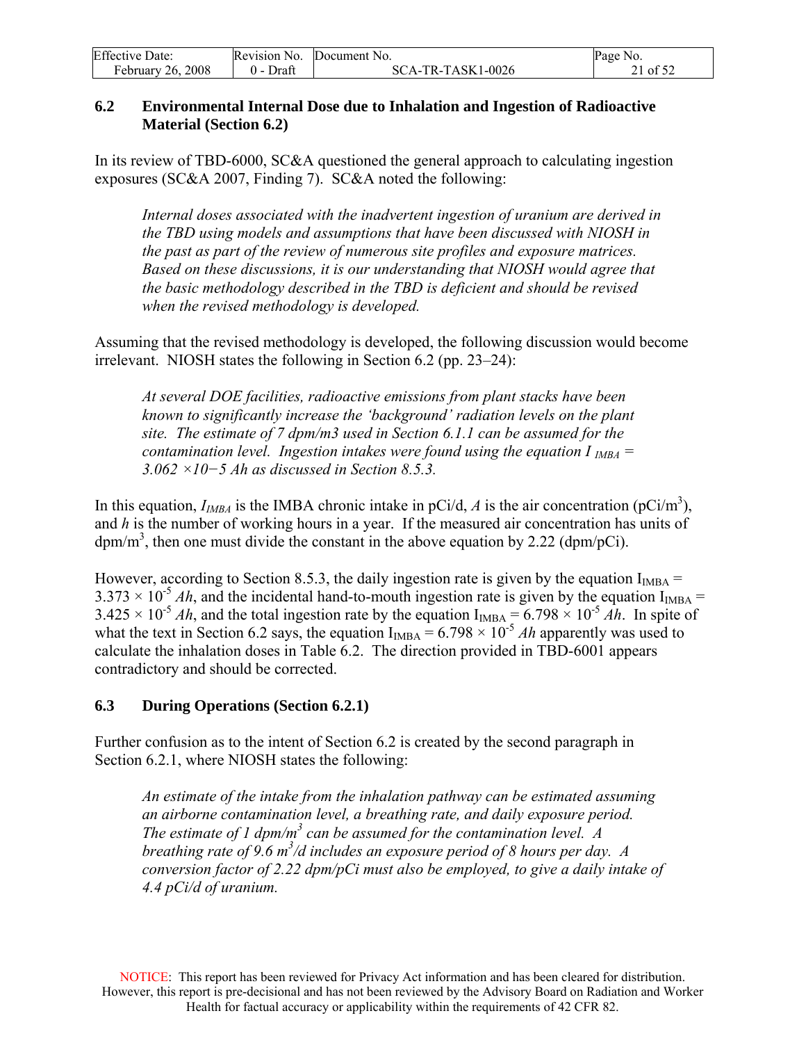## 6.2 Environmental Internal Dose due to Inhalation and Ingestion of Radioactive Material (Section 6.2)

In its review of TBD-6000, SC&A questioned the general approach to calculating ingestion exposures (SC&A 2007, Finding 7). SC&A noted the following:

> *Internal doses associated with the inadvertent ingestion of uranium are derived in the TBD using models and assumptions that have been discussed with NIOSH in the past as part of the review of numerous site profiles and exposure matrices. Based on these discussions, it is our understanding that NIOSH would agree that the basic methodology described in the TBD is deficient and should be revised when the revised methodology is developed.*

Assuming that the revised methodology is developed, the following discussion would become irrelevant. NIOSH states the following in Section 6.2 (pp. 23–24):

> *At several DOE facilities, radioactive emissions from plant stacks have been known to significantly increase the 'background' radiation levels on the plant site. The estimate of 7 dpm/m3 used in Section 6.1.1 can be assumed for the contamination level. Ingestion intakes were found using the equation $I_{IMBA} = 3.062 \times 10^{-5}$ Ah as discussed in Section 8.5.3.*

In this equation, $I_{IMBA}$ is the IMBA chronic intake in pCi/d, $A$ is the air concentration (pCi/m$^3$), and $h$ is the number of working hours in a year. If the measured air concentration has units of dpm/m$^3$, then one must divide the constant in the above equation by 2.22 (dpm/pCi).

However, according to Section 8.5.3, the daily ingestion rate is given by the equation $I_{IMBA} = 3.373 \times 10^{-5}\ Ah$, and the incidental hand-to-mouth ingestion rate is given by the equation $I_{IMBA} = 3.425 \times 10^{-5}\ Ah$, and the total ingestion rate by the equation $I_{IMBA} = 6.798 \times 10^{-5}\ Ah$. In spite of what the text in Section 6.2 says, the equation $I_{IMBA} = 6.798 \times 10^{-5}\ Ah$ apparently was used to calculate the inhalation doses in Table 6.2. The direction provided in TBD-6001 appears contradictory and should be corrected.

## 6.3 During Operations (Section 6.2.1)

Further confusion as to the intent of Section 6.2 is created by the second paragraph in Section 6.2.1, where NIOSH states the following:

> *An estimate of the intake from the inhalation pathway can be estimated assuming an airborne contamination level, a breathing rate, and daily exposure period. The estimate of 1 dpm/m$^3$ can be assumed for the contamination level. A breathing rate of 9.6 m$^3$/d includes an exposure period of 8 hours per day. A conversion factor of 2.22 dpm/pCi must also be employed, to give a daily intake of 4.4 pCi/d of uranium.*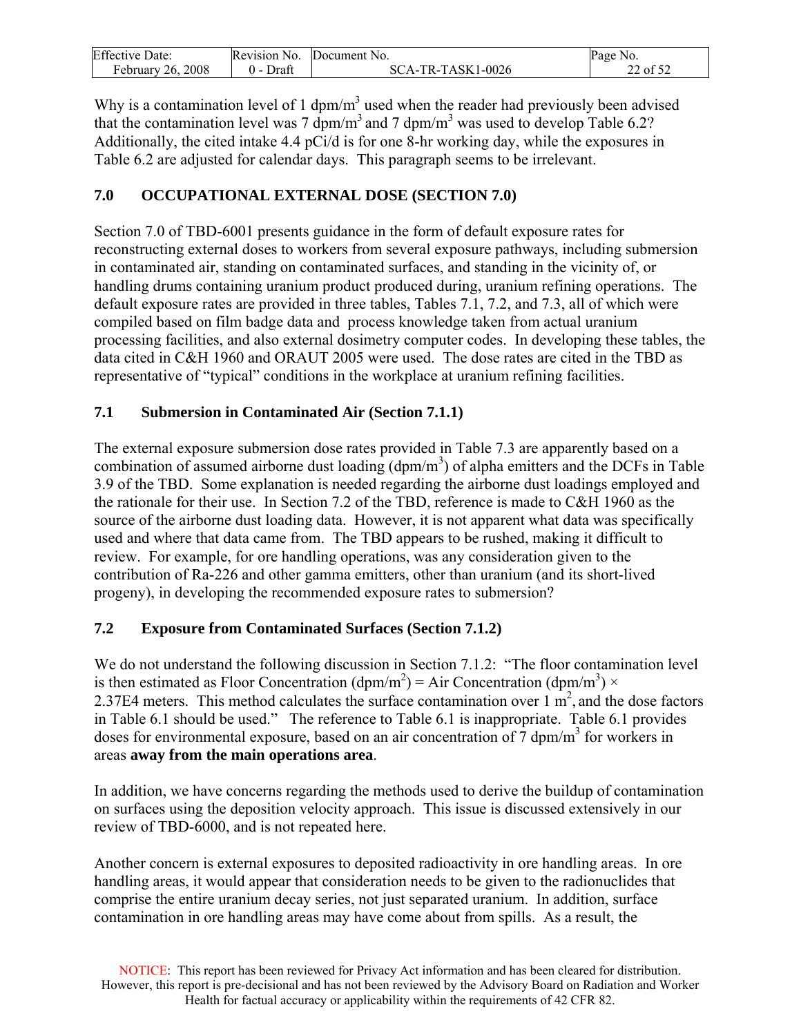Why is a contamination level of 1 dpm/m$^3$ used when the reader had previously been advised that the contamination level was 7 dpm/m$^3$ and 7 dpm/m$^3$ was used to develop Table 6.2? Additionally, the cited intake 4.4 pCi/d is for one 8-hr working day, while the exposures in Table 6.2 are adjusted for calendar days. This paragraph seems to be irrelevant.

## 7.0 OCCUPATIONAL EXTERNAL DOSE (SECTION 7.0)

Section 7.0 of TBD-6001 presents guidance in the form of default exposure rates for reconstructing external doses to workers from several exposure pathways, including submersion in contaminated air, standing on contaminated surfaces, and standing in the vicinity of, or handling drums containing uranium product produced during, uranium refining operations. The default exposure rates are provided in three tables, Tables 7.1, 7.2, and 7.3, all of which were compiled based on film badge data and process knowledge taken from actual uranium processing facilities, and also external dosimetry computer codes. In developing these tables, the data cited in C&H 1960 and ORAUT 2005 were used. The dose rates are cited in the TBD as representative of "typical" conditions in the workplace at uranium refining facilities.

### 7.1 Submersion in Contaminated Air (Section 7.1.1)

The external exposure submersion dose rates provided in Table 7.3 are apparently based on a combination of assumed airborne dust loading (dpm/m$^3$) of alpha emitters and the DCFs in Table 3.9 of the TBD. Some explanation is needed regarding the airborne dust loadings employed and the rationale for their use. In Section 7.2 of the TBD, reference is made to C&H 1960 as the source of the airborne dust loading data. However, it is not apparent what data was specifically used and where that data came from. The TBD appears to be rushed, making it difficult to review. For example, for ore handling operations, was any consideration given to the contribution of Ra-226 and other gamma emitters, other than uranium (and its short-lived progeny), in developing the recommended exposure rates to submersion?

### 7.2 Exposure from Contaminated Surfaces (Section 7.1.2)

We do not understand the following discussion in Section 7.1.2: "The floor contamination level is then estimated as Floor Concentration (dpm/m$^2$) = Air Concentration (dpm/m$^3$) × 2.37E4 meters. This method calculates the surface contamination over 1 m$^2$, and the dose factors in Table 6.1 should be used." The reference to Table 6.1 is inappropriate. Table 6.1 provides doses for environmental exposure, based on an air concentration of 7 dpm/m$^3$ for workers in areas **away from the main operations area**.

In addition, we have concerns regarding the methods used to derive the buildup of contamination on surfaces using the deposition velocity approach. This issue is discussed extensively in our review of TBD-6000, and is not repeated here.

Another concern is external exposures to deposited radioactivity in ore handling areas. In ore handling areas, it would appear that consideration needs to be given to the radionuclides that comprise the entire uranium decay series, not just separated uranium. In addition, surface contamination in ore handling areas may have come about from spills. As a result, the

NOTICE: This report has been reviewed for Privacy Act information and has been cleared for distribution. However, this report is pre-decisional and has not been reviewed by the Advisory Board on Radiation and Worker Health for factual accuracy or applicability within the requirements of 42 CFR 82.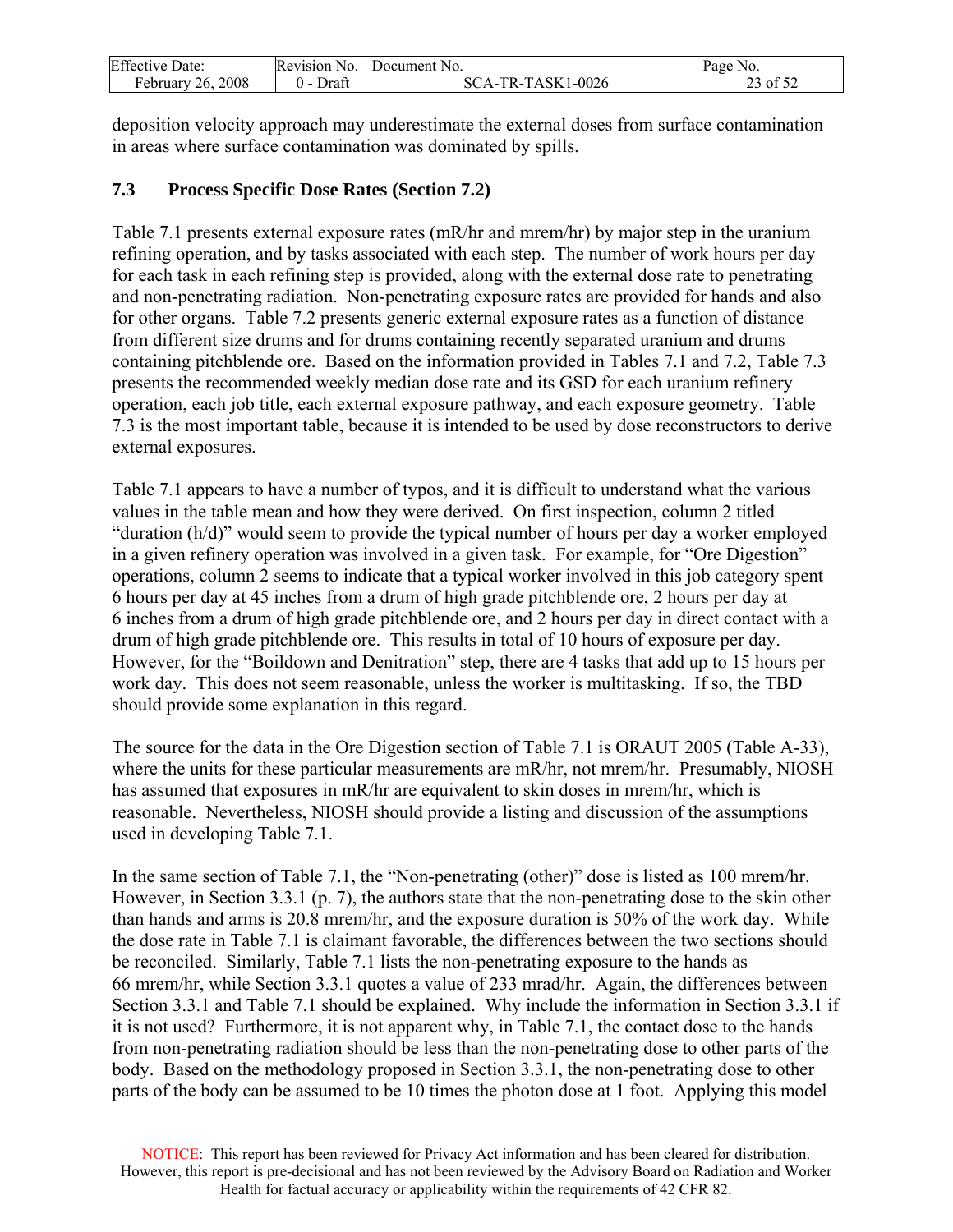deposition velocity approach may underestimate the external doses from surface contamination in areas where surface contamination was dominated by spills.

### 7.3 Process Specific Dose Rates (Section 7.2)

Table 7.1 presents external exposure rates (mR/hr and mrem/hr) by major step in the uranium refining operation, and by tasks associated with each step. The number of work hours per day for each task in each refining step is provided, along with the external dose rate to penetrating and non-penetrating radiation. Non-penetrating exposure rates are provided for hands and also for other organs. Table 7.2 presents generic external exposure rates as a function of distance from different size drums and for drums containing recently separated uranium and drums containing pitchblende ore. Based on the information provided in Tables 7.1 and 7.2, Table 7.3 presents the recommended weekly median dose rate and its GSD for each uranium refinery operation, each job title, each external exposure pathway, and each exposure geometry. Table 7.3 is the most important table, because it is intended to be used by dose reconstructors to derive external exposures.

Table 7.1 appears to have a number of typos, and it is difficult to understand what the various values in the table mean and how they were derived. On first inspection, column 2 titled "duration (h/d)" would seem to provide the typical number of hours per day a worker employed in a given refinery operation was involved in a given task. For example, for "Ore Digestion" operations, column 2 seems to indicate that a typical worker involved in this job category spent 6 hours per day at 45 inches from a drum of high grade pitchblende ore, 2 hours per day at 6 inches from a drum of high grade pitchblende ore, and 2 hours per day in direct contact with a drum of high grade pitchblende ore. This results in total of 10 hours of exposure per day. However, for the "Boildown and Denitration" step, there are 4 tasks that add up to 15 hours per work day. This does not seem reasonable, unless the worker is multitasking. If so, the TBD should provide some explanation in this regard.

The source for the data in the Ore Digestion section of Table 7.1 is ORAUT 2005 (Table A-33), where the units for these particular measurements are mR/hr, not mrem/hr. Presumably, NIOSH has assumed that exposures in mR/hr are equivalent to skin doses in mrem/hr, which is reasonable. Nevertheless, NIOSH should provide a listing and discussion of the assumptions used in developing Table 7.1.

In the same section of Table 7.1, the "Non-penetrating (other)" dose is listed as 100 mrem/hr. However, in Section 3.3.1 (p. 7), the authors state that the non-penetrating dose to the skin other than hands and arms is 20.8 mrem/hr, and the exposure duration is 50% of the work day. While the dose rate in Table 7.1 is claimant favorable, the differences between the two sections should be reconciled. Similarly, Table 7.1 lists the non-penetrating exposure to the hands as 66 mrem/hr, while Section 3.3.1 quotes a value of 233 mrad/hr. Again, the differences between Section 3.3.1 and Table 7.1 should be explained. Why include the information in Section 3.3.1 if it is not used? Furthermore, it is not apparent why, in Table 7.1, the contact dose to the hands from non-penetrating radiation should be less than the non-penetrating dose to other parts of the body. Based on the methodology proposed in Section 3.3.1, the non-penetrating dose to other parts of the body can be assumed to be 10 times the photon dose at 1 foot. Applying this model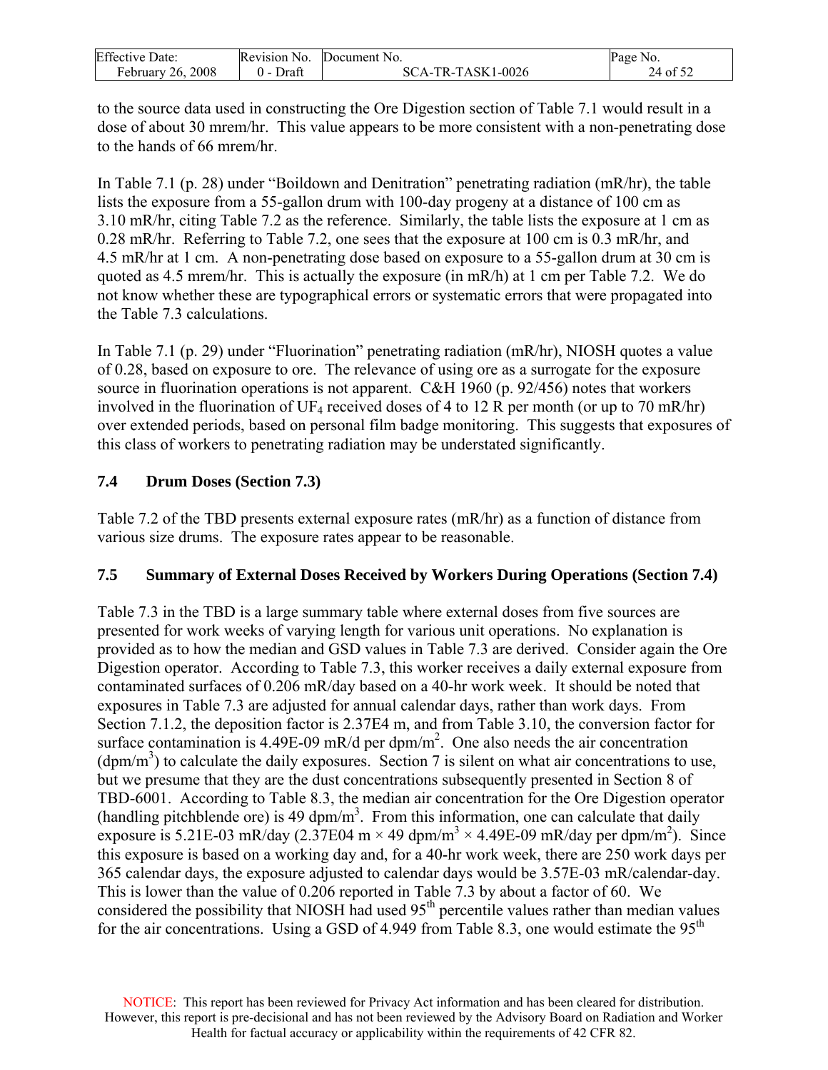to the source data used in constructing the Ore Digestion section of Table 7.1 would result in a dose of about 30 mrem/hr. This value appears to be more consistent with a non-penetrating dose to the hands of 66 mrem/hr.

In Table 7.1 (p. 28) under "Boildown and Denitration" penetrating radiation (mR/hr), the table lists the exposure from a 55-gallon drum with 100-day progeny at a distance of 100 cm as 3.10 mR/hr, citing Table 7.2 as the reference. Similarly, the table lists the exposure at 1 cm as 0.28 mR/hr. Referring to Table 7.2, one sees that the exposure at 100 cm is 0.3 mR/hr, and 4.5 mR/hr at 1 cm. A non-penetrating dose based on exposure to a 55-gallon drum at 30 cm is quoted as 4.5 mrem/hr. This is actually the exposure (in mR/h) at 1 cm per Table 7.2. We do not know whether these are typographical errors or systematic errors that were propagated into the Table 7.3 calculations.

In Table 7.1 (p. 29) under "Fluorination" penetrating radiation (mR/hr), NIOSH quotes a value of 0.28, based on exposure to ore. The relevance of using ore as a surrogate for the exposure source in fluorination operations is not apparent. C&H 1960 (p. 92/456) notes that workers involved in the fluorination of $UF_4$ received doses of 4 to 12 R per month (or up to 70 mR/hr) over extended periods, based on personal film badge monitoring. This suggests that exposures of this class of workers to penetrating radiation may be understated significantly.

## 7.4 Drum Doses (Section 7.3)

Table 7.2 of the TBD presents external exposure rates (mR/hr) as a function of distance from various size drums. The exposure rates appear to be reasonable.

## 7.5 Summary of External Doses Received by Workers During Operations (Section 7.4)

Table 7.3 in the TBD is a large summary table where external doses from five sources are presented for work weeks of varying length for various unit operations. No explanation is provided as to how the median and GSD values in Table 7.3 are derived. Consider again the Ore Digestion operator. According to Table 7.3, this worker receives a daily external exposure from contaminated surfaces of 0.206 mR/day based on a 40-hr work week. It should be noted that exposures in Table 7.3 are adjusted for annual calendar days, rather than work days. From Section 7.1.2, the deposition factor is 2.37E4 m, and from Table 3.10, the conversion factor for surface contamination is 4.49E-09 mR/d per dpm/m$^2$. One also needs the air concentration (dpm/m$^3$) to calculate the daily exposures. Section 7 is silent on what air concentrations to use, but we presume that they are the dust concentrations subsequently presented in Section 8 of TBD-6001. According to Table 8.3, the median air concentration for the Ore Digestion operator (handling pitchblende ore) is 49 dpm/m$^3$. From this information, one can calculate that daily exposure is 5.21E-03 mR/day (2.37E04 m × 49 dpm/m$^3$ × 4.49E-09 mR/day per dpm/m$^2$). Since this exposure is based on a working day and, for a 40-hr work week, there are 250 work days per 365 calendar days, the exposure adjusted to calendar days would be 3.57E-03 mR/calendar-day. This is lower than the value of 0.206 reported in Table 7.3 by about a factor of 60. We considered the possibility that NIOSH had used 95$^{th}$ percentile values rather than median values for the air concentrations. Using a GSD of 4.949 from Table 8.3, one would estimate the 95$^{th}$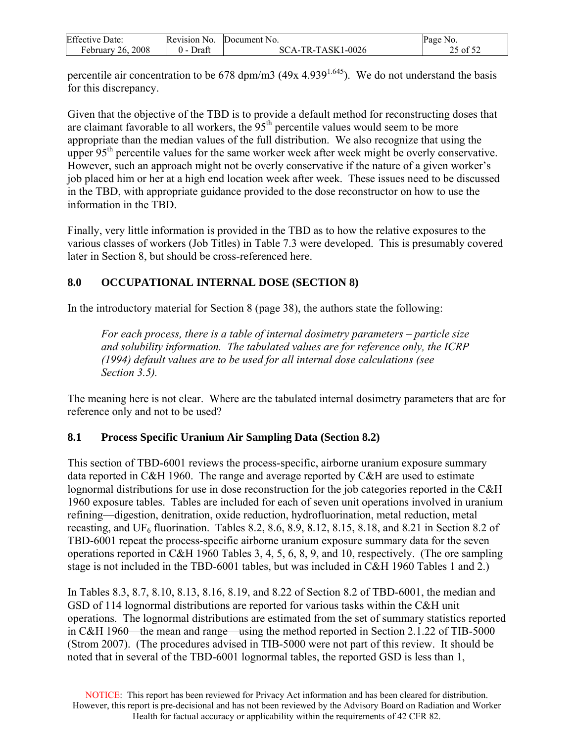percentile air concentration to be 678 dpm/m3 (49x $4.939^{1.645}$). We do not understand the basis for this discrepancy.

Given that the objective of the TBD is to provide a default method for reconstructing doses that are claimant favorable to all workers, the $95^{th}$ percentile values would seem to be more appropriate than the median values of the full distribution. We also recognize that using the upper $95^{th}$ percentile values for the same worker week after week might be overly conservative. However, such an approach might not be overly conservative if the nature of a given worker's job placed him or her at a high end location week after week. These issues need to be discussed in the TBD, with appropriate guidance provided to the dose reconstructor on how to use the information in the TBD.

Finally, very little information is provided in the TBD as to how the relative exposures to the various classes of workers (Job Titles) in Table 7.3 were developed. This is presumably covered later in Section 8, but should be cross-referenced here.

## 8.0 OCCUPATIONAL INTERNAL DOSE (SECTION 8)

In the introductory material for Section 8 (page 38), the authors state the following:

> *For each process, there is a table of internal dosimetry parameters – particle size and solubility information. The tabulated values are for reference only, the ICRP (1994) default values are to be used for all internal dose calculations (see Section 3.5).*

The meaning here is not clear. Where are the tabulated internal dosimetry parameters that are for reference only and not to be used?

### 8.1 Process Specific Uranium Air Sampling Data (Section 8.2)

This section of TBD-6001 reviews the process-specific, airborne uranium exposure summary data reported in C&H 1960. The range and average reported by C&H are used to estimate lognormal distributions for use in dose reconstruction for the job categories reported in the C&H 1960 exposure tables. Tables are included for each of seven unit operations involved in uranium refining—digestion, denitration, oxide reduction, hydrofluorination, metal reduction, metal recasting, and $UF_6$ fluorination. Tables 8.2, 8.6, 8.9, 8.12, 8.15, 8.18, and 8.21 in Section 8.2 of TBD-6001 repeat the process-specific airborne uranium exposure summary data for the seven operations reported in C&H 1960 Tables 3, 4, 5, 6, 8, 9, and 10, respectively. (The ore sampling stage is not included in the TBD-6001 tables, but was included in C&H 1960 Tables 1 and 2.)

In Tables 8.3, 8.7, 8.10, 8.13, 8.16, 8.19, and 8.22 of Section 8.2 of TBD-6001, the median and GSD of 114 lognormal distributions are reported for various tasks within the C&H unit operations. The lognormal distributions are estimated from the set of summary statistics reported in C&H 1960—the mean and range—using the method reported in Section 2.1.22 of TIB-5000 (Strom 2007). (The procedures advised in TIB-5000 were not part of this review. It should be noted that in several of the TBD-6001 lognormal tables, the reported GSD is less than 1,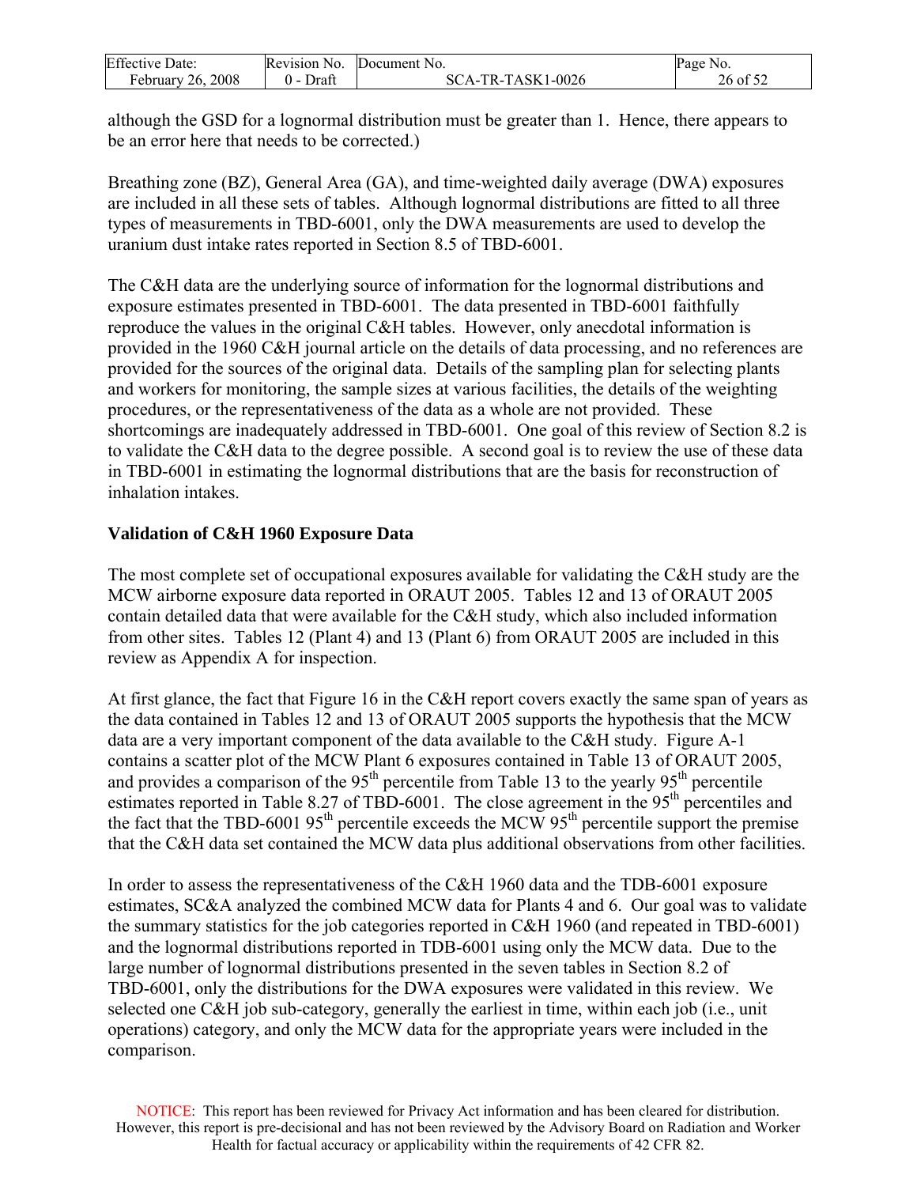although the GSD for a lognormal distribution must be greater than 1. Hence, there appears to be an error here that needs to be corrected.)

Breathing zone (BZ), General Area (GA), and time-weighted daily average (DWA) exposures are included in all these sets of tables. Although lognormal distributions are fitted to all three types of measurements in TBD-6001, only the DWA measurements are used to develop the uranium dust intake rates reported in Section 8.5 of TBD-6001.

The C&H data are the underlying source of information for the lognormal distributions and exposure estimates presented in TBD-6001. The data presented in TBD-6001 faithfully reproduce the values in the original C&H tables. However, only anecdotal information is provided in the 1960 C&H journal article on the details of data processing, and no references are provided for the sources of the original data. Details of the sampling plan for selecting plants and workers for monitoring, the sample sizes at various facilities, the details of the weighting procedures, or the representativeness of the data as a whole are not provided. These shortcomings are inadequately addressed in TBD-6001. One goal of this review of Section 8.2 is to validate the C&H data to the degree possible. A second goal is to review the use of these data in TBD-6001 in estimating the lognormal distributions that are the basis for reconstruction of inhalation intakes.

**Validation of C&H 1960 Exposure Data**

The most complete set of occupational exposures available for validating the C&H study are the MCW airborne exposure data reported in ORAUT 2005. Tables 12 and 13 of ORAUT 2005 contain detailed data that were available for the C&H study, which also included information from other sites. Tables 12 (Plant 4) and 13 (Plant 6) from ORAUT 2005 are included in this review as Appendix A for inspection.

At first glance, the fact that Figure 16 in the C&H report covers exactly the same span of years as the data contained in Tables 12 and 13 of ORAUT 2005 supports the hypothesis that the MCW data are a very important component of the data available to the C&H study. Figure A-1 contains a scatter plot of the MCW Plant 6 exposures contained in Table 13 of ORAUT 2005, and provides a comparison of the 95th percentile from Table 13 to the yearly 95th percentile estimates reported in Table 8.27 of TBD-6001. The close agreement in the 95th percentiles and the fact that the TBD-6001 95th percentile exceeds the MCW 95th percentile support the premise that the C&H data set contained the MCW data plus additional observations from other facilities.

In order to assess the representativeness of the C&H 1960 data and the TDB-6001 exposure estimates, SC&A analyzed the combined MCW data for Plants 4 and 6. Our goal was to validate the summary statistics for the job categories reported in C&H 1960 (and repeated in TBD-6001) and the lognormal distributions reported in TDB-6001 using only the MCW data. Due to the large number of lognormal distributions presented in the seven tables in Section 8.2 of TBD-6001, only the distributions for the DWA exposures were validated in this review. We selected one C&H job sub-category, generally the earliest in time, within each job (i.e., unit operations) category, and only the MCW data for the appropriate years were included in the comparison.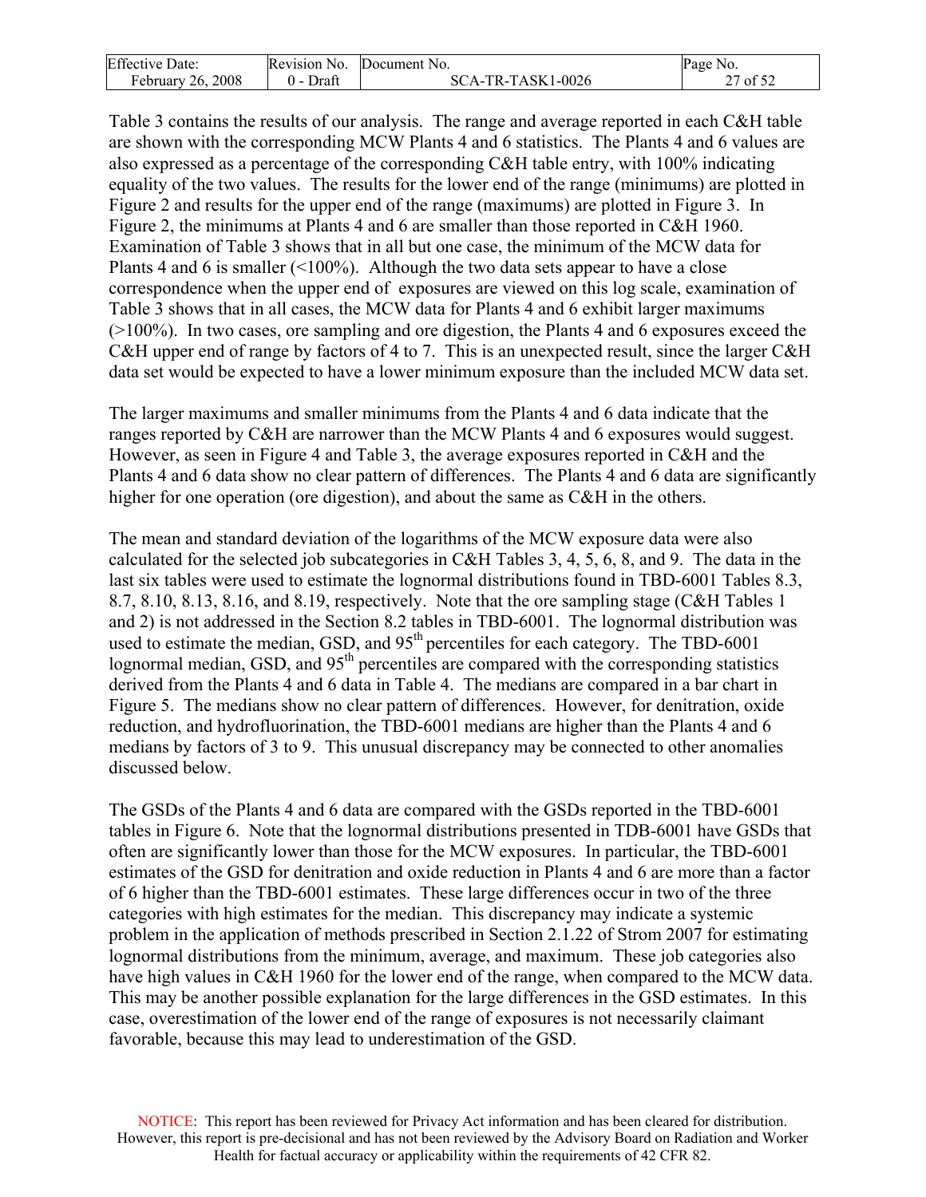Table 3 contains the results of our analysis. The range and average reported in each C&H table are shown with the corresponding MCW Plants 4 and 6 statistics. The Plants 4 and 6 values are also expressed as a percentage of the corresponding C&H table entry, with 100% indicating equality of the two values. The results for the lower end of the range (minimums) are plotted in Figure 2 and results for the upper end of the range (maximums) are plotted in Figure 3. In Figure 2, the minimums at Plants 4 and 6 are smaller than those reported in C&H 1960. Examination of Table 3 shows that in all but one case, the minimum of the MCW data for Plants 4 and 6 is smaller (<100%). Although the two data sets appear to have a close correspondence when the upper end of exposures are viewed on this log scale, examination of Table 3 shows that in all cases, the MCW data for Plants 4 and 6 exhibit larger maximums (>100%). In two cases, ore sampling and ore digestion, the Plants 4 and 6 exposures exceed the C&H upper end of range by factors of 4 to 7. This is an unexpected result, since the larger C&H data set would be expected to have a lower minimum exposure than the included MCW data set.

The larger maximums and smaller minimums from the Plants 4 and 6 data indicate that the ranges reported by C&H are narrower than the MCW Plants 4 and 6 exposures would suggest. However, as seen in Figure 4 and Table 3, the average exposures reported in C&H and the Plants 4 and 6 data show no clear pattern of differences. The Plants 4 and 6 data are significantly higher for one operation (ore digestion), and about the same as C&H in the others.

The mean and standard deviation of the logarithms of the MCW exposure data were also calculated for the selected job subcategories in C&H Tables 3, 4, 5, 6, 8, and 9. The data in the last six tables were used to estimate the lognormal distributions found in TBD-6001 Tables 8.3, 8.7, 8.10, 8.13, 8.16, and 8.19, respectively. Note that the ore sampling stage (C&H Tables 1 and 2) is not addressed in the Section 8.2 tables in TBD-6001. The lognormal distribution was used to estimate the median, GSD, and 95$^{th}$ percentiles for each category. The TBD-6001 lognormal median, GSD, and 95$^{th}$ percentiles are compared with the corresponding statistics derived from the Plants 4 and 6 data in Table 4. The medians are compared in a bar chart in Figure 5. The medians show no clear pattern of differences. However, for denitration, oxide reduction, and hydrofluorination, the TBD-6001 medians are higher than the Plants 4 and 6 medians by factors of 3 to 9. This unusual discrepancy may be connected to other anomalies discussed below.

The GSDs of the Plants 4 and 6 data are compared with the GSDs reported in the TBD-6001 tables in Figure 6. Note that the lognormal distributions presented in TDB-6001 have GSDs that often are significantly lower than those for the MCW exposures. In particular, the TBD-6001 estimates of the GSD for denitration and oxide reduction in Plants 4 and 6 are more than a factor of 6 higher than the TBD-6001 estimates. These large differences occur in two of the three categories with high estimates for the median. This discrepancy may indicate a systemic problem in the application of methods prescribed in Section 2.1.22 of Strom 2007 for estimating lognormal distributions from the minimum, average, and maximum. These job categories also have high values in C&H 1960 for the lower end of the range, when compared to the MCW data. This may be another possible explanation for the large differences in the GSD estimates. In this case, overestimation of the lower end of the range of exposures is not necessarily claimant favorable, because this may lead to underestimation of the GSD.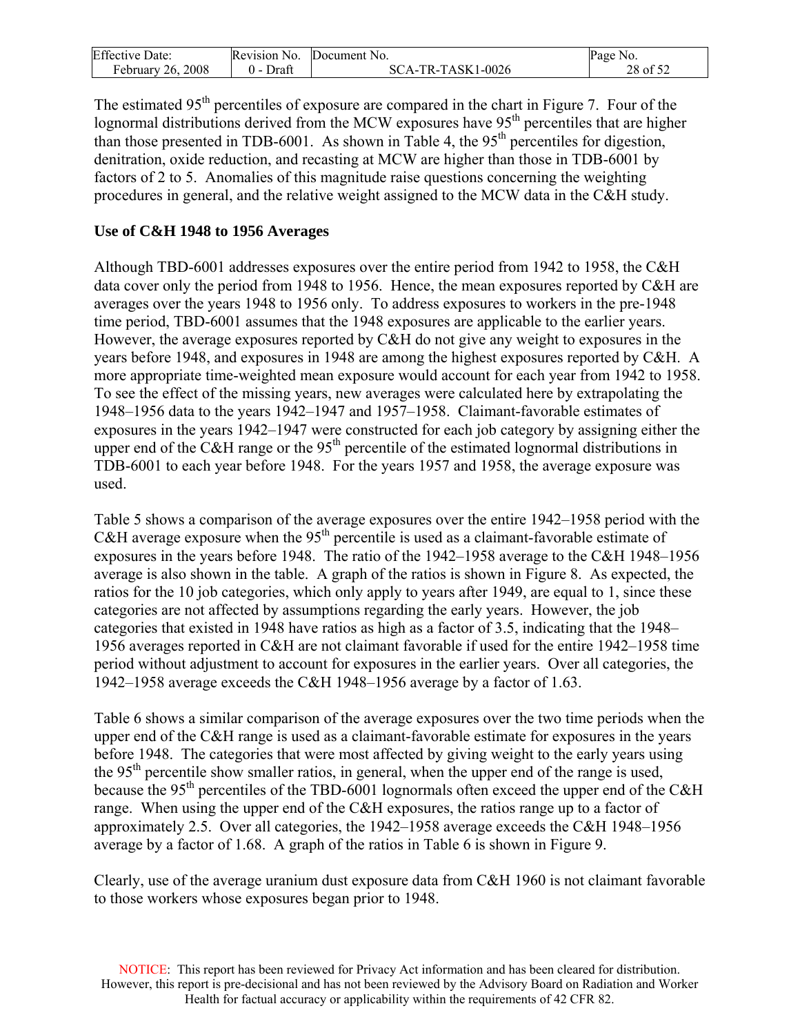The estimated 95th percentiles of exposure are compared in the chart in Figure 7. Four of the lognormal distributions derived from the MCW exposures have 95th percentiles that are higher than those presented in TDB-6001. As shown in Table 4, the 95th percentiles for digestion, denitration, oxide reduction, and recasting at MCW are higher than those in TDB-6001 by factors of 2 to 5. Anomalies of this magnitude raise questions concerning the weighting procedures in general, and the relative weight assigned to the MCW data in the C&H study.

**Use of C&H 1948 to 1956 Averages**

Although TBD-6001 addresses exposures over the entire period from 1942 to 1958, the C&H data cover only the period from 1948 to 1956. Hence, the mean exposures reported by C&H are averages over the years 1948 to 1956 only. To address exposures to workers in the pre-1948 time period, TBD-6001 assumes that the 1948 exposures are applicable to the earlier years. However, the average exposures reported by C&H do not give any weight to exposures in the years before 1948, and exposures in 1948 are among the highest exposures reported by C&H. A more appropriate time-weighted mean exposure would account for each year from 1942 to 1958. To see the effect of the missing years, new averages were calculated here by extrapolating the 1948–1956 data to the years 1942–1947 and 1957–1958. Claimant-favorable estimates of exposures in the years 1942–1947 were constructed for each job category by assigning either the upper end of the C&H range or the 95th percentile of the estimated lognormal distributions in TDB-6001 to each year before 1948. For the years 1957 and 1958, the average exposure was used.

Table 5 shows a comparison of the average exposures over the entire 1942–1958 period with the C&H average exposure when the 95th percentile is used as a claimant-favorable estimate of exposures in the years before 1948. The ratio of the 1942–1958 average to the C&H 1948–1956 average is also shown in the table. A graph of the ratios is shown in Figure 8. As expected, the ratios for the 10 job categories, which only apply to years after 1949, are equal to 1, since these categories are not affected by assumptions regarding the early years. However, the job categories that existed in 1948 have ratios as high as a factor of 3.5, indicating that the 1948–1956 averages reported in C&H are not claimant favorable if used for the entire 1942–1958 time period without adjustment to account for exposures in the earlier years. Over all categories, the 1942–1958 average exceeds the C&H 1948–1956 average by a factor of 1.63.

Table 6 shows a similar comparison of the average exposures over the two time periods when the upper end of the C&H range is used as a claimant-favorable estimate for exposures in the years before 1948. The categories that were most affected by giving weight to the early years using the 95th percentile show smaller ratios, in general, when the upper end of the range is used, because the 95th percentiles of the TBD-6001 lognormals often exceed the upper end of the C&H range. When using the upper end of the C&H exposures, the ratios range up to a factor of approximately 2.5. Over all categories, the 1942–1958 average exceeds the C&H 1948–1956 average by a factor of 1.68. A graph of the ratios in Table 6 is shown in Figure 9.

Clearly, use of the average uranium dust exposure data from C&H 1960 is not claimant favorable to those workers whose exposures began prior to 1948.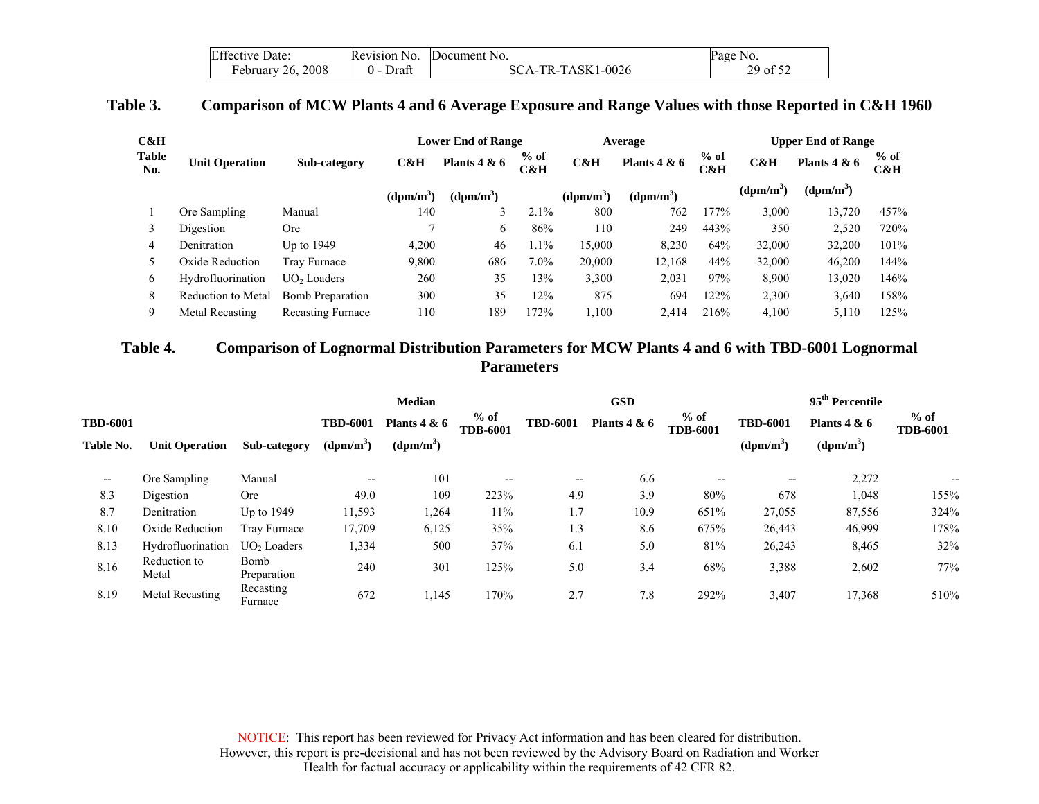**Table 3. Comparison of MCW Plants 4 and 6 Average Exposure and Range Values with those Reported in C&H 1960**

| C&H Table No. | Unit Operation | Sub-category | Lower End of Range C&H ($dpm/m^3$) | Lower End of Range Plants 4 & 6 ($dpm/m^3$) | Lower End of Range % of C&H | Average C&H ($dpm/m^3$) | Average Plants 4 & 6 ($dpm/m^3$) | Average % of C&H | Upper End of Range C&H ($dpm/m^3$) | Upper End of Range Plants 4 & 6 ($dpm/m^3$) | Upper End of Range % of C&H |
|---|---|---|---|---|---|---|---|---|---|---|---|
| 1 | Ore Sampling | Manual | 140 | 3 | 2.1% | 800 | 762 | 177% | 3,000 | 13,720 | 457% |
| 3 | Digestion | Ore | 7 | 6 | 86% | 110 | 249 | 443% | 350 | 2,520 | 720% |
| 4 | Denitration | Up to 1949 | 4,200 | 46 | 1.1% | 15,000 | 8,230 | 64% | 32,000 | 32,200 | 101% |
| 5 | Oxide Reduction | Tray Furnace | 9,800 | 686 | 7.0% | 20,000 | 12,168 | 44% | 32,000 | 46,200 | 144% |
| 6 | Hydrofluorination | $UO_2$ Loaders | 260 | 35 | 13% | 3,300 | 2,031 | 97% | 8,900 | 13,020 | 146% |
| 8 | Reduction to Metal | Bomb Preparation | 300 | 35 | 12% | 875 | 694 | 122% | 2,300 | 3,640 | 158% |
| 9 | Metal Recasting | Recasting Furnace | 110 | 189 | 172% | 1,100 | 2,414 | 216% | 4,100 | 5,110 | 125% |

**Table 4. Comparison of Lognormal Distribution Parameters for MCW Plants 4 and 6 with TBD-6001 Lognormal Parameters**

| TBD-6001 Table No. | Unit Operation | Sub-category | Median TBD-6001 ($dpm/m^3$) | Median Plants 4 & 6 ($dpm/m^3$) | Median % of TBD-6001 | GSD TBD-6001 | GSD Plants 4 & 6 | GSD % of TBD-6001 | 95th Percentile TBD-6001 ($dpm/m^3$) | 95th Percentile Plants 4 & 6 ($dpm/m^3$) | 95th Percentile % of TBD-6001 |
|---|---|---|---|---|---|---|---|---|---|---|---|
| -- | Ore Sampling | Manual | -- | 101 | -- | -- | 6.6 | -- | -- | 2,272 | -- |
| 8.3 | Digestion | Ore | 49.0 | 109 | 223% | 4.9 | 3.9 | 80% | 678 | 1,048 | 155% |
| 8.7 | Denitration | Up to 1949 | 11,593 | 1,264 | 11% | 1.7 | 10.9 | 651% | 27,055 | 87,556 | 324% |
| 8.10 | Oxide Reduction | Tray Furnace | 17,709 | 6,125 | 35% | 1.3 | 8.6 | 675% | 26,443 | 46,999 | 178% |
| 8.13 | Hydrofluorination | $UO_2$ Loaders | 1,334 | 500 | 37% | 6.1 | 5.0 | 81% | 26,243 | 8,465 | 32% |
| 8.16 | Reduction to Metal | Bomb Preparation | 240 | 301 | 125% | 5.0 | 3.4 | 68% | 3,388 | 2,602 | 77% |
| 8.19 | Metal Recasting | Recasting Furnace | 672 | 1,145 | 170% | 2.7 | 7.8 | 292% | 3,407 | 17,368 | 510% |

NOTICE: This report has been reviewed for Privacy Act information and has been cleared for distribution. However, this report is pre-decisional and has not been reviewed by the Advisory Board on Radiation and Worker Health for factual accuracy or applicability within the requirements of 42 CFR 82.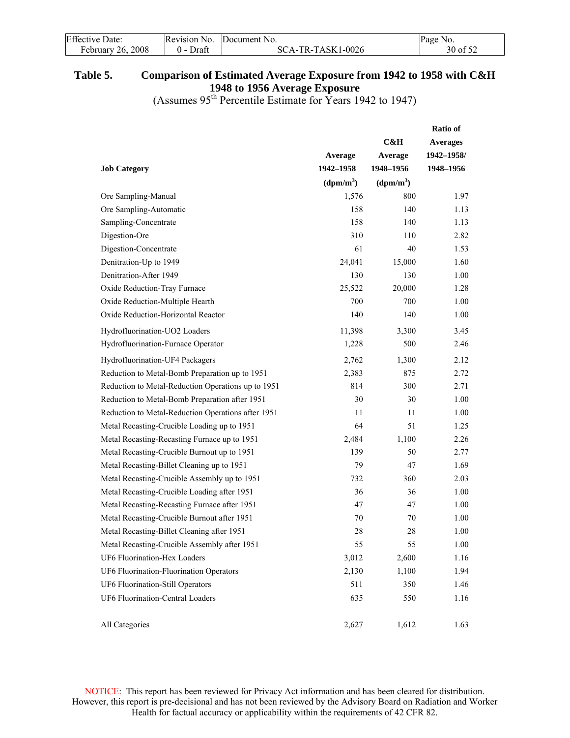## Table 5. Comparison of Estimated Average Exposure from 1942 to 1958 with C&H 1948 to 1956 Average Exposure

(Assumes 95[th] Percentile Estimate for Years 1942 to 1947)

| Job Category | Average 1942–1958 (dpm/m$^3$) | C&H Average 1948–1956 (dpm/m$^3$) | Ratio of Averages 1942–1958/ 1948–1956 |
|---|---|---|---|
| Ore Sampling-Manual | 1,576 | 800 | 1.97 |
| Ore Sampling-Automatic | 158 | 140 | 1.13 |
| Sampling-Concentrate | 158 | 140 | 1.13 |
| Digestion-Ore | 310 | 110 | 2.82 |
| Digestion-Concentrate | 61 | 40 | 1.53 |
| Denitration-Up to 1949 | 24,041 | 15,000 | 1.60 |
| Denitration-After 1949 | 130 | 130 | 1.00 |
| Oxide Reduction-Tray Furnace | 25,522 | 20,000 | 1.28 |
| Oxide Reduction-Multiple Hearth | 700 | 700 | 1.00 |
| Oxide Reduction-Horizontal Reactor | 140 | 140 | 1.00 |
| Hydrofluorination-UO2 Loaders | 11,398 | 3,300 | 3.45 |
| Hydrofluorination-Furnace Operator | 1,228 | 500 | 2.46 |
| Hydrofluorination-UF4 Packagers | 2,762 | 1,300 | 2.12 |
| Reduction to Metal-Bomb Preparation up to 1951 | 2,383 | 875 | 2.72 |
| Reduction to Metal-Reduction Operations up to 1951 | 814 | 300 | 2.71 |
| Reduction to Metal-Bomb Preparation after 1951 | 30 | 30 | 1.00 |
| Reduction to Metal-Reduction Operations after 1951 | 11 | 11 | 1.00 |
| Metal Recasting-Crucible Loading up to 1951 | 64 | 51 | 1.25 |
| Metal Recasting-Recasting Furnace up to 1951 | 2,484 | 1,100 | 2.26 |
| Metal Recasting-Crucible Burnout up to 1951 | 139 | 50 | 2.77 |
| Metal Recasting-Billet Cleaning up to 1951 | 79 | 47 | 1.69 |
| Metal Recasting-Crucible Assembly up to 1951 | 732 | 360 | 2.03 |
| Metal Recasting-Crucible Loading after 1951 | 36 | 36 | 1.00 |
| Metal Recasting-Recasting Furnace after 1951 | 47 | 47 | 1.00 |
| Metal Recasting-Crucible Burnout after 1951 | 70 | 70 | 1.00 |
| Metal Recasting-Billet Cleaning after 1951 | 28 | 28 | 1.00 |
| Metal Recasting-Crucible Assembly after 1951 | 55 | 55 | 1.00 |
| UF6 Fluorination-Hex Loaders | 3,012 | 2,600 | 1.16 |
| UF6 Fluorination-Fluorination Operators | 2,130 | 1,100 | 1.94 |
| UF6 Fluorination-Still Operators | 511 | 350 | 1.46 |
| UF6 Fluorination-Central Loaders | 635 | 550 | 1.16 |
| All Categories | 2,627 | 1,612 | 1.63 |

NOTICE: This report has been reviewed for Privacy Act information and has been cleared for distribution. However, this report is pre-decisional and has not been reviewed by the Advisory Board on Radiation and Worker Health for factual accuracy or applicability within the requirements of 42 CFR 82.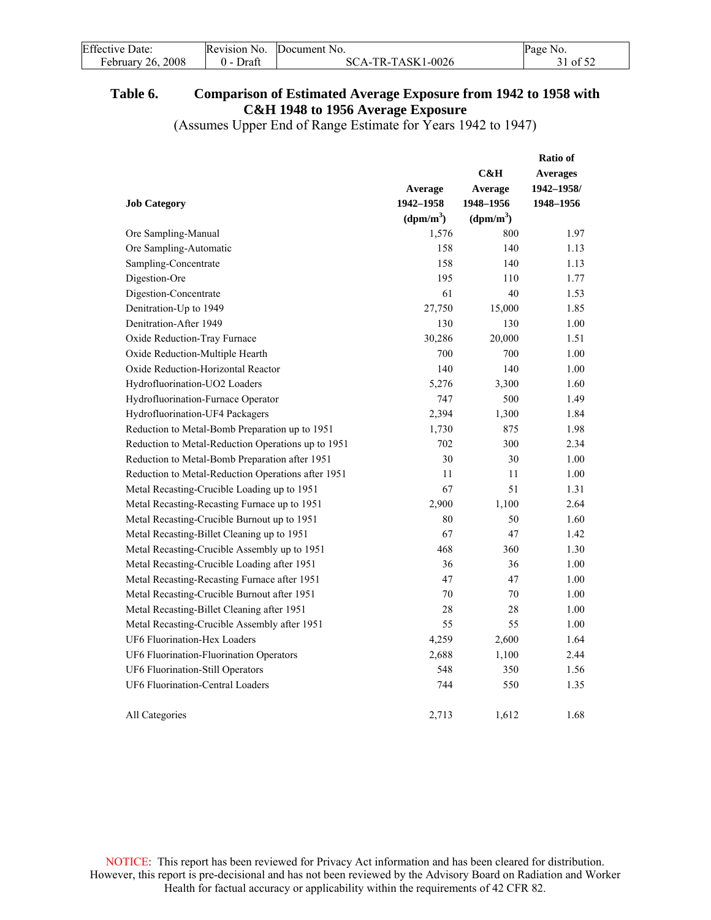**Table 6. Comparison of Estimated Average Exposure from 1942 to 1958 with C&H 1948 to 1956 Average Exposure**

(Assumes Upper End of Range Estimate for Years 1942 to 1947)

| Job Category | Average 1942–1958 ($dpm/m^3$) | C&H Average 1948–1956 ($dpm/m^3$) | Ratio of Averages 1942–1958/ 1948–1956 |
|---|---|---|---|
| Ore Sampling-Manual | 1,576 | 800 | 1.97 |
| Ore Sampling-Automatic | 158 | 140 | 1.13 |
| Sampling-Concentrate | 158 | 140 | 1.13 |
| Digestion-Ore | 195 | 110 | 1.77 |
| Digestion-Concentrate | 61 | 40 | 1.53 |
| Denitration-Up to 1949 | 27,750 | 15,000 | 1.85 |
| Denitration-After 1949 | 130 | 130 | 1.00 |
| Oxide Reduction-Tray Furnace | 30,286 | 20,000 | 1.51 |
| Oxide Reduction-Multiple Hearth | 700 | 700 | 1.00 |
| Oxide Reduction-Horizontal Reactor | 140 | 140 | 1.00 |
| Hydrofluorination-UO2 Loaders | 5,276 | 3,300 | 1.60 |
| Hydrofluorination-Furnace Operator | 747 | 500 | 1.49 |
| Hydrofluorination-UF4 Packagers | 2,394 | 1,300 | 1.84 |
| Reduction to Metal-Bomb Preparation up to 1951 | 1,730 | 875 | 1.98 |
| Reduction to Metal-Reduction Operations up to 1951 | 702 | 300 | 2.34 |
| Reduction to Metal-Bomb Preparation after 1951 | 30 | 30 | 1.00 |
| Reduction to Metal-Reduction Operations after 1951 | 11 | 11 | 1.00 |
| Metal Recasting-Crucible Loading up to 1951 | 67 | 51 | 1.31 |
| Metal Recasting-Recasting Furnace up to 1951 | 2,900 | 1,100 | 2.64 |
| Metal Recasting-Crucible Burnout up to 1951 | 80 | 50 | 1.60 |
| Metal Recasting-Billet Cleaning up to 1951 | 67 | 47 | 1.42 |
| Metal Recasting-Crucible Assembly up to 1951 | 468 | 360 | 1.30 |
| Metal Recasting-Crucible Loading after 1951 | 36 | 36 | 1.00 |
| Metal Recasting-Recasting Furnace after 1951 | 47 | 47 | 1.00 |
| Metal Recasting-Crucible Burnout after 1951 | 70 | 70 | 1.00 |
| Metal Recasting-Billet Cleaning after 1951 | 28 | 28 | 1.00 |
| Metal Recasting-Crucible Assembly after 1951 | 55 | 55 | 1.00 |
| UF6 Fluorination-Hex Loaders | 4,259 | 2,600 | 1.64 |
| UF6 Fluorination-Fluorination Operators | 2,688 | 1,100 | 2.44 |
| UF6 Fluorination-Still Operators | 548 | 350 | 1.56 |
| UF6 Fluorination-Central Loaders | 744 | 550 | 1.35 |
| All Categories | 2,713 | 1,612 | 1.68 |

NOTICE: This report has been reviewed for Privacy Act information and has been cleared for distribution. However, this report is pre-decisional and has not been reviewed by the Advisory Board on Radiation and Worker Health for factual accuracy or applicability within the requirements of 42 CFR 82.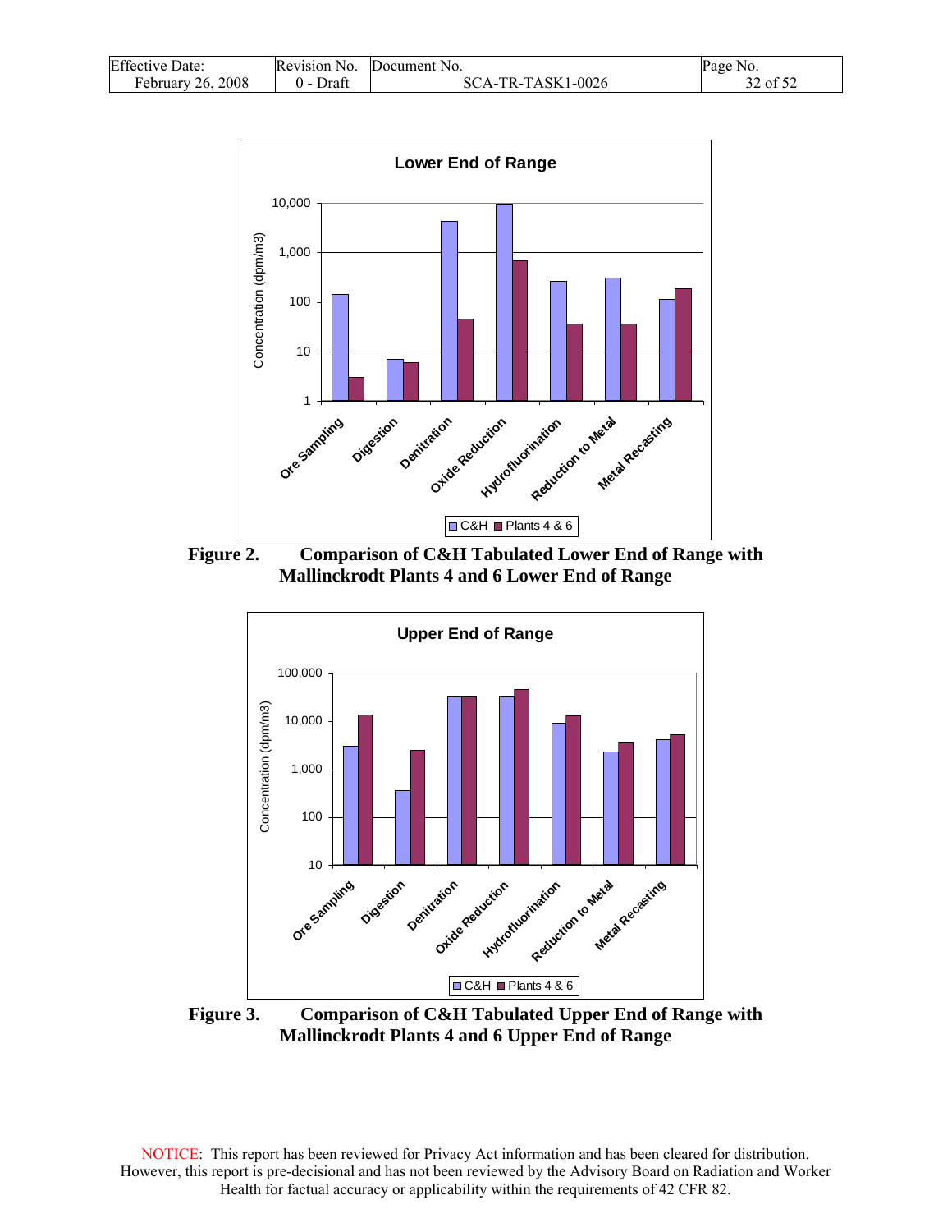**Figure 2. Comparison of C&H Tabulated Lower End of Range with Mallinckrodt Plants 4 and 6 Lower End of Range**

**Figure 3. Comparison of C&H Tabulated Upper End of Range with Mallinckrodt Plants 4 and 6 Upper End of Range**

NOTICE: This report has been reviewed for Privacy Act information and has been cleared for distribution. However, this report is pre-decisional and has not been reviewed by the Advisory Board on Radiation and Worker Health for factual accuracy or applicability within the requirements of 42 CFR 82.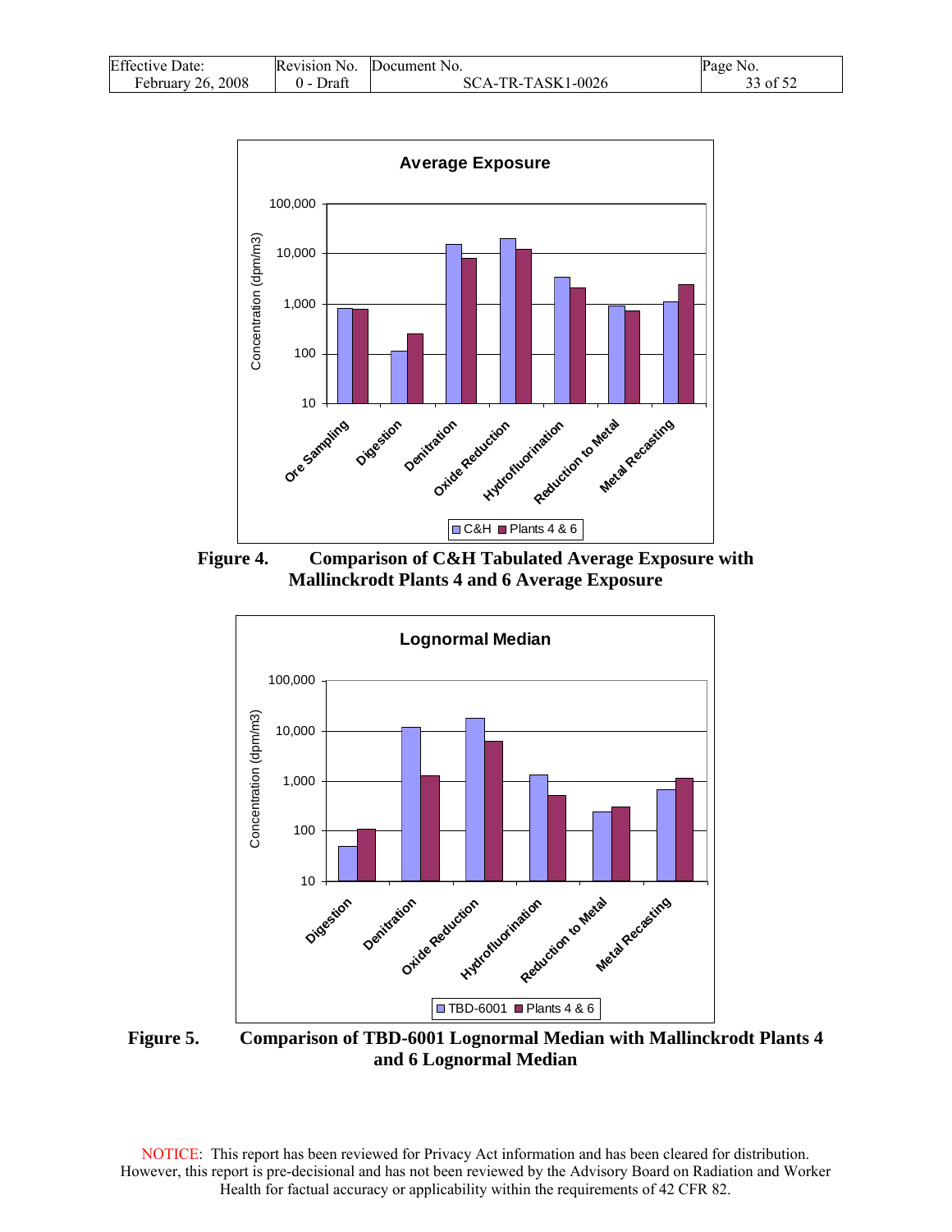**Figure 4. Comparison of C&H Tabulated Average Exposure with Mallinckrodt Plants 4 and 6 Average Exposure**

**Figure 5. Comparison of TBD-6001 Lognormal Median with Mallinckrodt Plants 4 and 6 Lognormal Median**

NOTICE: This report has been reviewed for Privacy Act information and has been cleared for distribution. However, this report is pre-decisional and has not been reviewed by the Advisory Board on Radiation and Worker Health for factual accuracy or applicability within the requirements of 42 CFR 82.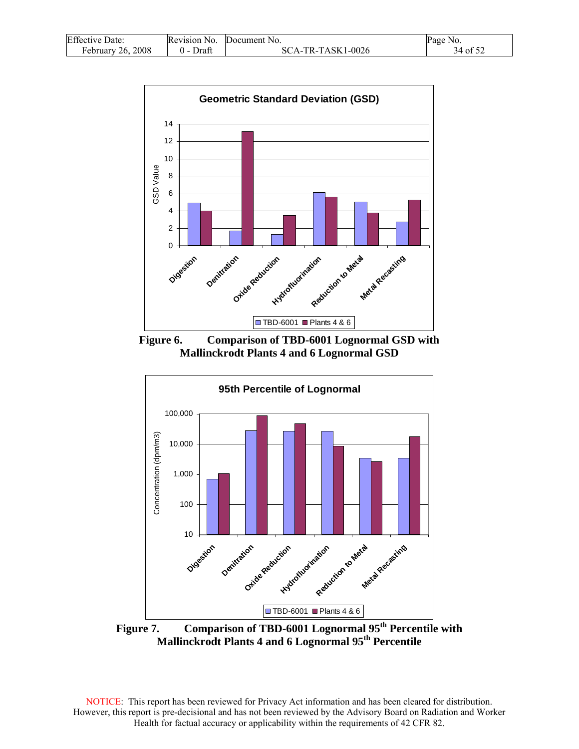**Figure 6. Comparison of TBD-6001 Lognormal GSD with Mallinckrodt Plants 4 and 6 Lognormal GSD**

**Figure 7. Comparison of TBD-6001 Lognormal 95th Percentile with Mallinckrodt Plants 4 and 6 Lognormal 95th Percentile**

NOTICE: This report has been reviewed for Privacy Act information and has been cleared for distribution. However, this report is pre-decisional and has not been reviewed by the Advisory Board on Radiation and Worker Health for factual accuracy or applicability within the requirements of 42 CFR 82.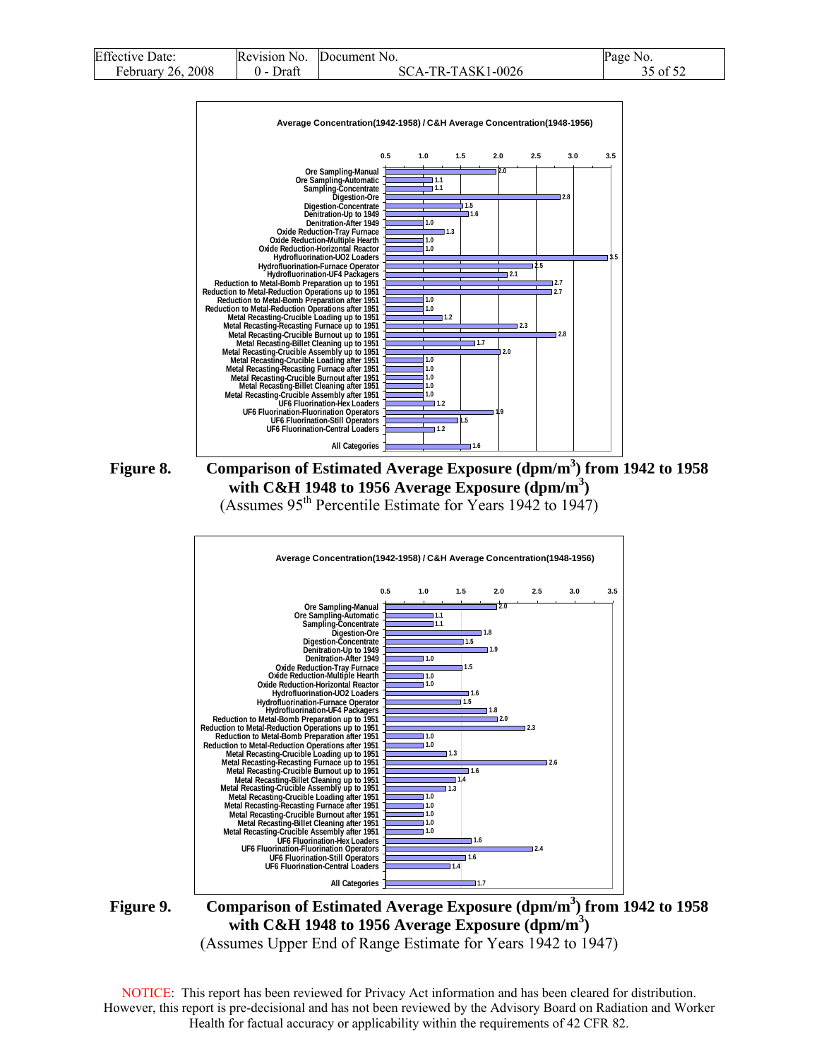**Average Concentration(1942-1958) / C&H Average Concentration(1948-1956)**

| Category | Ratio |
|---|---|
| Ore Sampling-Manual | 2.0 |
| Ore Sampling-Automatic | 1.1 |
| Sampling-Concentrate | 1.1 |
| Digestion-Ore | 2.8 |
| Digestion-Concentrate | 1.5 |
| Denitration-Up to 1949 | 1.6 |
| Denitration-After 1949 | 1.0 |
| Oxide Reduction-Tray Furnace | 1.3 |
| Oxide Reduction-Multiple Hearth | 1.0 |
| Oxide Reduction-Horizontal Reactor | 1.0 |
| Hydrofluorination-UO2 Loaders | 3.5 |
| Hydrofluorination-Furnace Operator | 2.5 |
| Hydrofluorination-UF4 Packagers | 2.1 |
| Reduction to Metal-Bomb Preparation up to 1951 | 2.7 |
| Reduction to Metal-Reduction Operations up to 1951 | 2.7 |
| Reduction to Metal-Bomb Preparation after 1951 | 1.0 |
| Reduction to Metal-Reduction Operations after 1951 | 1.0 |
| Metal Recasting-Crucible Loading up to 1951 | 1.2 |
| Metal Recasting-Recasting Furnace up to 1951 | 2.3 |
| Metal Recasting-Crucible Burnout up to 1951 | 2.8 |
| Metal Recasting-Billet Cleaning up to 1951 | 1.7 |
| Metal Recasting-Crucible Assembly up to 1951 | 2.0 |
| Metal Recasting-Crucible Loading after 1951 | 1.0 |
| Metal Recasting-Recasting Furnace after 1951 | 1.0 |
| Metal Recasting-Crucible Burnout after 1951 | 1.0 |
| Metal Recasting-Billet Cleaning after 1951 | 1.0 |
| Metal Recasting-Crucible Assembly after 1951 | 1.0 |
| UF6 Fluorination-Hex Loaders | 1.2 |
| UF6 Fluorination-Fluorination Operators | 1.9 |
| UF6 Fluorination-Still Operators | 1.5 |
| UF6 Fluorination-Central Loaders | 1.2 |
| All Categories | 1.6 |

**Figure 8. Comparison of Estimated Average Exposure (dpm/m$^3$) from 1942 to 1958 with C&H 1948 to 1956 Average Exposure (dpm/m$^3$)**
(Assumes 95th Percentile Estimate for Years 1942 to 1947)

**Average Concentration(1942-1958) / C&H Average Concentration(1948-1956)**

| Category | Ratio |
|---|---|
| Ore Sampling-Manual | 2.0 |
| Ore Sampling-Automatic | 1.1 |
| Sampling-Concentrate | 1.1 |
| Digestion-Ore | 1.8 |
| Digestion-Concentrate | 1.5 |
| Denitration-Up to 1949 | 1.9 |
| Denitration-After 1949 | 1.0 |
| Oxide Reduction-Tray Furnace | 1.5 |
| Oxide Reduction-Multiple Hearth | 1.0 |
| Oxide Reduction-Horizontal Reactor | 1.0 |
| Hydrofluorination-UO2 Loaders | 1.6 |
| Hydrofluorination-Furnace Operator | 1.5 |
| Hydrofluorination-UF4 Packagers | 1.8 |
| Reduction to Metal-Bomb Preparation up to 1951 | 2.0 |
| Reduction to Metal-Reduction Operations up to 1951 | 2.3 |
| Reduction to Metal-Bomb Preparation after 1951 | 1.0 |
| Reduction to Metal-Reduction Operations after 1951 | 1.0 |
| Metal Recasting-Crucible Loading up to 1951 | 1.3 |
| Metal Recasting-Recasting Furnace up to 1951 | 2.6 |
| Metal Recasting-Crucible Burnout up to 1951 | 1.6 |
| Metal Recasting-Billet Cleaning up to 1951 | 1.4 |
| Metal Recasting-Crucible Assembly up to 1951 | 1.3 |
| Metal Recasting-Crucible Loading after 1951 | 1.0 |
| Metal Recasting-Recasting Furnace after 1951 | 1.0 |
| Metal Recasting-Crucible Burnout after 1951 | 1.0 |
| Metal Recasting-Billet Cleaning after 1951 | 1.0 |
| Metal Recasting-Crucible Assembly after 1951 | 1.0 |
| UF6 Fluorination-Hex Loaders | 1.6 |
| UF6 Fluorination-Fluorination Operators | 2.4 |
| UF6 Fluorination-Still Operators | 1.6 |
| UF6 Fluorination-Central Loaders | 1.4 |
| All Categories | 1.7 |

**Figure 9. Comparison of Estimated Average Exposure (dpm/m$^3$) from 1942 to 1958 with C&H 1948 to 1956 Average Exposure (dpm/m$^3$)**
(Assumes Upper End of Range Estimate for Years 1942 to 1947)

NOTICE: This report has been reviewed for Privacy Act information and has been cleared for distribution. However, this report is pre-decisional and has not been reviewed by the Advisory Board on Radiation and Worker Health for factual accuracy or applicability within the requirements of 42 CFR 82.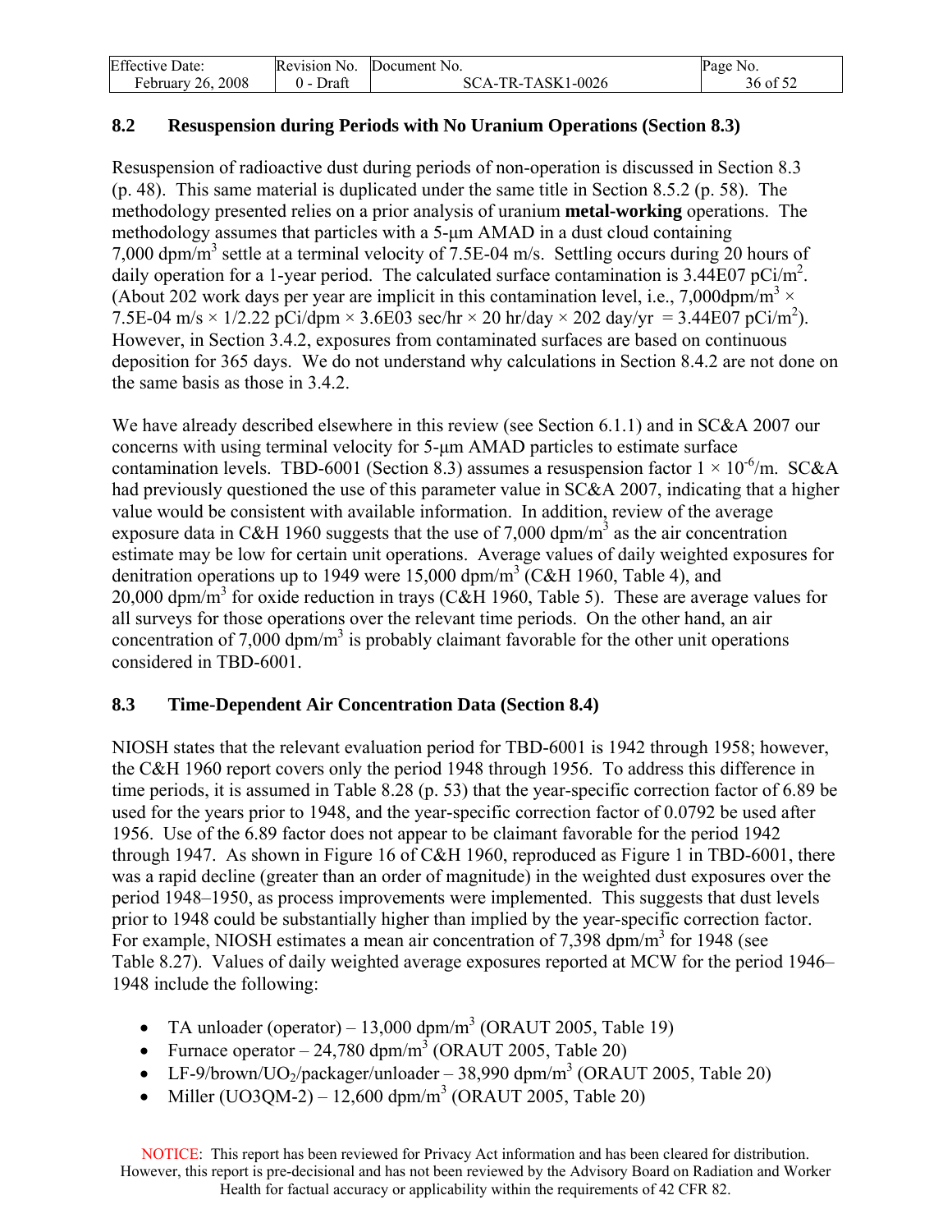## 8.2 Resuspension during Periods with No Uranium Operations (Section 8.3)

Resuspension of radioactive dust during periods of non-operation is discussed in Section 8.3 (p. 48). This same material is duplicated under the same title in Section 8.5.2 (p. 58). The methodology presented relies on a prior analysis of uranium **metal-working** operations. The methodology assumes that particles with a 5-μm AMAD in a dust cloud containing 7,000 dpm/m$^3$ settle at a terminal velocity of 7.5E-04 m/s. Settling occurs during 20 hours of daily operation for a 1-year period. The calculated surface contamination is 3.44E07 pCi/m$^2$. (About 202 work days per year are implicit in this contamination level, i.e., 7,000dpm/m$^3$ × 7.5E-04 m/s × 1/2.22 pCi/dpm × 3.6E03 sec/hr × 20 hr/day × 202 day/yr = 3.44E07 pCi/m$^2$). However, in Section 3.4.2, exposures from contaminated surfaces are based on continuous deposition for 365 days. We do not understand why calculations in Section 8.4.2 are not done on the same basis as those in 3.4.2.

We have already described elsewhere in this review (see Section 6.1.1) and in SC&A 2007 our concerns with using terminal velocity for 5-μm AMAD particles to estimate surface contamination levels. TBD-6001 (Section 8.3) assumes a resuspension factor $1 \times 10^{-6}$/m. SC&A had previously questioned the use of this parameter value in SC&A 2007, indicating that a higher value would be consistent with available information. In addition, review of the average exposure data in C&H 1960 suggests that the use of 7,000 dpm/m$^3$ as the air concentration estimate may be low for certain unit operations. Average values of daily weighted exposures for denitration operations up to 1949 were 15,000 dpm/m$^3$ (C&H 1960, Table 4), and 20,000 dpm/m$^3$ for oxide reduction in trays (C&H 1960, Table 5). These are average values for all surveys for those operations over the relevant time periods. On the other hand, an air concentration of 7,000 dpm/m$^3$ is probably claimant favorable for the other unit operations considered in TBD-6001.

## 8.3 Time-Dependent Air Concentration Data (Section 8.4)

NIOSH states that the relevant evaluation period for TBD-6001 is 1942 through 1958; however, the C&H 1960 report covers only the period 1948 through 1956. To address this difference in time periods, it is assumed in Table 8.28 (p. 53) that the year-specific correction factor of 6.89 be used for the years prior to 1948, and the year-specific correction factor of 0.0792 be used after 1956. Use of the 6.89 factor does not appear to be claimant favorable for the period 1942 through 1947. As shown in Figure 16 of C&H 1960, reproduced as Figure 1 in TBD-6001, there was a rapid decline (greater than an order of magnitude) in the weighted dust exposures over the period 1948–1950, as process improvements were implemented. This suggests that dust levels prior to 1948 could be substantially higher than implied by the year-specific correction factor. For example, NIOSH estimates a mean air concentration of 7,398 dpm/m$^3$ for 1948 (see Table 8.27). Values of daily weighted average exposures reported at MCW for the period 1946–1948 include the following:

- TA unloader (operator) – 13,000 dpm/m$^3$ (ORAUT 2005, Table 19)
- Furnace operator – 24,780 dpm/m$^3$ (ORAUT 2005, Table 20)
- LF-9/brown/$UO_2$/packager/unloader – 38,990 dpm/m$^3$ (ORAUT 2005, Table 20)
- Miller (UO3QM-2) – 12,600 dpm/m$^3$ (ORAUT 2005, Table 20)

NOTICE: This report has been reviewed for Privacy Act information and has been cleared for distribution. However, this report is pre-decisional and has not been reviewed by the Advisory Board on Radiation and Worker Health for factual accuracy or applicability within the requirements of 42 CFR 82.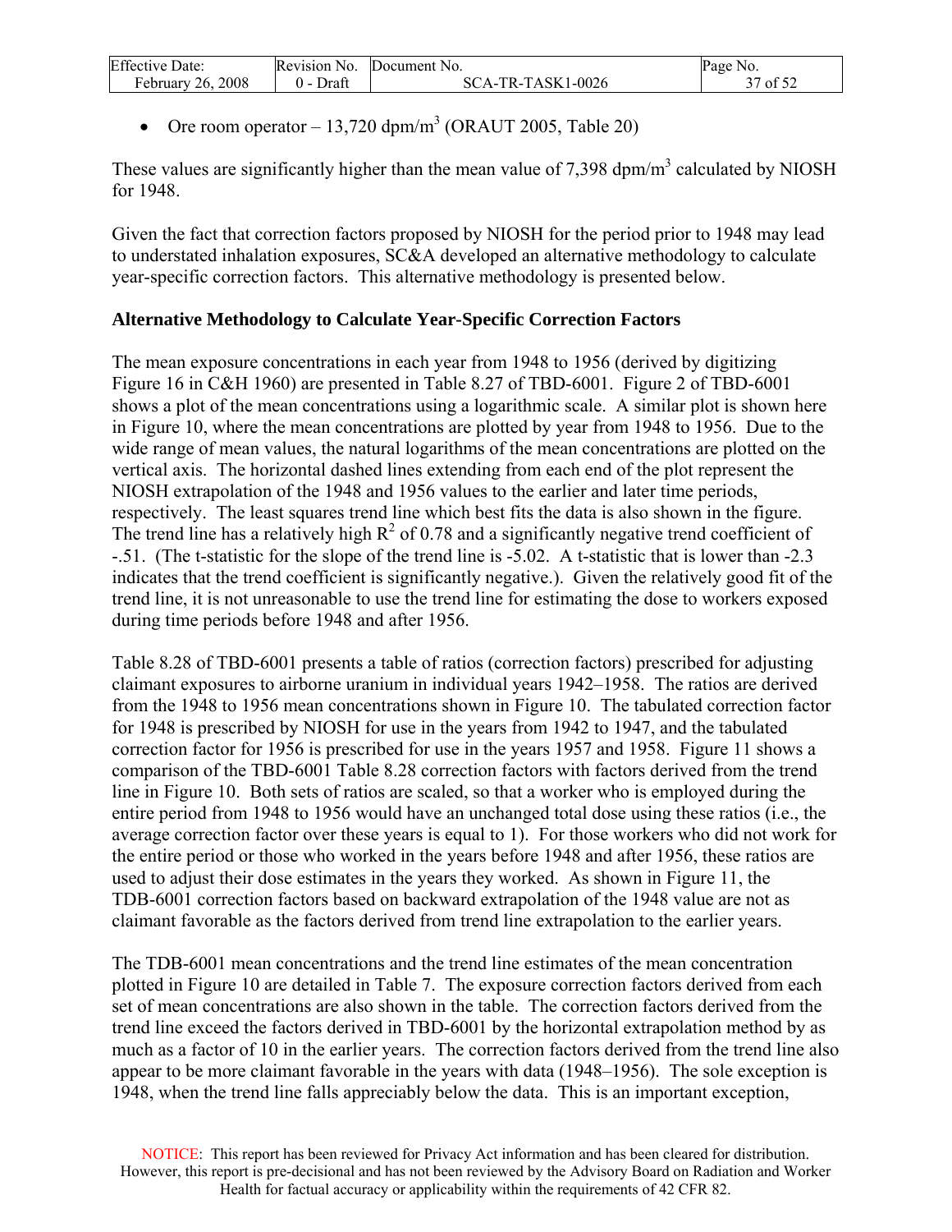- Ore room operator – 13,720 dpm/m$^3$ (ORAUT 2005, Table 20)

These values are significantly higher than the mean value of 7,398 dpm/m$^3$ calculated by NIOSH for 1948.

Given the fact that correction factors proposed by NIOSH for the period prior to 1948 may lead to understated inhalation exposures, SC&A developed an alternative methodology to calculate year-specific correction factors. This alternative methodology is presented below.

**Alternative Methodology to Calculate Year-Specific Correction Factors**

The mean exposure concentrations in each year from 1948 to 1956 (derived by digitizing Figure 16 in C&H 1960) are presented in Table 8.27 of TBD-6001. Figure 2 of TBD-6001 shows a plot of the mean concentrations using a logarithmic scale. A similar plot is shown here in Figure 10, where the mean concentrations are plotted by year from 1948 to 1956. Due to the wide range of mean values, the natural logarithms of the mean concentrations are plotted on the vertical axis. The horizontal dashed lines extending from each end of the plot represent the NIOSH extrapolation of the 1948 and 1956 values to the earlier and later time periods, respectively. The least squares trend line which best fits the data is also shown in the figure. The trend line has a relatively high $R^2$ of 0.78 and a significantly negative trend coefficient of -.51. (The t-statistic for the slope of the trend line is -5.02. A t-statistic that is lower than -2.3 indicates that the trend coefficient is significantly negative.). Given the relatively good fit of the trend line, it is not unreasonable to use the trend line for estimating the dose to workers exposed during time periods before 1948 and after 1956.

Table 8.28 of TBD-6001 presents a table of ratios (correction factors) prescribed for adjusting claimant exposures to airborne uranium in individual years 1942–1958. The ratios are derived from the 1948 to 1956 mean concentrations shown in Figure 10. The tabulated correction factor for 1948 is prescribed by NIOSH for use in the years from 1942 to 1947, and the tabulated correction factor for 1956 is prescribed for use in the years 1957 and 1958. Figure 11 shows a comparison of the TBD-6001 Table 8.28 correction factors with factors derived from the trend line in Figure 10. Both sets of ratios are scaled, so that a worker who is employed during the entire period from 1948 to 1956 would have an unchanged total dose using these ratios (i.e., the average correction factor over these years is equal to 1). For those workers who did not work for the entire period or those who worked in the years before 1948 and after 1956, these ratios are used to adjust their dose estimates in the years they worked. As shown in Figure 11, the TDB-6001 correction factors based on backward extrapolation of the 1948 value are not as claimant favorable as the factors derived from trend line extrapolation to the earlier years.

The TDB-6001 mean concentrations and the trend line estimates of the mean concentration plotted in Figure 10 are detailed in Table 7. The exposure correction factors derived from each set of mean concentrations are also shown in the table. The correction factors derived from the trend line exceed the factors derived in TBD-6001 by the horizontal extrapolation method by as much as a factor of 10 in the earlier years. The correction factors derived from the trend line also appear to be more claimant favorable in the years with data (1948–1956). The sole exception is 1948, when the trend line falls appreciably below the data. This is an important exception,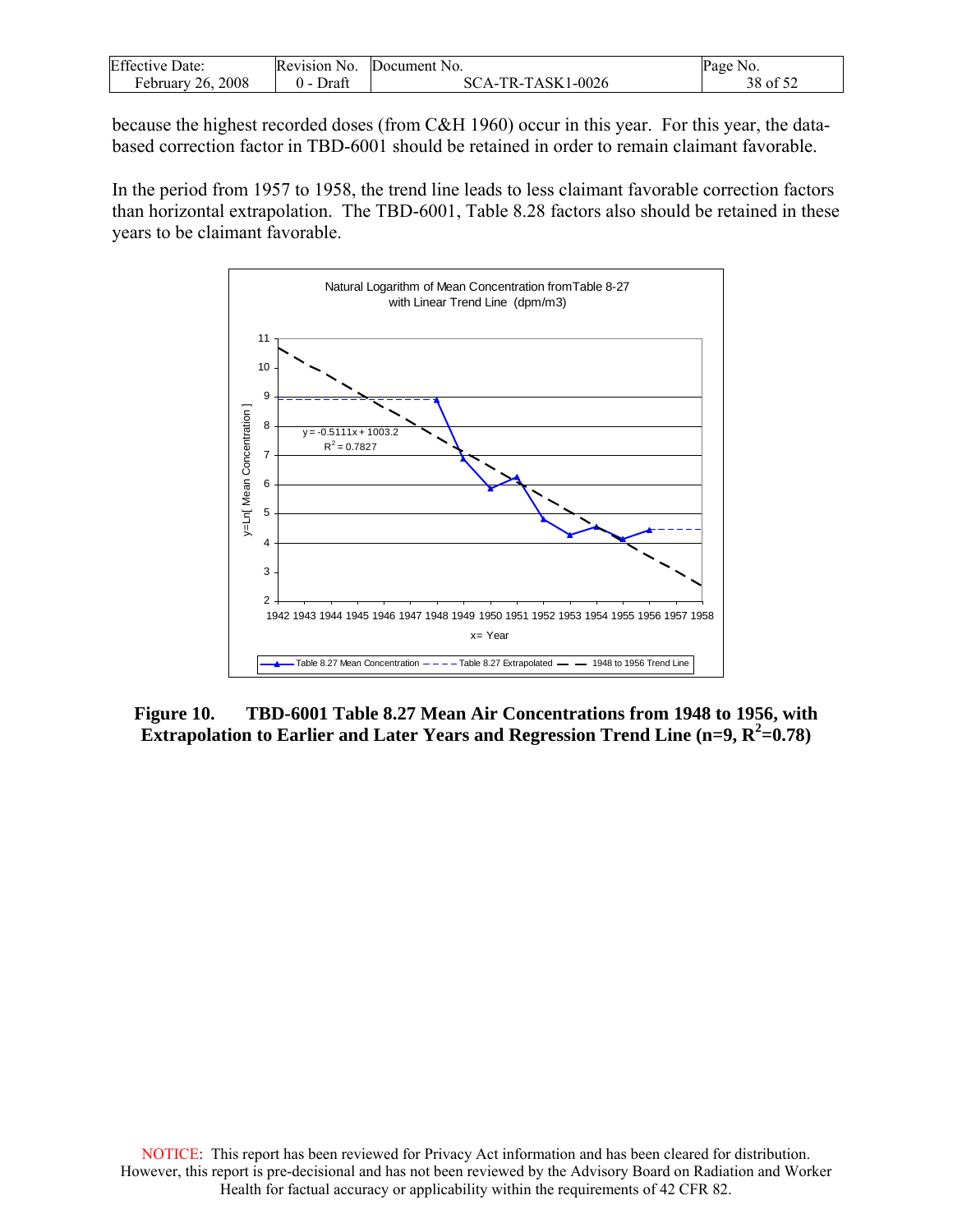because the highest recorded doses (from C&H 1960) occur in this year. For this year, the data-based correction factor in TBD-6001 should be retained in order to remain claimant favorable.

In the period from 1957 to 1958, the trend line leads to less claimant favorable correction factors than horizontal extrapolation. The TBD-6001, Table 8.28 factors also should be retained in these years to be claimant favorable.

**Figure 10. TBD-6001 Table 8.27 Mean Air Concentrations from 1948 to 1956, with Extrapolation to Earlier and Later Years and Regression Trend Line (n=9, $R^2$=0.78)**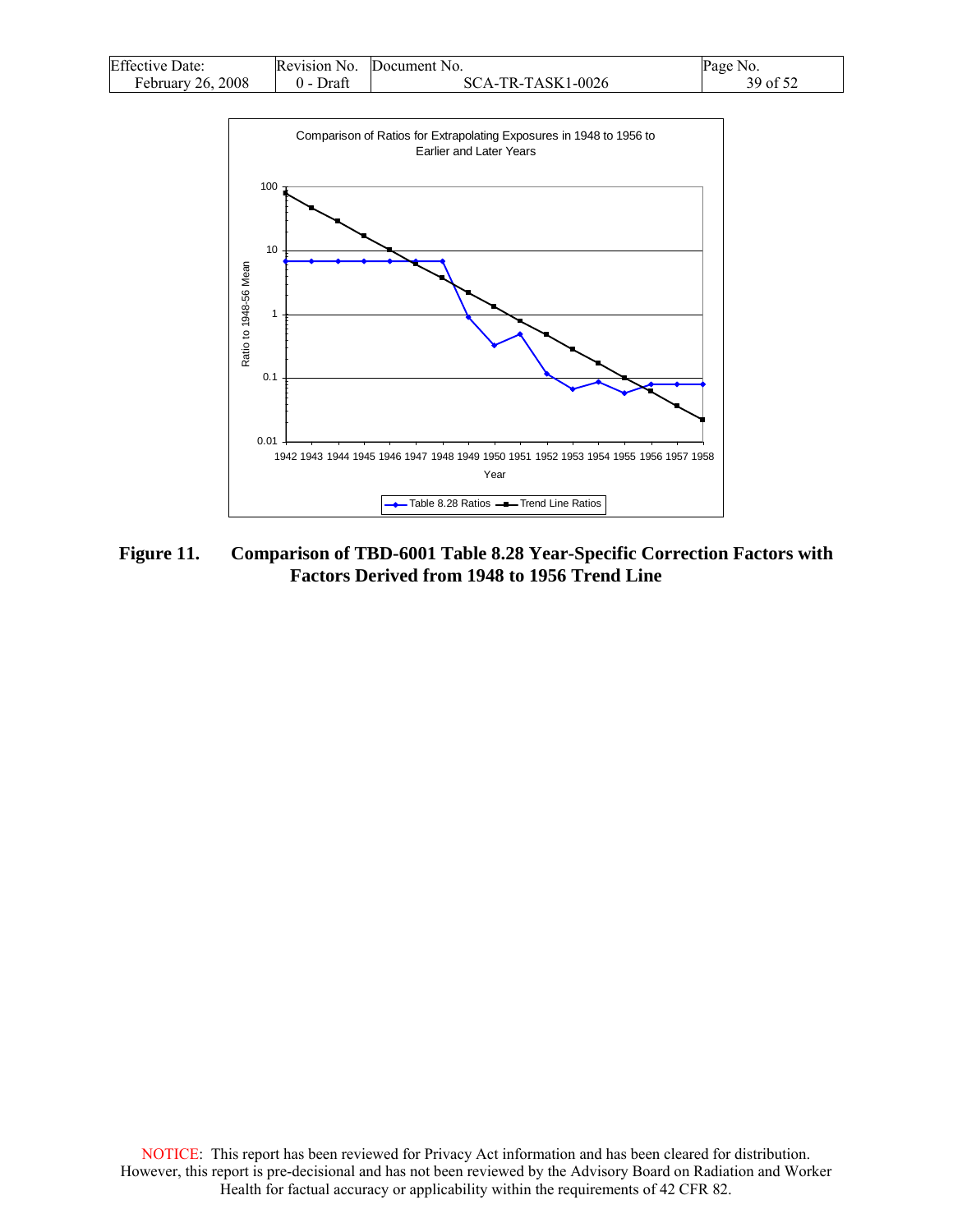Comparison of Ratios for Extrapolating Exposures in 1948 to 1956 to Earlier and Later Years

Ratio to 1948-56 Mean

Year

Table 8.28 Ratios — Trend Line Ratios

**Figure 11. Comparison of TBD-6001 Table 8.28 Year-Specific Correction Factors with Factors Derived from 1948 to 1956 Trend Line**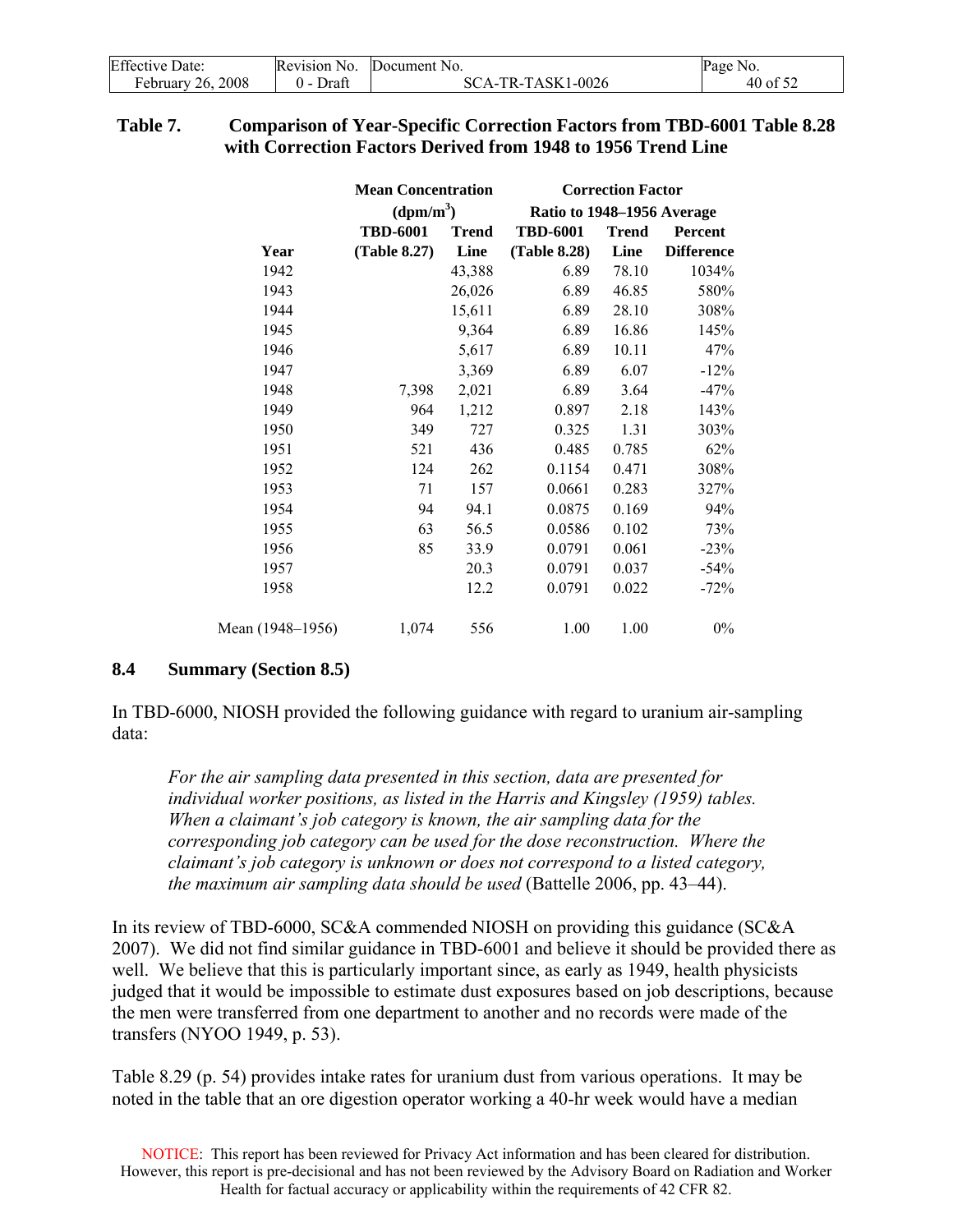**Table 7. Comparison of Year-Specific Correction Factors from TBD-6001 Table 8.28 with Correction Factors Derived from 1948 to 1956 Trend Line**

| | Mean Concentration ($dpm/m^3$) | | Correction Factor Ratio to 1948–1956 Average | | |
|---|---|---|---|---|---|
| **Year** | **TBD-6001 (Table 8.27)** | **Trend Line** | **TBD-6001 (Table 8.28)** | **Trend Line** | **Percent Difference** |
| 1942 | | 43,388 | 6.89 | 78.10 | 1034% |
| 1943 | | 26,026 | 6.89 | 46.85 | 580% |
| 1944 | | 15,611 | 6.89 | 28.10 | 308% |
| 1945 | | 9,364 | 6.89 | 16.86 | 145% |
| 1946 | | 5,617 | 6.89 | 10.11 | 47% |
| 1947 | | 3,369 | 6.89 | 6.07 | -12% |
| 1948 | 7,398 | 2,021 | 6.89 | 3.64 | -47% |
| 1949 | 964 | 1,212 | 0.897 | 2.18 | 143% |
| 1950 | 349 | 727 | 0.325 | 1.31 | 303% |
| 1951 | 521 | 436 | 0.485 | 0.785 | 62% |
| 1952 | 124 | 262 | 0.1154 | 0.471 | 308% |
| 1953 | 71 | 157 | 0.0661 | 0.283 | 327% |
| 1954 | 94 | 94.1 | 0.0875 | 0.169 | 94% |
| 1955 | 63 | 56.5 | 0.0586 | 0.102 | 73% |
| 1956 | 85 | 33.9 | 0.0791 | 0.061 | -23% |
| 1957 | | 20.3 | 0.0791 | 0.037 | -54% |
| 1958 | | 12.2 | 0.0791 | 0.022 | -72% |
| Mean (1948–1956) | 1,074 | 556 | 1.00 | 1.00 | 0% |

## 8.4 Summary (Section 8.5)

In TBD-6000, NIOSH provided the following guidance with regard to uranium air-sampling data:

> *For the air sampling data presented in this section, data are presented for individual worker positions, as listed in the Harris and Kingsley (1959) tables. When a claimant's job category is known, the air sampling data for the corresponding job category can be used for the dose reconstruction. Where the claimant's job category is unknown or does not correspond to a listed category, the maximum air sampling data should be used* (Battelle 2006, pp. 43–44).

In its review of TBD-6000, SC&A commended NIOSH on providing this guidance (SC&A 2007). We did not find similar guidance in TBD-6001 and believe it should be provided there as well. We believe that this is particularly important since, as early as 1949, health physicists judged that it would be impossible to estimate dust exposures based on job descriptions, because the men were transferred from one department to another and no records were made of the transfers (NYOO 1949, p. 53).

Table 8.29 (p. 54) provides intake rates for uranium dust from various operations. It may be noted in the table that an ore digestion operator working a 40-hr week would have a median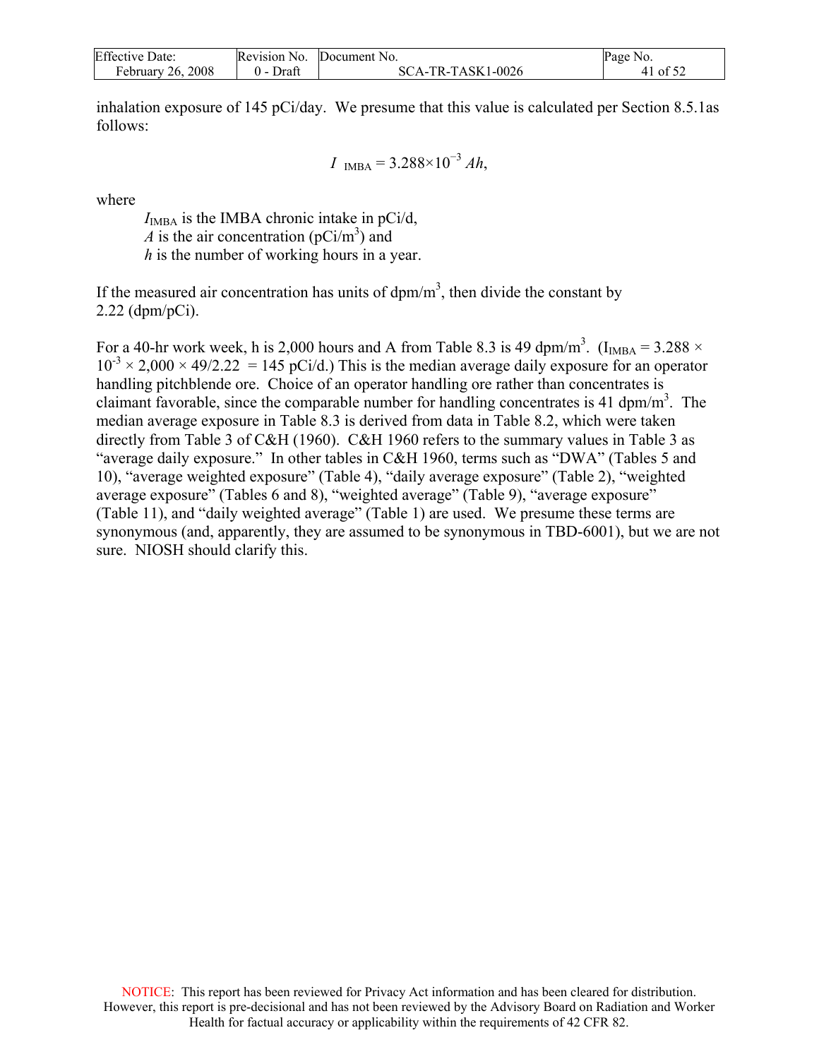inhalation exposure of 145 pCi/day. We presume that this value is calculated per Section 8.5.1as follows:

$$I_{\text{IMBA}} = 3.288 \times 10^{-3}\, Ah,$$

where

$I_{\text{IMBA}}$ is the IMBA chronic intake in pCi/d,
$A$ is the air concentration (pCi/m$^3$) and
$h$ is the number of working hours in a year.

If the measured air concentration has units of dpm/m$^3$, then divide the constant by 2.22 (dpm/pCi).

For a 40-hr work week, h is 2,000 hours and A from Table 8.3 is 49 dpm/m$^3$. ($I_{\text{IMBA}} = 3.288 \times 10^{-3} \times 2{,}000 \times 49/2.22 = 145$ pCi/d.) This is the median average daily exposure for an operator handling pitchblende ore. Choice of an operator handling ore rather than concentrates is claimant favorable, since the comparable number for handling concentrates is 41 dpm/m$^3$. The median average exposure in Table 8.3 is derived from data in Table 8.2, which were taken directly from Table 3 of C&H (1960). C&H 1960 refers to the summary values in Table 3 as "average daily exposure." In other tables in C&H 1960, terms such as "DWA" (Tables 5 and 10), "average weighted exposure" (Table 4), "daily average exposure" (Table 2), "weighted average exposure" (Tables 6 and 8), "weighted average" (Table 9), "average exposure" (Table 11), and "daily weighted average" (Table 1) are used. We presume these terms are synonymous (and, apparently, they are assumed to be synonymous in TBD-6001), but we are not sure. NIOSH should clarify this.

NOTICE: This report has been reviewed for Privacy Act information and has been cleared for distribution. However, this report is pre-decisional and has not been reviewed by the Advisory Board on Radiation and Worker Health for factual accuracy or applicability within the requirements of 42 CFR 82.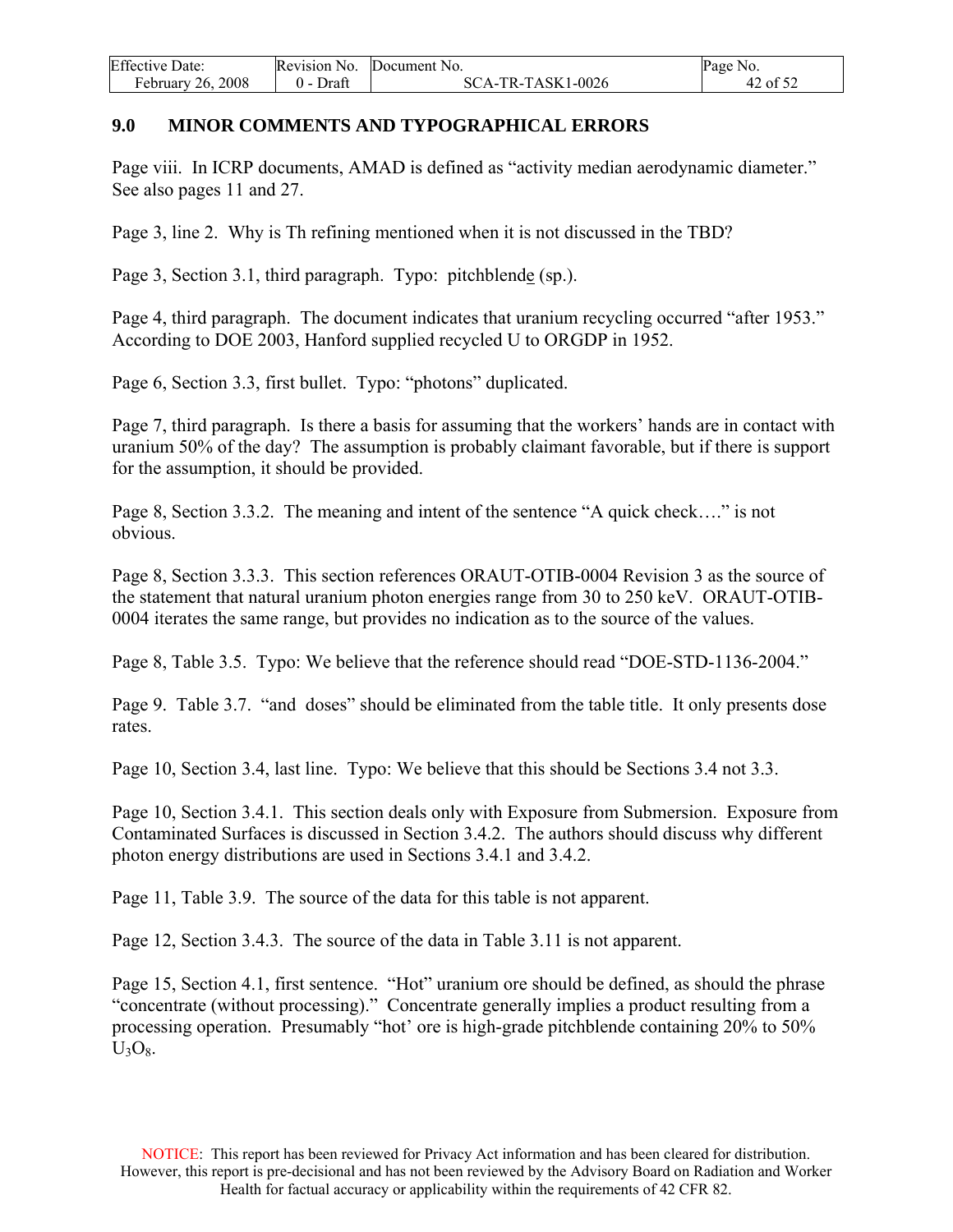## 9.0 MINOR COMMENTS AND TYPOGRAPHICAL ERRORS

Page viii. In ICRP documents, AMAD is defined as "activity median aerodynamic diameter." See also pages 11 and 27.

Page 3, line 2. Why is Th refining mentioned when it is not discussed in the TBD?

Page 3, Section 3.1, third paragraph. Typo: pitchblende (sp.).

Page 4, third paragraph. The document indicates that uranium recycling occurred "after 1953." According to DOE 2003, Hanford supplied recycled U to ORGDP in 1952.

Page 6, Section 3.3, first bullet. Typo: "photons" duplicated.

Page 7, third paragraph. Is there a basis for assuming that the workers' hands are in contact with uranium 50% of the day? The assumption is probably claimant favorable, but if there is support for the assumption, it should be provided.

Page 8, Section 3.3.2. The meaning and intent of the sentence "A quick check…." is not obvious.

Page 8, Section 3.3.3. This section references ORAUT-OTIB-0004 Revision 3 as the source of the statement that natural uranium photon energies range from 30 to 250 keV. ORAUT-OTIB-0004 iterates the same range, but provides no indication as to the source of the values.

Page 8, Table 3.5. Typo: We believe that the reference should read "DOE-STD-1136-2004."

Page 9. Table 3.7. "and doses" should be eliminated from the table title. It only presents dose rates.

Page 10, Section 3.4, last line. Typo: We believe that this should be Sections 3.4 not 3.3.

Page 10, Section 3.4.1. This section deals only with Exposure from Submersion. Exposure from Contaminated Surfaces is discussed in Section 3.4.2. The authors should discuss why different photon energy distributions are used in Sections 3.4.1 and 3.4.2.

Page 11, Table 3.9. The source of the data for this table is not apparent.

Page 12, Section 3.4.3. The source of the data in Table 3.11 is not apparent.

Page 15, Section 4.1, first sentence. "Hot" uranium ore should be defined, as should the phrase "concentrate (without processing)." Concentrate generally implies a product resulting from a processing operation. Presumably "hot' ore is high-grade pitchblende containing 20% to 50% $U_3O_8$.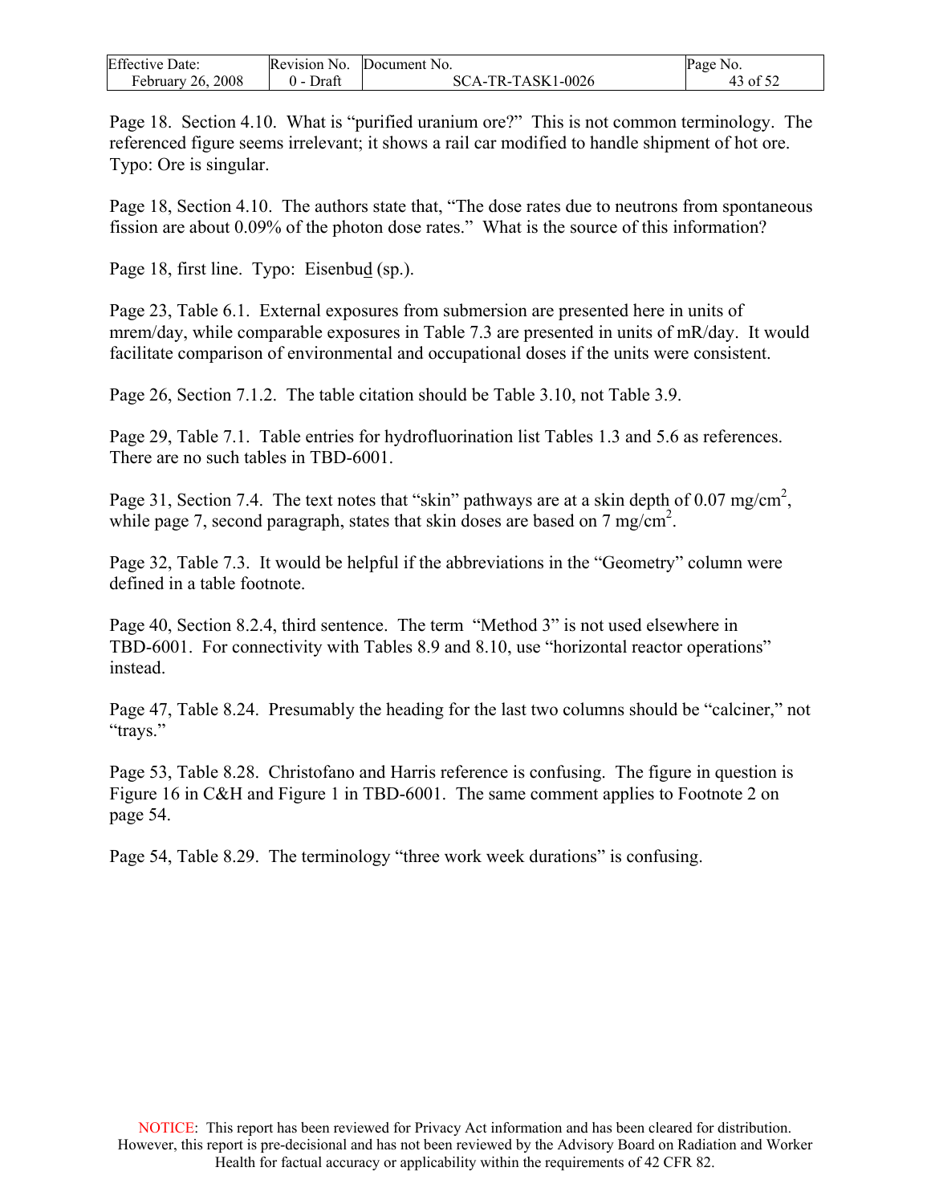Page 18. Section 4.10. What is "purified uranium ore?" This is not common terminology. The referenced figure seems irrelevant; it shows a rail car modified to handle shipment of hot ore. Typo: Ore is singular.

Page 18, Section 4.10. The authors state that, "The dose rates due to neutrons from spontaneous fission are about 0.09% of the photon dose rates." What is the source of this information?

Page 18, first line. Typo: Eisenbud (sp.).

Page 23, Table 6.1. External exposures from submersion are presented here in units of mrem/day, while comparable exposures in Table 7.3 are presented in units of mR/day. It would facilitate comparison of environmental and occupational doses if the units were consistent.

Page 26, Section 7.1.2. The table citation should be Table 3.10, not Table 3.9.

Page 29, Table 7.1. Table entries for hydrofluorination list Tables 1.3 and 5.6 as references. There are no such tables in TBD-6001.

Page 31, Section 7.4. The text notes that "skin" pathways are at a skin depth of 0.07 mg/cm$^2$, while page 7, second paragraph, states that skin doses are based on 7 mg/cm$^2$.

Page 32, Table 7.3. It would be helpful if the abbreviations in the "Geometry" column were defined in a table footnote.

Page 40, Section 8.2.4, third sentence. The term "Method 3" is not used elsewhere in TBD-6001. For connectivity with Tables 8.9 and 8.10, use "horizontal reactor operations" instead.

Page 47, Table 8.24. Presumably the heading for the last two columns should be "calciner," not "trays."

Page 53, Table 8.28. Christofano and Harris reference is confusing. The figure in question is Figure 16 in C&H and Figure 1 in TBD-6001. The same comment applies to Footnote 2 on page 54.

Page 54, Table 8.29. The terminology "three work week durations" is confusing.

NOTICE: This report has been reviewed for Privacy Act information and has been cleared for distribution. However, this report is pre-decisional and has not been reviewed by the Advisory Board on Radiation and Worker Health for factual accuracy or applicability within the requirements of 42 CFR 82.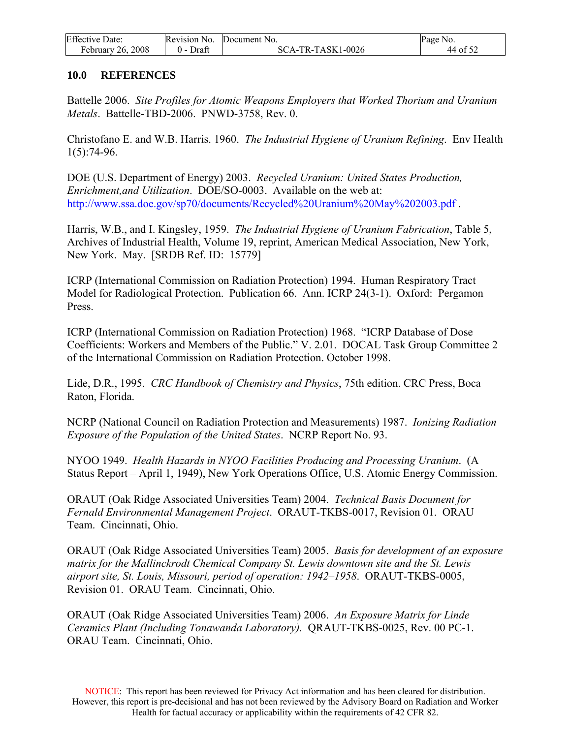## 10.0 REFERENCES

Battelle 2006. *Site Profiles for Atomic Weapons Employers that Worked Thorium and Uranium Metals*. Battelle-TBD-2006. PNWD-3758, Rev. 0.

Christofano E. and W.B. Harris. 1960. *The Industrial Hygiene of Uranium Refining*. Env Health 1(5):74-96.

DOE (U.S. Department of Energy) 2003. *Recycled Uranium: United States Production, Enrichment,and Utilization*. DOE/SO-0003. Available on the web at: http://www.ssa.doe.gov/sp70/documents/Recycled%20Uranium%20May%202003.pdf .

Harris, W.B., and I. Kingsley, 1959. *The Industrial Hygiene of Uranium Fabrication*, Table 5, Archives of Industrial Health, Volume 19, reprint, American Medical Association, New York, New York. May. [SRDB Ref. ID: 15779]

ICRP (International Commission on Radiation Protection) 1994. Human Respiratory Tract Model for Radiological Protection. Publication 66. Ann. ICRP 24(3-1). Oxford: Pergamon Press.

ICRP (International Commission on Radiation Protection) 1968. "ICRP Database of Dose Coefficients: Workers and Members of the Public." V. 2.01. DOCAL Task Group Committee 2 of the International Commission on Radiation Protection. October 1998.

Lide, D.R., 1995. *CRC Handbook of Chemistry and Physics*, 75th edition. CRC Press, Boca Raton, Florida.

NCRP (National Council on Radiation Protection and Measurements) 1987. *Ionizing Radiation Exposure of the Population of the United States*. NCRP Report No. 93.

NYOO 1949. *Health Hazards in NYOO Facilities Producing and Processing Uranium*. (A Status Report – April 1, 1949), New York Operations Office, U.S. Atomic Energy Commission.

ORAUT (Oak Ridge Associated Universities Team) 2004. *Technical Basis Document for Fernald Environmental Management Project*. ORAUT-TKBS-0017, Revision 01. ORAU Team. Cincinnati, Ohio.

ORAUT (Oak Ridge Associated Universities Team) 2005. *Basis for development of an exposure matrix for the Mallinckrodt Chemical Company St. Lewis downtown site and the St. Lewis airport site, St. Louis, Missouri, period of operation: 1942–1958*. ORAUT-TKBS-0005, Revision 01. ORAU Team. Cincinnati, Ohio.

ORAUT (Oak Ridge Associated Universities Team) 2006. *An Exposure Matrix for Linde Ceramics Plant (Including Tonawanda Laboratory).* QRAUT-TKBS-0025, Rev. 00 PC-1. ORAU Team. Cincinnati, Ohio.

NOTICE: This report has been reviewed for Privacy Act information and has been cleared for distribution. However, this report is pre-decisional and has not been reviewed by the Advisory Board on Radiation and Worker Health for factual accuracy or applicability within the requirements of 42 CFR 82.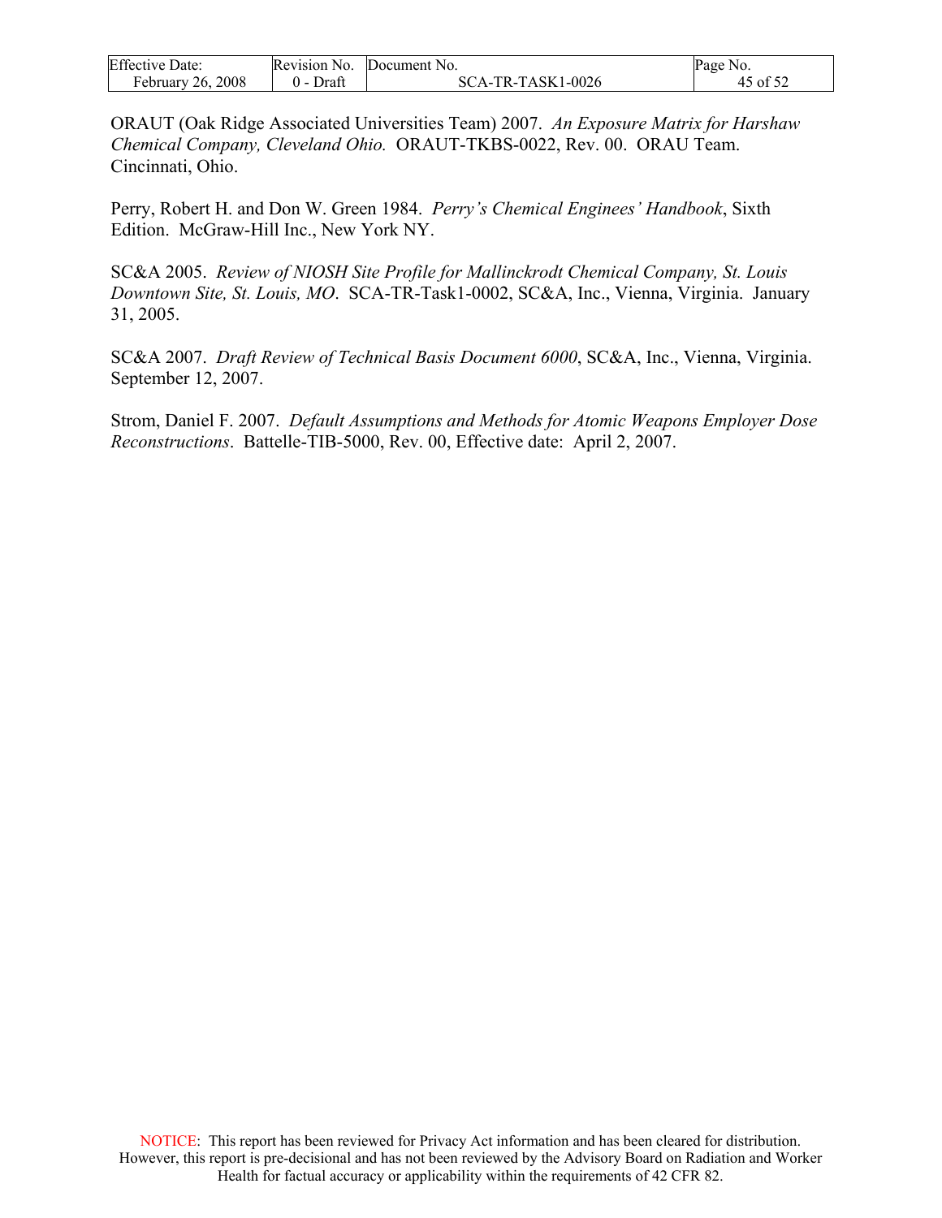ORAUT (Oak Ridge Associated Universities Team) 2007. *An Exposure Matrix for Harshaw Chemical Company, Cleveland Ohio.* ORAUT-TKBS-0022, Rev. 00. ORAU Team. Cincinnati, Ohio.

Perry, Robert H. and Don W. Green 1984. *Perry's Chemical Enginees' Handbook*, Sixth Edition. McGraw-Hill Inc., New York NY.

SC&A 2005. *Review of NIOSH Site Profile for Mallinckrodt Chemical Company, St. Louis Downtown Site, St. Louis, MO*. SCA-TR-Task1-0002, SC&A, Inc., Vienna, Virginia. January 31, 2005.

SC&A 2007. *Draft Review of Technical Basis Document 6000*, SC&A, Inc., Vienna, Virginia. September 12, 2007.

Strom, Daniel F. 2007. *Default Assumptions and Methods for Atomic Weapons Employer Dose Reconstructions*. Battelle-TIB-5000, Rev. 00, Effective date: April 2, 2007.

NOTICE: This report has been reviewed for Privacy Act information and has been cleared for distribution. However, this report is pre-decisional and has not been reviewed by the Advisory Board on Radiation and Worker Health for factual accuracy or applicability within the requirements of 42 CFR 82.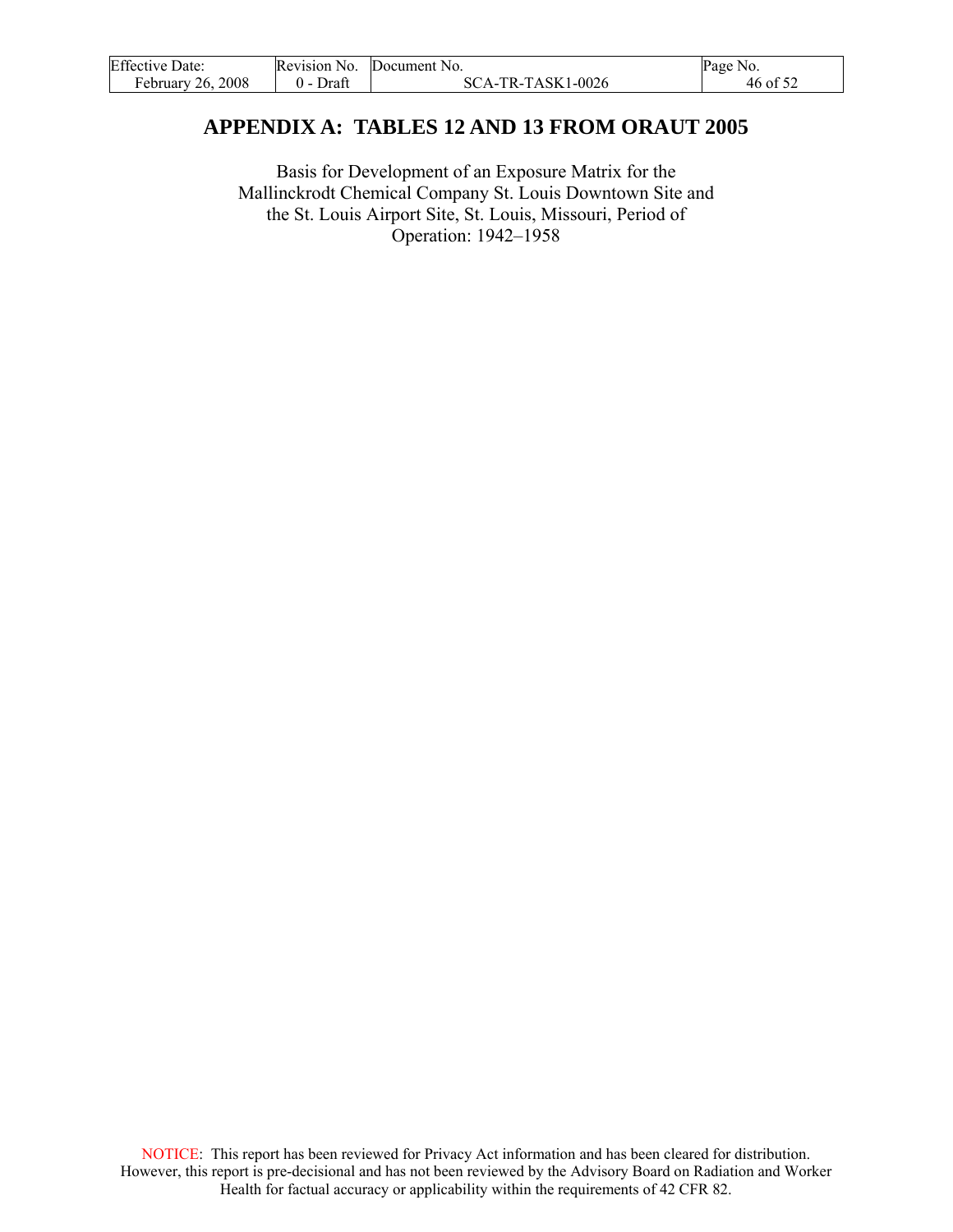# APPENDIX A: TABLES 12 AND 13 FROM ORAUT 2005

Basis for Development of an Exposure Matrix for the Mallinckrodt Chemical Company St. Louis Downtown Site and the St. Louis Airport Site, St. Louis, Missouri, Period of Operation: 1942–1958

NOTICE: This report has been reviewed for Privacy Act information and has been cleared for distribution. However, this report is pre-decisional and has not been reviewed by the Advisory Board on Radiation and Worker Health for factual accuracy or applicability within the requirements of 42 CFR 82.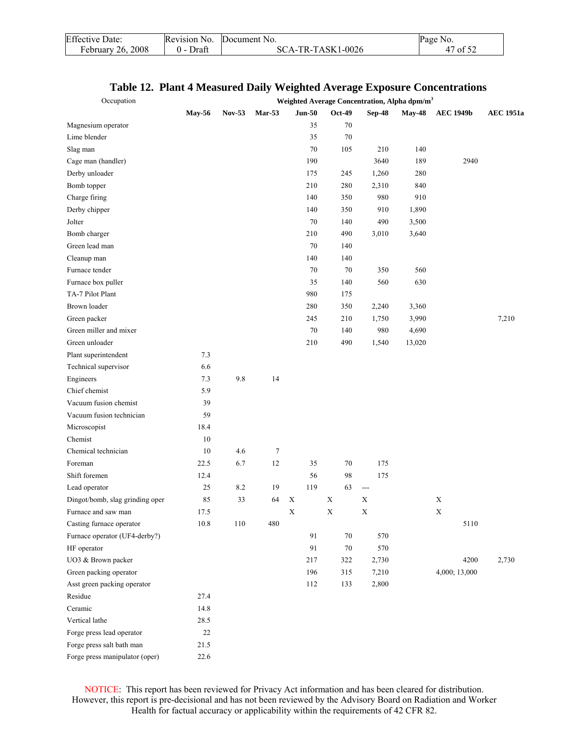**Table 12. Plant 4 Measured Daily Weighted Average Exposure Concentrations**

| Occupation | Weighted Average Concentration, Alpha dpm/m$^3$ | | | | | | | | |
|---|---|---|---|---|---|---|---|---|---|
| | May-56 | Nov-53 | Mar-53 | Jun-50 | Oct-49 | Sep-48 | May-48 | AEC 1949b | AEC 1951a |
| Magnesium operator | | | | 35 | 70 | | | | |
| Lime blender | | | | 35 | 70 | | | | |
| Slag man | | | | 70 | 105 | 210 | 140 | | |
| Cage man (handler) | | | | 190 | | 3640 | 189 | 2940 | |
| Derby unloader | | | | 175 | 245 | 1,260 | 280 | | |
| Bomb topper | | | | 210 | 280 | 2,310 | 840 | | |
| Charge firing | | | | 140 | 350 | 980 | 910 | | |
| Derby chipper | | | | 140 | 350 | 910 | 1,890 | | |
| Jolter | | | | 70 | 140 | 490 | 3,500 | | |
| Bomb charger | | | | 210 | 490 | 3,010 | 3,640 | | |
| Green lead man | | | | 70 | 140 | | | | |
| Cleanup man | | | | 140 | 140 | | | | |
| Furnace tender | | | | 70 | 70 | 350 | 560 | | |
| Furnace box puller | | | | 35 | 140 | 560 | 630 | | |
| TA-7 Pilot Plant | | | | 980 | 175 | | | | |
| Brown loader | | | | 280 | 350 | 2,240 | 3,360 | | |
| Green packer | | | | 245 | 210 | 1,750 | 3,990 | | 7,210 |
| Green miller and mixer | | | | 70 | 140 | 980 | 4,690 | | |
| Green unloader | | | | 210 | 490 | 1,540 | 13,020 | | |
| Plant superintendent | 7.3 | | | | | | | | |
| Technical supervisor | 6.6 | | | | | | | | |
| Engineers | 7.3 | 9.8 | 14 | | | | | | |
| Chief chemist | 5.9 | | | | | | | | |
| Vacuum fusion chemist | 39 | | | | | | | | |
| Vacuum fusion technician | 59 | | | | | | | | |
| Microscopist | 18.4 | | | | | | | | |
| Chemist | 10 | | | | | | | | |
| Chemical technician | 10 | 4.6 | 7 | | | | | | |
| Foreman | 22.5 | 6.7 | 12 | 35 | 70 | 175 | | | |
| Shift foremen | 12.4 | | | 56 | 98 | 175 | | | |
| Lead operator | 25 | 8.2 | 19 | 119 | 63 | --- | | | |
| Dingot/bomb, slag grinding oper | 85 | 33 | 64 | X | X | X | | X | |
| Furnace and saw man | 17.5 | | | X | X | X | | X | |
| Casting furnace operator | 10.8 | 110 | 480 | | | | | 5110 | |
| Furnace operator (UF4-derby?) | | | | 91 | 70 | 570 | | | |
| HF operator | | | | 91 | 70 | 570 | | | |
| UO3 & Brown packer | | | | 217 | 322 | 2,730 | | 4200 | 2,730 |
| Green packing operator | | | | 196 | 315 | 7,210 | | 4,000; 13,000 | |
| Asst green packing operator | | | | 112 | 133 | 2,800 | | | |
| Residue | 27.4 | | | | | | | | |
| Ceramic | 14.8 | | | | | | | | |
| Vertical lathe | 28.5 | | | | | | | | |
| Forge press lead operator | 22 | | | | | | | | |
| Forge press salt bath man | 21.5 | | | | | | | | |
| Forge press manipulator (oper) | 22.6 | | | | | | | | |

NOTICE: This report has been reviewed for Privacy Act information and has been cleared for distribution. However, this report is pre-decisional and has not been reviewed by the Advisory Board on Radiation and Worker Health for factual accuracy or applicability within the requirements of 42 CFR 82.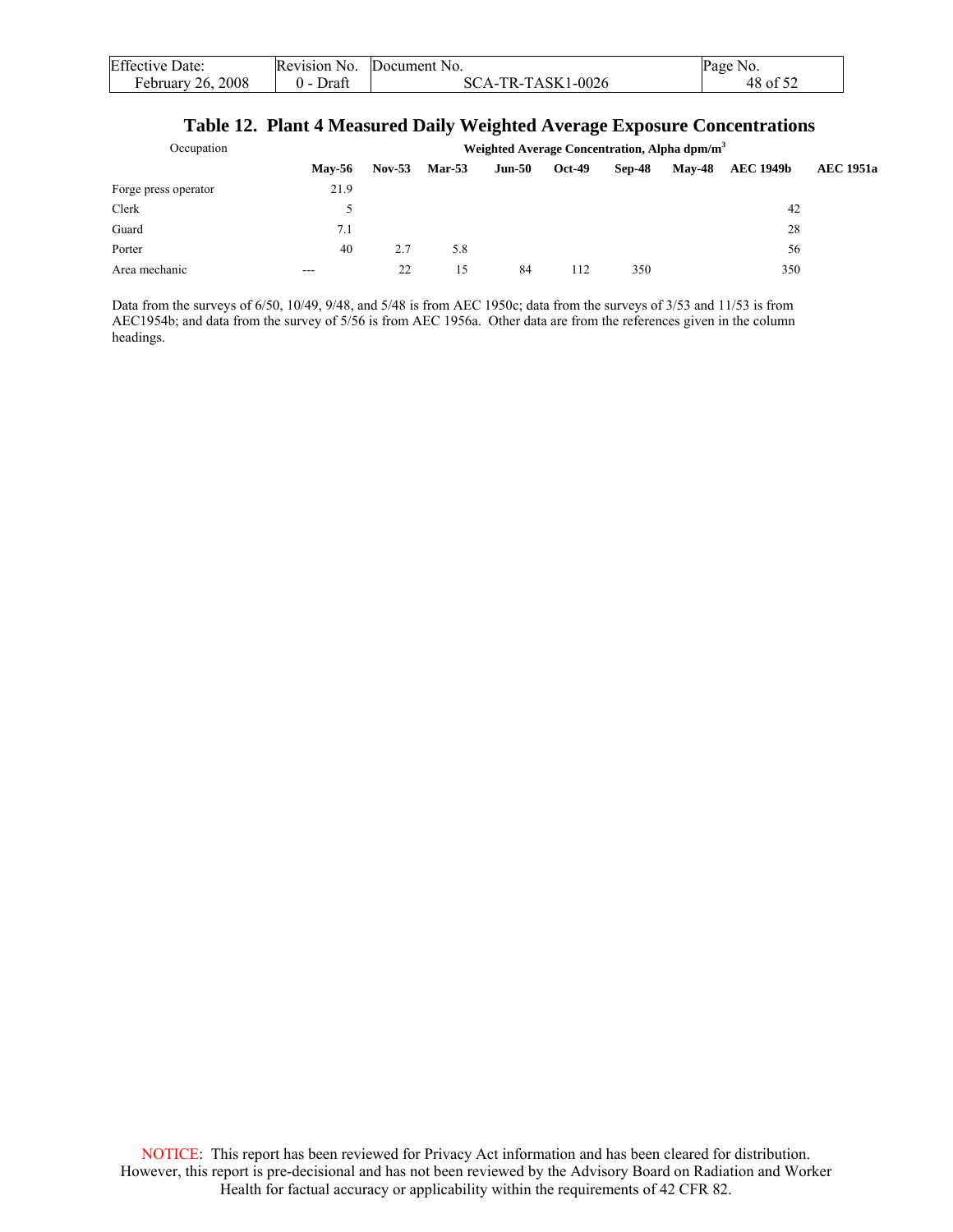## Table 12. Plant 4 Measured Daily Weighted Average Exposure Concentrations

| Occupation | Weighted Average Concentration, Alpha dpm/m$^3$ | | | | | | | | |
|---|---|---|---|---|---|---|---|---|---|
| | **May-56** | **Nov-53** | **Mar-53** | **Jun-50** | **Oct-49** | **Sep-48** | **May-48** | **AEC 1949b** | **AEC 1951a** |
| Forge press operator | 21.9 | | | | | | | | |
| Clerk | 5 | | | | | | | 42 | |
| Guard | 7.1 | | | | | | | 28 | |
| Porter | 40 | 2.7 | 5.8 | | | | | 56 | |
| Area mechanic | --- | 22 | 15 | 84 | 112 | 350 | | 350 | |

Data from the surveys of 6/50, 10/49, 9/48, and 5/48 is from AEC 1950c; data from the surveys of 3/53 and 11/53 is from AEC1954b; and data from the survey of 5/56 is from AEC 1956a. Other data are from the references given in the column headings.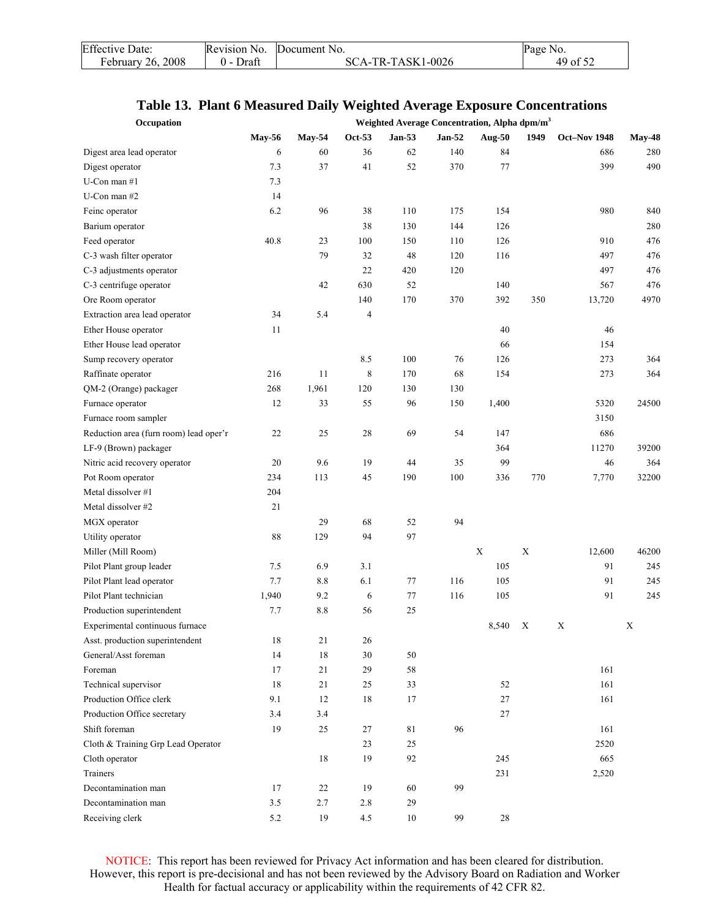## Table 13. Plant 6 Measured Daily Weighted Average Exposure Concentrations

| Occupation | Weighted Average Concentration, Alpha dpm/m$^3$ | | | | | | | | |
|---|---|---|---|---|---|---|---|---|---|
| | May-56 | May-54 | Oct-53 | Jan-53 | Jan-52 | Aug-50 | 1949 | Oct–Nov 1948 | May-48 |
| Digest area lead operator | 6 | 60 | 36 | 62 | 140 | 84 | | 686 | 280 |
| Digest operator | 7.3 | 37 | 41 | 52 | 370 | 77 | | 399 | 490 |
| U-Con man #1 | 7.3 | | | | | | | | |
| U-Con man #2 | 14 | | | | | | | | |
| Feinc operator | 6.2 | 96 | 38 | 110 | 175 | 154 | | 980 | 840 |
| Barium operator | | | 38 | 130 | 144 | 126 | | | 280 |
| Feed operator | 40.8 | 23 | 100 | 150 | 110 | 126 | | 910 | 476 |
| C-3 wash filter operator | | 79 | 32 | 48 | 120 | 116 | | 497 | 476 |
| C-3 adjustments operator | | | 22 | 420 | 120 | | | 497 | 476 |
| C-3 centrifuge operator | | 42 | 630 | 52 | | 140 | | 567 | 476 |
| Ore Room operator | | | 140 | 170 | 370 | 392 | 350 | 13,720 | 4970 |
| Extraction area lead operator | 34 | 5.4 | 4 | | | | | | |
| Ether House operator | 11 | | | | | 40 | | 46 | |
| Ether House lead operator | | | | | | 66 | | 154 | |
| Sump recovery operator | | | 8.5 | 100 | 76 | 126 | | 273 | 364 |
| Raffinate operator | 216 | 11 | 8 | 170 | 68 | 154 | | 273 | 364 |
| QM-2 (Orange) packager | 268 | 1,961 | 120 | 130 | 130 | | | | |
| Furnace operator | 12 | 33 | 55 | 96 | 150 | 1,400 | | 5320 | 24500 |
| Furnace room sampler | | | | | | | | 3150 | |
| Reduction area (furn room) lead oper'r | 22 | 25 | 28 | 69 | 54 | 147 | | 686 | |
| LF-9 (Brown) packager | | | | | | 364 | | 11270 | 39200 |
| Nitric acid recovery operator | 20 | 9.6 | 19 | 44 | 35 | 99 | | 46 | 364 |
| Pot Room operator | 234 | 113 | 45 | 190 | 100 | 336 | 770 | 7,770 | 32200 |
| Metal dissolver #1 | 204 | | | | | | | | |
| Metal dissolver #2 | 21 | | | | | | | | |
| MGX operator | | 29 | 68 | 52 | 94 | | | | |
| Utility operator | 88 | 129 | 94 | 97 | | | | | |
| Miller (Mill Room) | | | | | | X | X | 12,600 | 46200 |
| Pilot Plant group leader | 7.5 | 6.9 | 3.1 | | | 105 | | 91 | 245 |
| Pilot Plant lead operator | 7.7 | 8.8 | 6.1 | 77 | 116 | 105 | | 91 | 245 |
| Pilot Plant technician | 1,940 | 9.2 | 6 | 77 | 116 | 105 | | 91 | 245 |
| Production superintendent | 7.7 | 8.8 | 56 | 25 | | | | | |
| Experimental continuous furnace | | | | | | 8,540 | X | X | X |
| Asst. production superintendent | 18 | 21 | 26 | | | | | | |
| General/Asst foreman | 14 | 18 | 30 | 50 | | | | | |
| Foreman | 17 | 21 | 29 | 58 | | | | 161 | |
| Technical supervisor | 18 | 21 | 25 | 33 | | 52 | | 161 | |
| Production Office clerk | 9.1 | 12 | 18 | 17 | | 27 | | 161 | |
| Production Office secretary | 3.4 | 3.4 | | | | 27 | | | |
| Shift foreman | 19 | 25 | 27 | 81 | 96 | | | 161 | |
| Cloth & Training Grp Lead Operator | | | 23 | 25 | | | | 2520 | |
| Cloth operator | | 18 | 19 | 92 | | 245 | | 665 | |
| Trainers | | | | | | 231 | | 2,520 | |
| Decontamination man | 17 | 22 | 19 | 60 | 99 | | | | |
| Decontamination man | 3.5 | 2.7 | 2.8 | 29 | | | | | |
| Receiving clerk | 5.2 | 19 | 4.5 | 10 | 99 | 28 | | | |

NOTICE: This report has been reviewed for Privacy Act information and has been cleared for distribution. However, this report is pre-decisional and has not been reviewed by the Advisory Board on Radiation and Worker Health for factual accuracy or applicability within the requirements of 42 CFR 82.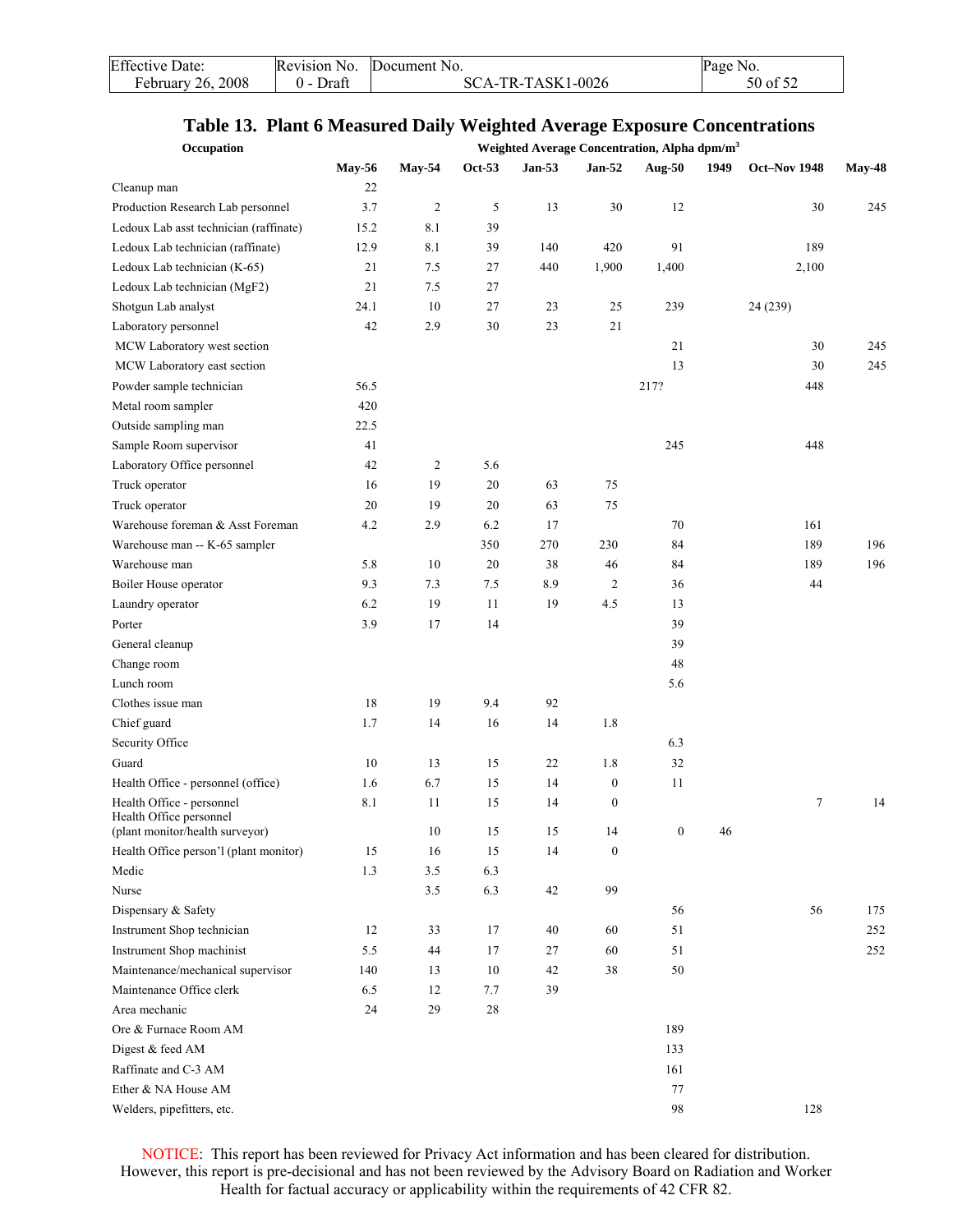# Table 13. Plant 6 Measured Daily Weighted Average Exposure Concentrations

| Occupation | Weighted Average Concentration, Alpha dpm/m$^3$ | | | | | | | | |
|---|---|---|---|---|---|---|---|---|---|
| | **May-56** | **May-54** | **Oct-53** | **Jan-53** | **Jan-52** | **Aug-50** | **1949** | **Oct–Nov 1948** | **May-48** |
| Cleanup man | 22 | | | | | | | | |
| Production Research Lab personnel | 3.7 | 2 | 5 | 13 | 30 | 12 | | 30 | 245 |
| Ledoux Lab asst technician (raffinate) | 15.2 | 8.1 | 39 | | | | | | |
| Ledoux Lab technician (raffinate) | 12.9 | 8.1 | 39 | 140 | 420 | 91 | | 189 | |
| Ledoux Lab technician (K-65) | 21 | 7.5 | 27 | 440 | 1,900 | 1,400 | | 2,100 | |
| Ledoux Lab technician (MgF2) | 21 | 7.5 | 27 | | | | | | |
| Shotgun Lab analyst | 24.1 | 10 | 27 | 23 | 25 | 239 | | 24 (239) | |
| Laboratory personnel | 42 | 2.9 | 30 | 23 | 21 | | | | |
| MCW Laboratory west section | | | | | | 21 | | 30 | 245 |
| MCW Laboratory east section | | | | | | 13 | | 30 | 245 |
| Powder sample technician | 56.5 | | | | | 217? | | 448 | |
| Metal room sampler | 420 | | | | | | | | |
| Outside sampling man | 22.5 | | | | | | | | |
| Sample Room supervisor | 41 | | | | | 245 | | 448 | |
| Laboratory Office personnel | 42 | 2 | 5.6 | | | | | | |
| Truck operator | 16 | 19 | 20 | 63 | 75 | | | | |
| Truck operator | 20 | 19 | 20 | 63 | 75 | | | | |
| Warehouse foreman & Asst Foreman | 4.2 | 2.9 | 6.2 | 17 | | 70 | | 161 | |
| Warehouse man -- K-65 sampler | | | 350 | 270 | 230 | 84 | | 189 | 196 |
| Warehouse man | 5.8 | 10 | 20 | 38 | 46 | 84 | | 189 | 196 |
| Boiler House operator | 9.3 | 7.3 | 7.5 | 8.9 | 2 | 36 | | 44 | |
| Laundry operator | 6.2 | 19 | 11 | 19 | 4.5 | 13 | | | |
| Porter | 3.9 | 17 | 14 | | | 39 | | | |
| General cleanup | | | | | | 39 | | | |
| Change room | | | | | | 48 | | | |
| Lunch room | | | | | | 5.6 | | | |
| Clothes issue man | 18 | 19 | 9.4 | 92 | | | | | |
| Chief guard | 1.7 | 14 | 16 | 14 | 1.8 | | | | |
| Security Office | | | | | | 6.3 | | | |
| Guard | 10 | 13 | 15 | 22 | 1.8 | 32 | | | |
| Health Office - personnel (office) | 1.6 | 6.7 | 15 | 14 | 0 | 11 | | | |
| Health Office - personnel | 8.1 | 11 | 15 | 14 | 0 | | | 7 | 14 |
| Health Office personnel (plant monitor/health surveyor) | | 10 | 15 | 15 | 14 | 0 | 46 | | |
| Health Office person'l (plant monitor) | 15 | 16 | 15 | 14 | 0 | | | | |
| Medic | 1.3 | 3.5 | 6.3 | | | | | | |
| Nurse | | 3.5 | 6.3 | 42 | 99 | | | | |
| Dispensary & Safety | | | | | | 56 | | 56 | 175 |
| Instrument Shop technician | 12 | 33 | 17 | 40 | 60 | 51 | | | 252 |
| Instrument Shop machinist | 5.5 | 44 | 17 | 27 | 60 | 51 | | | 252 |
| Maintenance/mechanical supervisor | 140 | 13 | 10 | 42 | 38 | 50 | | | |
| Maintenance Office clerk | 6.5 | 12 | 7.7 | 39 | | | | | |
| Area mechanic | 24 | 29 | 28 | | | | | | |
| Ore & Furnace Room AM | | | | | | 189 | | | |
| Digest & feed AM | | | | | | 133 | | | |
| Raffinate and C-3 AM | | | | | | 161 | | | |
| Ether & NA House AM | | | | | | 77 | | | |
| Welders, pipefitters, etc. | | | | | | 98 | | 128 | |

NOTICE: This report has been reviewed for Privacy Act information and has been cleared for distribution. However, this report is pre-decisional and has not been reviewed by the Advisory Board on Radiation and Worker Health for factual accuracy or applicability within the requirements of 42 CFR 82.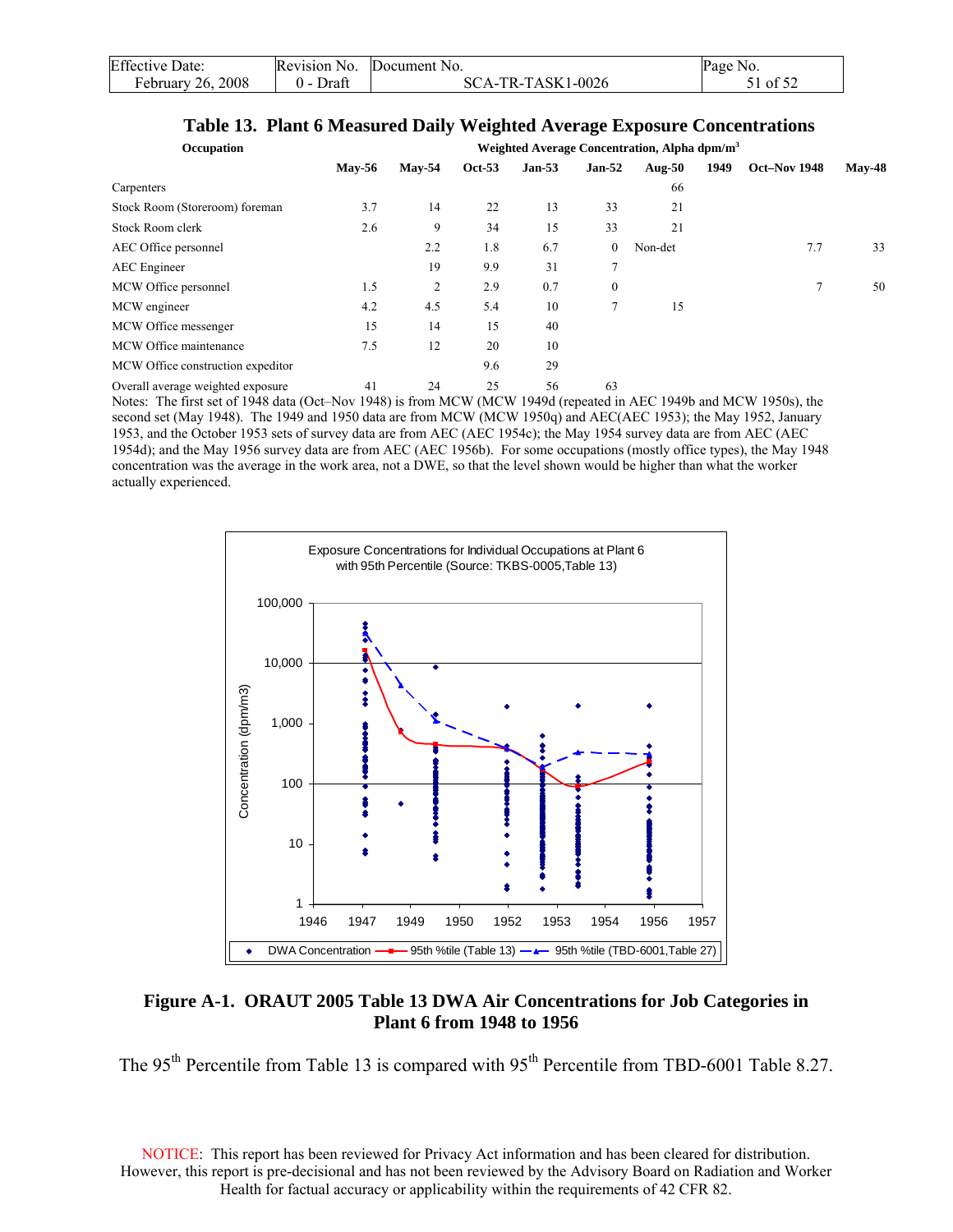## Table 13. Plant 6 Measured Daily Weighted Average Exposure Concentrations

| Occupation | Weighted Average Concentration, Alpha dpm/m$^3$ | | | | | | | | |
|---|---|---|---|---|---|---|---|---|---|
| | May-56 | May-54 | Oct-53 | Jan-53 | Jan-52 | Aug-50 | 1949 | Oct–Nov 1948 | May-48 |
| Carpenters | | | | | | 66 | | | |
| Stock Room (Storeroom) foreman | 3.7 | 14 | 22 | 13 | 33 | 21 | | | |
| Stock Room clerk | 2.6 | 9 | 34 | 15 | 33 | 21 | | | |
| AEC Office personnel | | 2.2 | 1.8 | 6.7 | 0 | Non-det | | 7.7 | 33 |
| AEC Engineer | | 19 | 9.9 | 31 | 7 | | | | |
| MCW Office personnel | 1.5 | 2 | 2.9 | 0.7 | 0 | | | 7 | 50 |
| MCW engineer | 4.2 | 4.5 | 5.4 | 10 | 7 | 15 | | | |
| MCW Office messenger | 15 | 14 | 15 | 40 | | | | | |
| MCW Office maintenance | 7.5 | 12 | 20 | 10 | | | | | |
| MCW Office construction expeditor | | | 9.6 | 29 | | | | | |
| Overall average weighted exposure | 41 | 24 | 25 | 56 | 63 | | | | |

Notes: The first set of 1948 data (Oct–Nov 1948) is from MCW (MCW 1949d (repeated in AEC 1949b and MCW 1950s), the second set (May 1948). The 1949 and 1950 data are from MCW (MCW 1950q) and AEC(AEC 1953); the May 1952, January 1953, and the October 1953 sets of survey data are from AEC (AEC 1954c); the May 1954 survey data are from AEC (AEC 1954d); and the May 1956 survey data are from AEC (AEC 1956b). For some occupations (mostly office types), the May 1948 concentration was the average in the work area, not a DWE, so that the level shown would be higher than what the worker actually experienced.

**Figure A-1. ORAUT 2005 Table 13 DWA Air Concentrations for Job Categories in Plant 6 from 1948 to 1956**

The 95$^{th}$ Percentile from Table 13 is compared with 95$^{th}$ Percentile from TBD-6001 Table 8.27.

NOTICE: This report has been reviewed for Privacy Act information and has been cleared for distribution. However, this report is pre-decisional and has not been reviewed by the Advisory Board on Radiation and Worker Health for factual accuracy or applicability within the requirements of 42 CFR 82.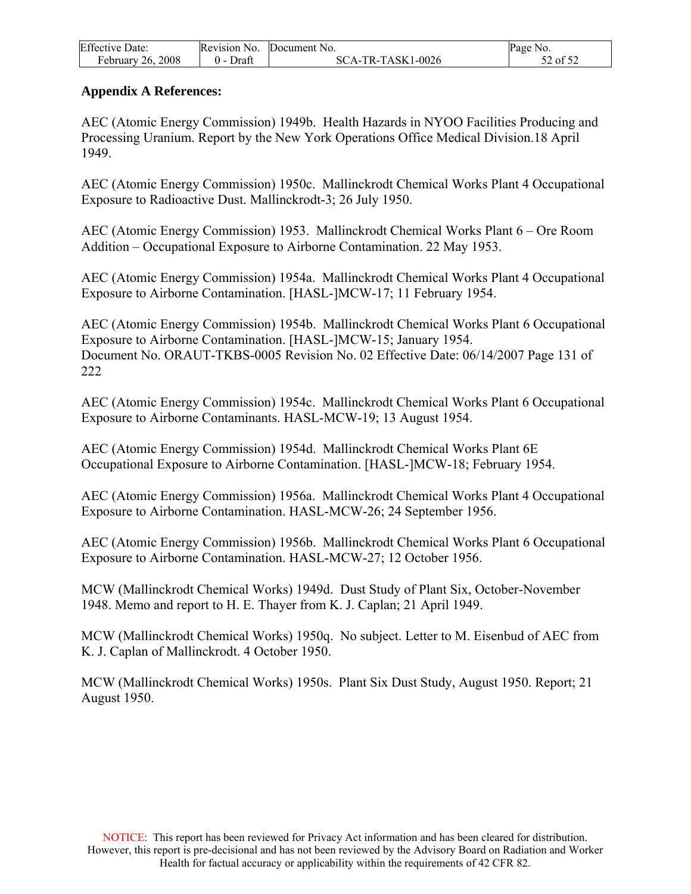**Appendix A References:**

AEC (Atomic Energy Commission) 1949b. Health Hazards in NYOO Facilities Producing and Processing Uranium. Report by the New York Operations Office Medical Division.18 April 1949.

AEC (Atomic Energy Commission) 1950c. Mallinckrodt Chemical Works Plant 4 Occupational Exposure to Radioactive Dust. Mallinckrodt-3; 26 July 1950.

AEC (Atomic Energy Commission) 1953. Mallinckrodt Chemical Works Plant 6 – Ore Room Addition – Occupational Exposure to Airborne Contamination. 22 May 1953.

AEC (Atomic Energy Commission) 1954a. Mallinckrodt Chemical Works Plant 4 Occupational Exposure to Airborne Contamination. [HASL-]MCW-17; 11 February 1954.

AEC (Atomic Energy Commission) 1954b. Mallinckrodt Chemical Works Plant 6 Occupational Exposure to Airborne Contamination. [HASL-]MCW-15; January 1954.
Document No. ORAUT-TKBS-0005 Revision No. 02 Effective Date: 06/14/2007 Page 131 of 222

AEC (Atomic Energy Commission) 1954c. Mallinckrodt Chemical Works Plant 6 Occupational Exposure to Airborne Contaminants. HASL-MCW-19; 13 August 1954.

AEC (Atomic Energy Commission) 1954d. Mallinckrodt Chemical Works Plant 6E Occupational Exposure to Airborne Contamination. [HASL-]MCW-18; February 1954.

AEC (Atomic Energy Commission) 1956a. Mallinckrodt Chemical Works Plant 4 Occupational Exposure to Airborne Contamination. HASL-MCW-26; 24 September 1956.

AEC (Atomic Energy Commission) 1956b. Mallinckrodt Chemical Works Plant 6 Occupational Exposure to Airborne Contamination. HASL-MCW-27; 12 October 1956.

MCW (Mallinckrodt Chemical Works) 1949d. Dust Study of Plant Six, October-November 1948. Memo and report to H. E. Thayer from K. J. Caplan; 21 April 1949.

MCW (Mallinckrodt Chemical Works) 1950q. No subject. Letter to M. Eisenbud of AEC from K. J. Caplan of Mallinckrodt. 4 October 1950.

MCW (Mallinckrodt Chemical Works) 1950s. Plant Six Dust Study, August 1950. Report; 21 August 1950.

NOTICE: This report has been reviewed for Privacy Act information and has been cleared for distribution. However, this report is pre-decisional and has not been reviewed by the Advisory Board on Radiation and Worker Health for factual accuracy or applicability within the requirements of 42 CFR 82.